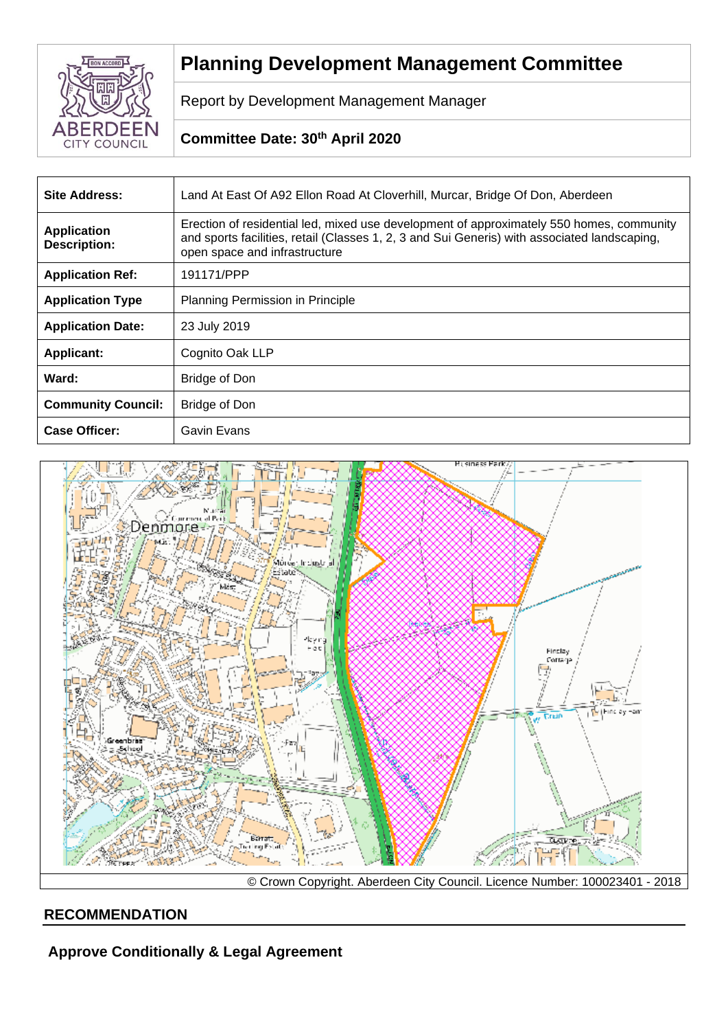# Planning Development Management Committee

Report by Development Management Manager

**Committee Date: 30th April 2020**

| **Site Address:** | Land At East Of A92 Ellon Road At Cloverhill, Murcar, Bridge Of Don, Aberdeen |
|---|---|
| **Application Description:** | Erection of residential led, mixed use development of approximately 550 homes, community and sports facilities, retail (Classes 1, 2, 3 and Sui Generis) with associated landscaping, open space and infrastructure |
| **Application Ref:** | 191171/PPP |
| **Application Type** | Planning Permission in Principle |
| **Application Date:** | 23 July 2019 |
| **Applicant:** | Cognito Oak LLP |
| **Ward:** | Bridge of Don |
| **Community Council:** | Bridge of Don |
| **Case Officer:** | Gavin Evans |

© Crown Copyright. Aberdeen City Council. Licence Number: 100023401 - 2018

## RECOMMENDATION

**Approve Conditionally & Legal Agreement**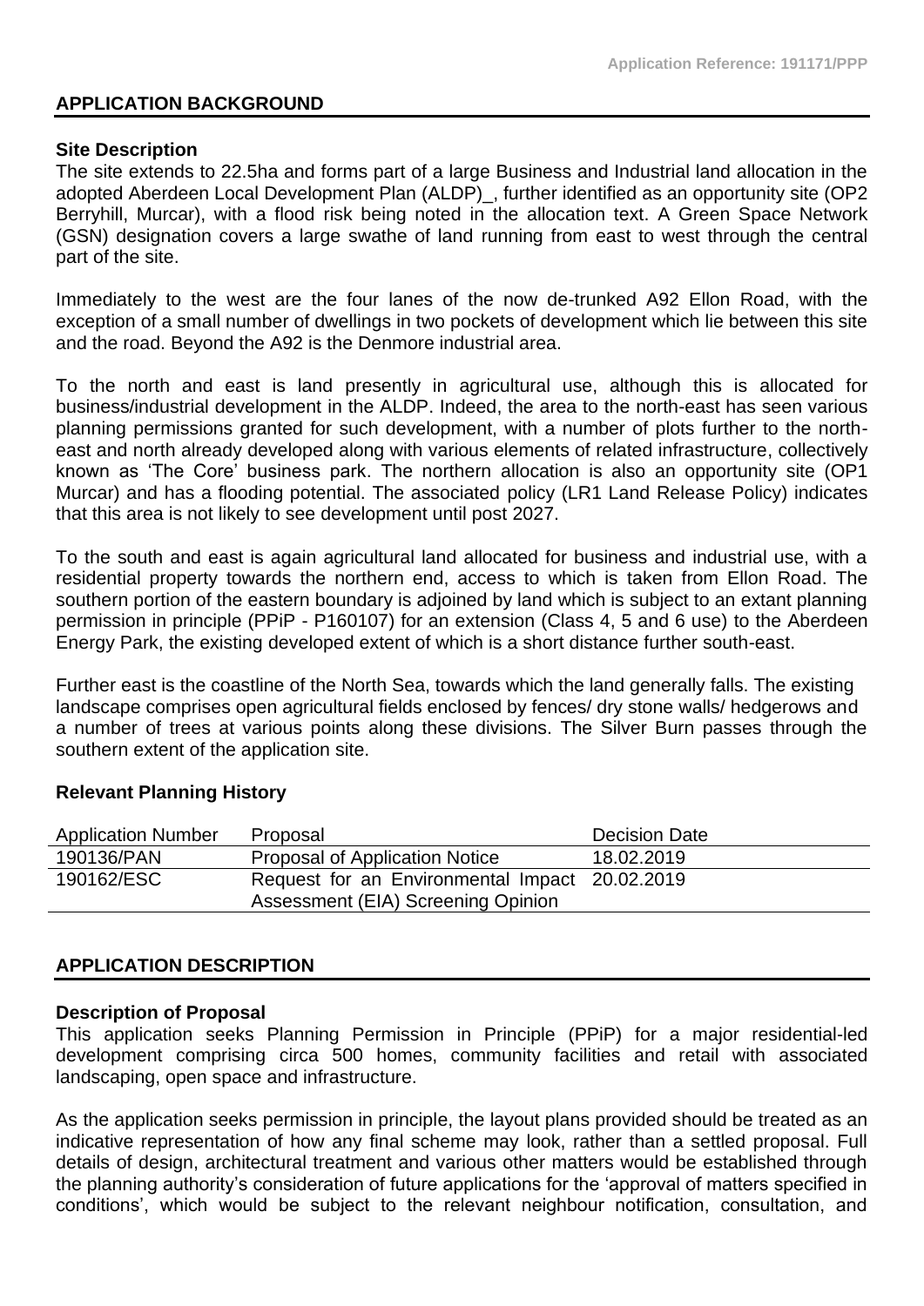## APPLICATION BACKGROUND

### Site Description

The site extends to 22.5ha and forms part of a large Business and Industrial land allocation in the adopted Aberdeen Local Development Plan (ALDP)_, further identified as an opportunity site (OP2 Berryhill, Murcar), with a flood risk being noted in the allocation text. A Green Space Network (GSN) designation covers a large swathe of land running from east to west through the central part of the site.

Immediately to the west are the four lanes of the now de-trunked A92 Ellon Road, with the exception of a small number of dwellings in two pockets of development which lie between this site and the road. Beyond the A92 is the Denmore industrial area.

To the north and east is land presently in agricultural use, although this is allocated for business/industrial development in the ALDP. Indeed, the area to the north-east has seen various planning permissions granted for such development, with a number of plots further to the north-east and north already developed along with various elements of related infrastructure, collectively known as 'The Core' business park. The northern allocation is also an opportunity site (OP1 Murcar) and has a flooding potential. The associated policy (LR1 Land Release Policy) indicates that this area is not likely to see development until post 2027.

To the south and east is again agricultural land allocated for business and industrial use, with a residential property towards the northern end, access to which is taken from Ellon Road. The southern portion of the eastern boundary is adjoined by land which is subject to an extant planning permission in principle (PPiP - P160107) for an extension (Class 4, 5 and 6 use) to the Aberdeen Energy Park, the existing developed extent of which is a short distance further south-east.

Further east is the coastline of the North Sea, towards which the land generally falls. The existing landscape comprises open agricultural fields enclosed by fences/ dry stone walls/ hedgerows and a number of trees at various points along these divisions. The Silver Burn passes through the southern extent of the application site.

### Relevant Planning History

| Application Number | Proposal | Decision Date |
| --- | --- | --- |
| 190136/PAN | Proposal of Application Notice | 18.02.2019 |
| 190162/ESC | Request for an Environmental Impact Assessment (EIA) Screening Opinion | 20.02.2019 |

## APPLICATION DESCRIPTION

### Description of Proposal

This application seeks Planning Permission in Principle (PPiP) for a major residential-led development comprising circa 500 homes, community facilities and retail with associated landscaping, open space and infrastructure.

As the application seeks permission in principle, the layout plans provided should be treated as an indicative representation of how any final scheme may look, rather than a settled proposal. Full details of design, architectural treatment and various other matters would be established through the planning authority's consideration of future applications for the 'approval of matters specified in conditions', which would be subject to the relevant neighbour notification, consultation, and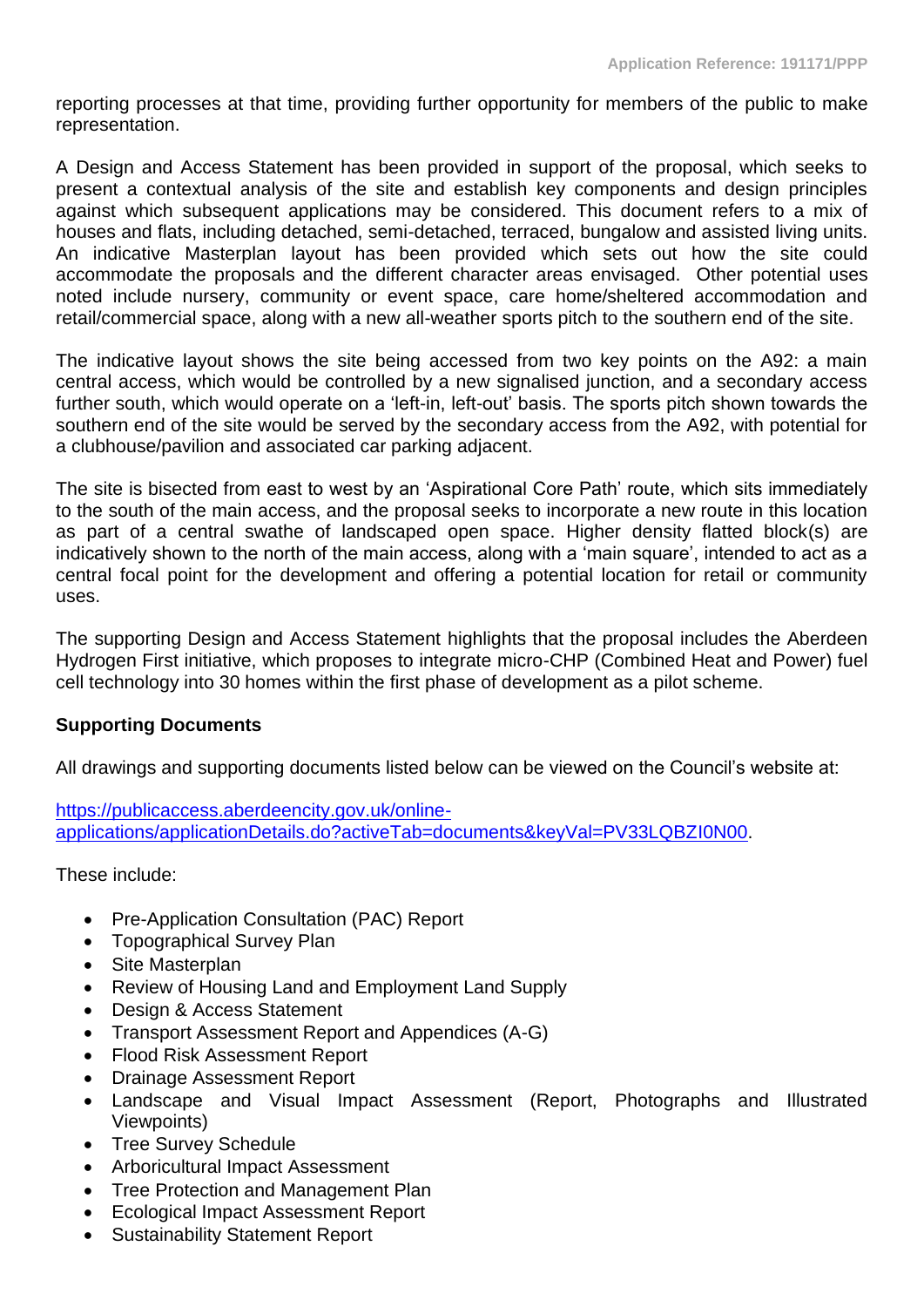reporting processes at that time, providing further opportunity for members of the public to make representation.

A Design and Access Statement has been provided in support of the proposal, which seeks to present a contextual analysis of the site and establish key components and design principles against which subsequent applications may be considered. This document refers to a mix of houses and flats, including detached, semi-detached, terraced, bungalow and assisted living units. An indicative Masterplan layout has been provided which sets out how the site could accommodate the proposals and the different character areas envisaged. Other potential uses noted include nursery, community or event space, care home/sheltered accommodation and retail/commercial space, along with a new all-weather sports pitch to the southern end of the site.

The indicative layout shows the site being accessed from two key points on the A92: a main central access, which would be controlled by a new signalised junction, and a secondary access further south, which would operate on a 'left-in, left-out' basis. The sports pitch shown towards the southern end of the site would be served by the secondary access from the A92, with potential for a clubhouse/pavilion and associated car parking adjacent.

The site is bisected from east to west by an 'Aspirational Core Path' route, which sits immediately to the south of the main access, and the proposal seeks to incorporate a new route in this location as part of a central swathe of landscaped open space. Higher density flatted block(s) are indicatively shown to the north of the main access, along with a 'main square', intended to act as a central focal point for the development and offering a potential location for retail or community uses.

The supporting Design and Access Statement highlights that the proposal includes the Aberdeen Hydrogen First initiative, which proposes to integrate micro-CHP (Combined Heat and Power) fuel cell technology into 30 homes within the first phase of development as a pilot scheme.

**Supporting Documents**

All drawings and supporting documents listed below can be viewed on the Council's website at:

[https://publicaccess.aberdeencity.gov.uk/online-applications/applicationDetails.do?activeTab=documents&keyVal=PV33LQBZI0N00](https://publicaccess.aberdeencity.gov.uk/online-applications/applicationDetails.do?activeTab=documents&keyVal=PV33LQBZI0N00).

These include:

- Pre-Application Consultation (PAC) Report
- Topographical Survey Plan
- Site Masterplan
- Review of Housing Land and Employment Land Supply
- Design & Access Statement
- Transport Assessment Report and Appendices (A-G)
- Flood Risk Assessment Report
- Drainage Assessment Report
- Landscape and Visual Impact Assessment (Report, Photographs and Illustrated Viewpoints)
- Tree Survey Schedule
- Arboricultural Impact Assessment
- Tree Protection and Management Plan
- Ecological Impact Assessment Report
- Sustainability Statement Report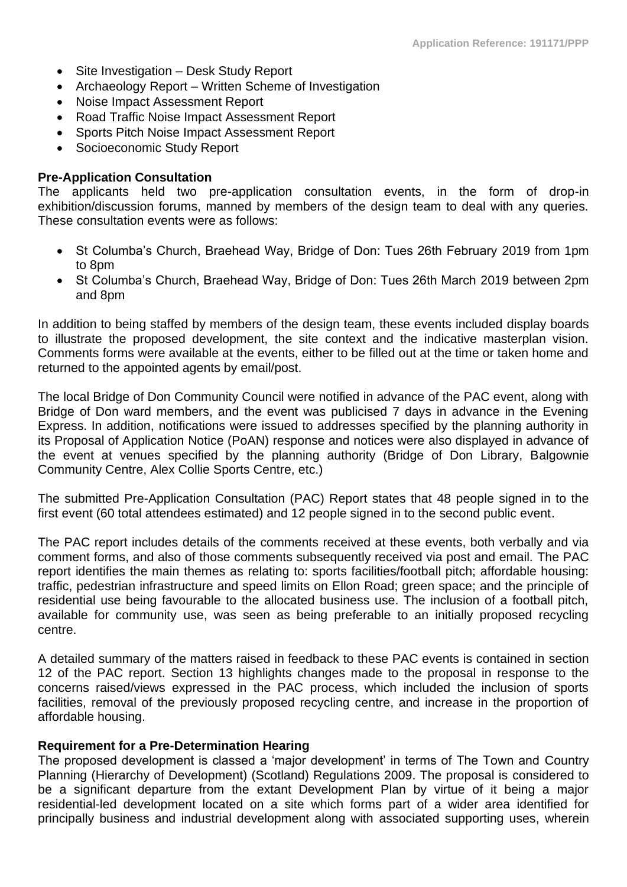- Site Investigation – Desk Study Report
- Archaeology Report – Written Scheme of Investigation
- Noise Impact Assessment Report
- Road Traffic Noise Impact Assessment Report
- Sports Pitch Noise Impact Assessment Report
- Socioeconomic Study Report

**Pre-Application Consultation**

The applicants held two pre-application consultation events, in the form of drop-in exhibition/discussion forums, manned by members of the design team to deal with any queries. These consultation events were as follows:

- St Columba's Church, Braehead Way, Bridge of Don: Tues 26th February 2019 from 1pm to 8pm
- St Columba's Church, Braehead Way, Bridge of Don: Tues 26th March 2019 between 2pm and 8pm

In addition to being staffed by members of the design team, these events included display boards to illustrate the proposed development, the site context and the indicative masterplan vision. Comments forms were available at the events, either to be filled out at the time or taken home and returned to the appointed agents by email/post.

The local Bridge of Don Community Council were notified in advance of the PAC event, along with Bridge of Don ward members, and the event was publicised 7 days in advance in the Evening Express. In addition, notifications were issued to addresses specified by the planning authority in its Proposal of Application Notice (PoAN) response and notices were also displayed in advance of the event at venues specified by the planning authority (Bridge of Don Library, Balgownie Community Centre, Alex Collie Sports Centre, etc.)

The submitted Pre-Application Consultation (PAC) Report states that 48 people signed in to the first event (60 total attendees estimated) and 12 people signed in to the second public event.

The PAC report includes details of the comments received at these events, both verbally and via comment forms, and also of those comments subsequently received via post and email. The PAC report identifies the main themes as relating to: sports facilities/football pitch; affordable housing: traffic, pedestrian infrastructure and speed limits on Ellon Road; green space; and the principle of residential use being favourable to the allocated business use. The inclusion of a football pitch, available for community use, was seen as being preferable to an initially proposed recycling centre.

A detailed summary of the matters raised in feedback to these PAC events is contained in section 12 of the PAC report. Section 13 highlights changes made to the proposal in response to the concerns raised/views expressed in the PAC process, which included the inclusion of sports facilities, removal of the previously proposed recycling centre, and increase in the proportion of affordable housing.

**Requirement for a Pre-Determination Hearing**

The proposed development is classed a 'major development' in terms of The Town and Country Planning (Hierarchy of Development) (Scotland) Regulations 2009. The proposal is considered to be a significant departure from the extant Development Plan by virtue of it being a major residential-led development located on a site which forms part of a wider area identified for principally business and industrial development along with associated supporting uses, wherein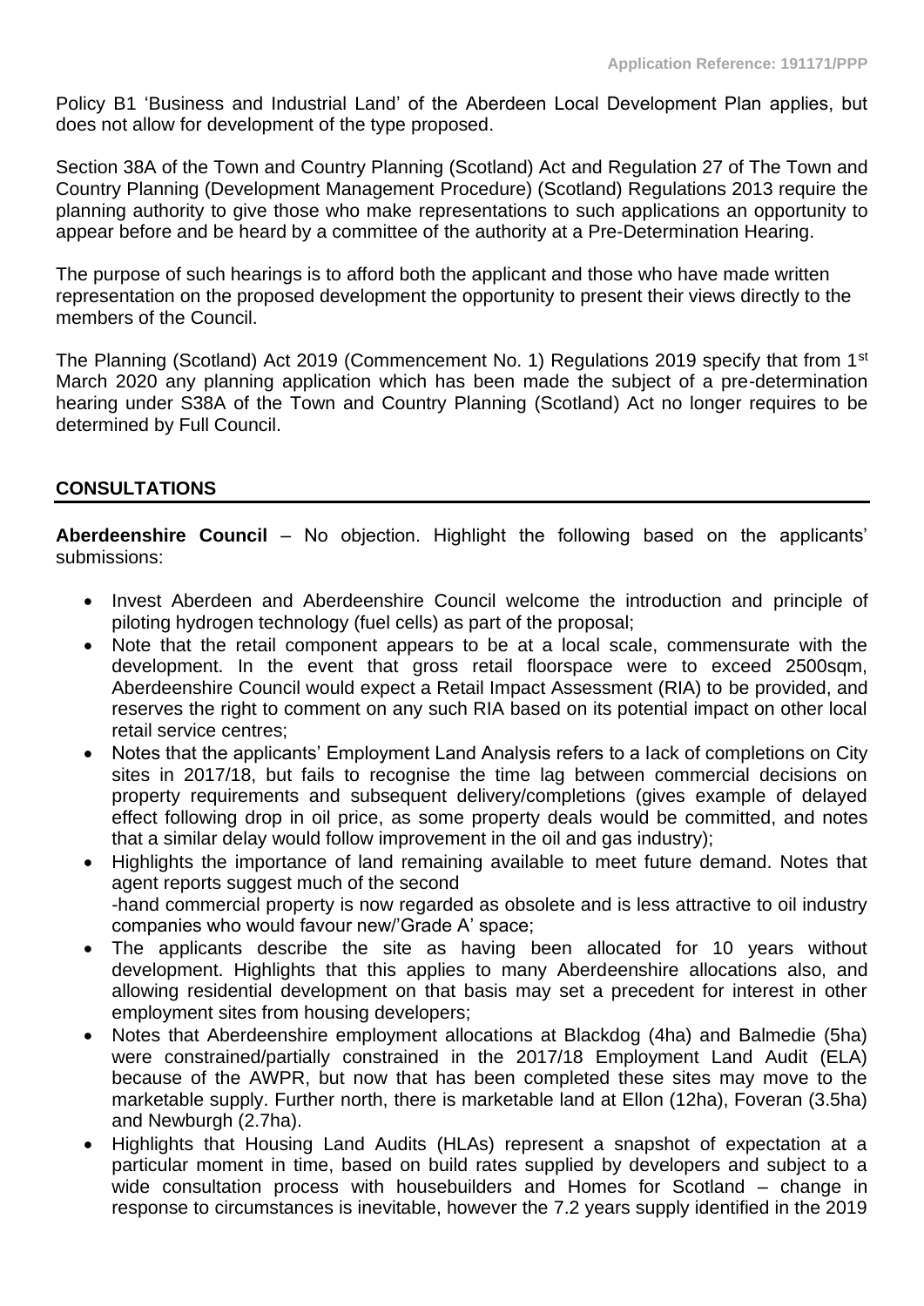Policy B1 'Business and Industrial Land' of the Aberdeen Local Development Plan applies, but does not allow for development of the type proposed.

Section 38A of the Town and Country Planning (Scotland) Act and Regulation 27 of The Town and Country Planning (Development Management Procedure) (Scotland) Regulations 2013 require the planning authority to give those who make representations to such applications an opportunity to appear before and be heard by a committee of the authority at a Pre-Determination Hearing.

The purpose of such hearings is to afford both the applicant and those who have made written representation on the proposed development the opportunity to present their views directly to the members of the Council.

The Planning (Scotland) Act 2019 (Commencement No. 1) Regulations 2019 specify that from 1st March 2020 any planning application which has been made the subject of a pre-determination hearing under S38A of the Town and Country Planning (Scotland) Act no longer requires to be determined by Full Council.

## CONSULTATIONS

**Aberdeenshire Council** – No objection. Highlight the following based on the applicants' submissions:

- Invest Aberdeen and Aberdeenshire Council welcome the introduction and principle of piloting hydrogen technology (fuel cells) as part of the proposal;
- Note that the retail component appears to be at a local scale, commensurate with the development. In the event that gross retail floorspace were to exceed 2500sqm, Aberdeenshire Council would expect a Retail Impact Assessment (RIA) to be provided, and reserves the right to comment on any such RIA based on its potential impact on other local retail service centres;
- Notes that the applicants' Employment Land Analysis refers to a lack of completions on City sites in 2017/18, but fails to recognise the time lag between commercial decisions on property requirements and subsequent delivery/completions (gives example of delayed effect following drop in oil price, as some property deals would be committed, and notes that a similar delay would follow improvement in the oil and gas industry);
- Highlights the importance of land remaining available to meet future demand. Notes that agent reports suggest much of the second -hand commercial property is now regarded as obsolete and is less attractive to oil industry companies who would favour new/'Grade A' space;
- The applicants describe the site as having been allocated for 10 years without development. Highlights that this applies to many Aberdeenshire allocations also, and allowing residential development on that basis may set a precedent for interest in other employment sites from housing developers;
- Notes that Aberdeenshire employment allocations at Blackdog (4ha) and Balmedie (5ha) were constrained/partially constrained in the 2017/18 Employment Land Audit (ELA) because of the AWPR, but now that has been completed these sites may move to the marketable supply. Further north, there is marketable land at Ellon (12ha), Foveran (3.5ha) and Newburgh (2.7ha).
- Highlights that Housing Land Audits (HLAs) represent a snapshot of expectation at a particular moment in time, based on build rates supplied by developers and subject to a wide consultation process with housebuilders and Homes for Scotland – change in response to circumstances is inevitable, however the 7.2 years supply identified in the 2019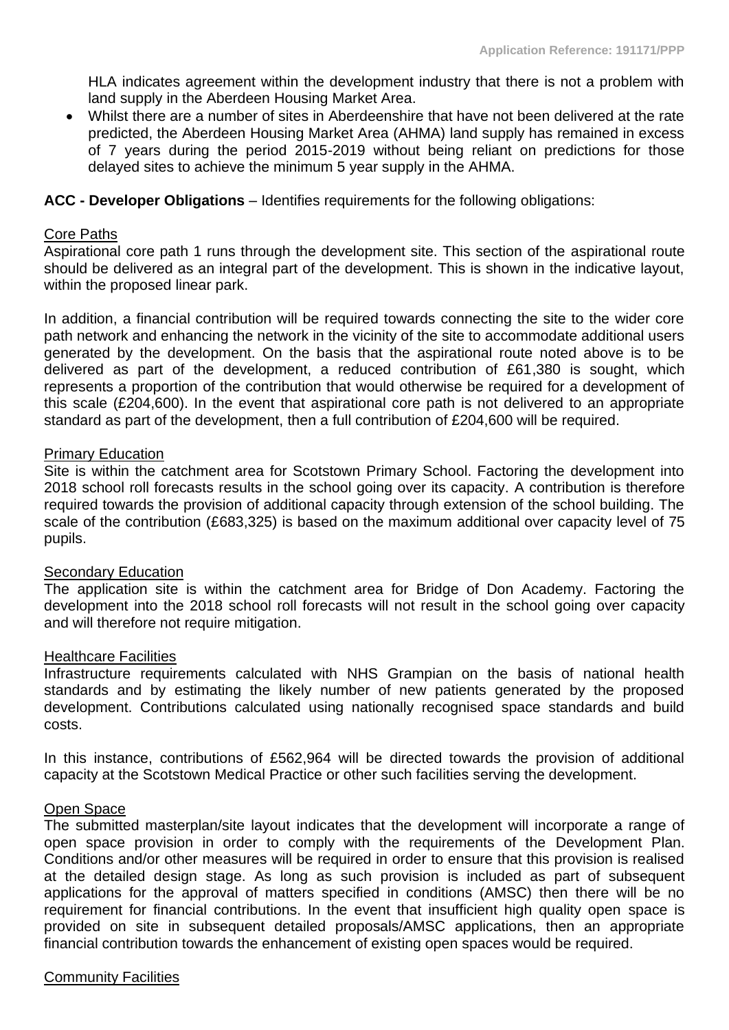HLA indicates agreement within the development industry that there is not a problem with land supply in the Aberdeen Housing Market Area.

- Whilst there are a number of sites in Aberdeenshire that have not been delivered at the rate predicted, the Aberdeen Housing Market Area (AHMA) land supply has remained in excess of 7 years during the period 2015-2019 without being reliant on predictions for those delayed sites to achieve the minimum 5 year supply in the AHMA.

**ACC - Developer Obligations** – Identifies requirements for the following obligations:

Core Paths

Aspirational core path 1 runs through the development site. This section of the aspirational route should be delivered as an integral part of the development. This is shown in the indicative layout, within the proposed linear park.

In addition, a financial contribution will be required towards connecting the site to the wider core path network and enhancing the network in the vicinity of the site to accommodate additional users generated by the development. On the basis that the aspirational route noted above is to be delivered as part of the development, a reduced contribution of £61,380 is sought, which represents a proportion of the contribution that would otherwise be required for a development of this scale (£204,600). In the event that aspirational core path is not delivered to an appropriate standard as part of the development, then a full contribution of £204,600 will be required.

Primary Education

Site is within the catchment area for Scotstown Primary School. Factoring the development into 2018 school roll forecasts results in the school going over its capacity. A contribution is therefore required towards the provision of additional capacity through extension of the school building. The scale of the contribution (£683,325) is based on the maximum additional over capacity level of 75 pupils.

Secondary Education

The application site is within the catchment area for Bridge of Don Academy. Factoring the development into the 2018 school roll forecasts will not result in the school going over capacity and will therefore not require mitigation.

Healthcare Facilities

Infrastructure requirements calculated with NHS Grampian on the basis of national health standards and by estimating the likely number of new patients generated by the proposed development. Contributions calculated using nationally recognised space standards and build costs.

In this instance, contributions of £562,964 will be directed towards the provision of additional capacity at the Scotstown Medical Practice or other such facilities serving the development.

Open Space

The submitted masterplan/site layout indicates that the development will incorporate a range of open space provision in order to comply with the requirements of the Development Plan. Conditions and/or other measures will be required in order to ensure that this provision is realised at the detailed design stage. As long as such provision is included as part of subsequent applications for the approval of matters specified in conditions (AMSC) then there will be no requirement for financial contributions. In the event that insufficient high quality open space is provided on site in subsequent detailed proposals/AMSC applications, then an appropriate financial contribution towards the enhancement of existing open spaces would be required.

Community Facilities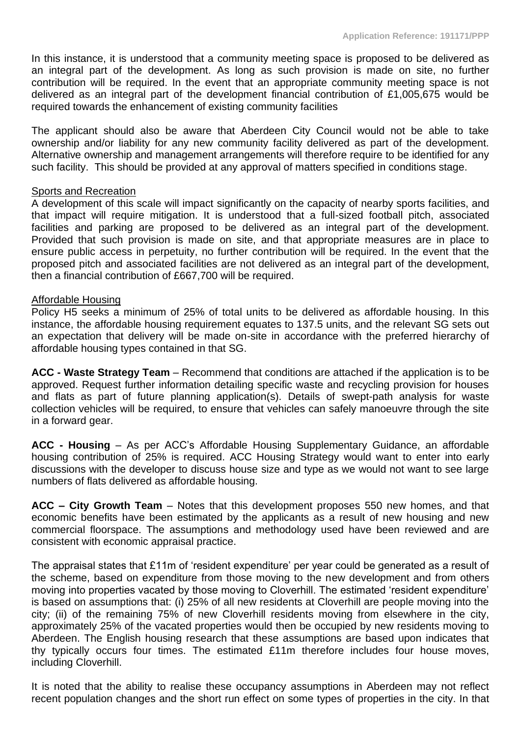In this instance, it is understood that a community meeting space is proposed to be delivered as an integral part of the development. As long as such provision is made on site, no further contribution will be required. In the event that an appropriate community meeting space is not delivered as an integral part of the development financial contribution of £1,005,675 would be required towards the enhancement of existing community facilities

The applicant should also be aware that Aberdeen City Council would not be able to take ownership and/or liability for any new community facility delivered as part of the development. Alternative ownership and management arrangements will therefore require to be identified for any such facility. This should be provided at any approval of matters specified in conditions stage.

Sports and Recreation

A development of this scale will impact significantly on the capacity of nearby sports facilities, and that impact will require mitigation. It is understood that a full-sized football pitch, associated facilities and parking are proposed to be delivered as an integral part of the development. Provided that such provision is made on site, and that appropriate measures are in place to ensure public access in perpetuity, no further contribution will be required. In the event that the proposed pitch and associated facilities are not delivered as an integral part of the development, then a financial contribution of £667,700 will be required.

Affordable Housing

Policy H5 seeks a minimum of 25% of total units to be delivered as affordable housing. In this instance, the affordable housing requirement equates to 137.5 units, and the relevant SG sets out an expectation that delivery will be made on-site in accordance with the preferred hierarchy of affordable housing types contained in that SG.

**ACC - Waste Strategy Team** – Recommend that conditions are attached if the application is to be approved. Request further information detailing specific waste and recycling provision for houses and flats as part of future planning application(s). Details of swept-path analysis for waste collection vehicles will be required, to ensure that vehicles can safely manoeuvre through the site in a forward gear.

**ACC - Housing** – As per ACC's Affordable Housing Supplementary Guidance, an affordable housing contribution of 25% is required. ACC Housing Strategy would want to enter into early discussions with the developer to discuss house size and type as we would not want to see large numbers of flats delivered as affordable housing.

**ACC – City Growth Team** – Notes that this development proposes 550 new homes, and that economic benefits have been estimated by the applicants as a result of new housing and new commercial floorspace. The assumptions and methodology used have been reviewed and are consistent with economic appraisal practice.

The appraisal states that £11m of 'resident expenditure' per year could be generated as a result of the scheme, based on expenditure from those moving to the new development and from others moving into properties vacated by those moving to Cloverhill. The estimated 'resident expenditure' is based on assumptions that: (i) 25% of all new residents at Cloverhill are people moving into the city; (ii) of the remaining 75% of new Cloverhill residents moving from elsewhere in the city, approximately 25% of the vacated properties would then be occupied by new residents moving to Aberdeen. The English housing research that these assumptions are based upon indicates that thy typically occurs four times. The estimated £11m therefore includes four house moves, including Cloverhill.

It is noted that the ability to realise these occupancy assumptions in Aberdeen may not reflect recent population changes and the short run effect on some types of properties in the city. In that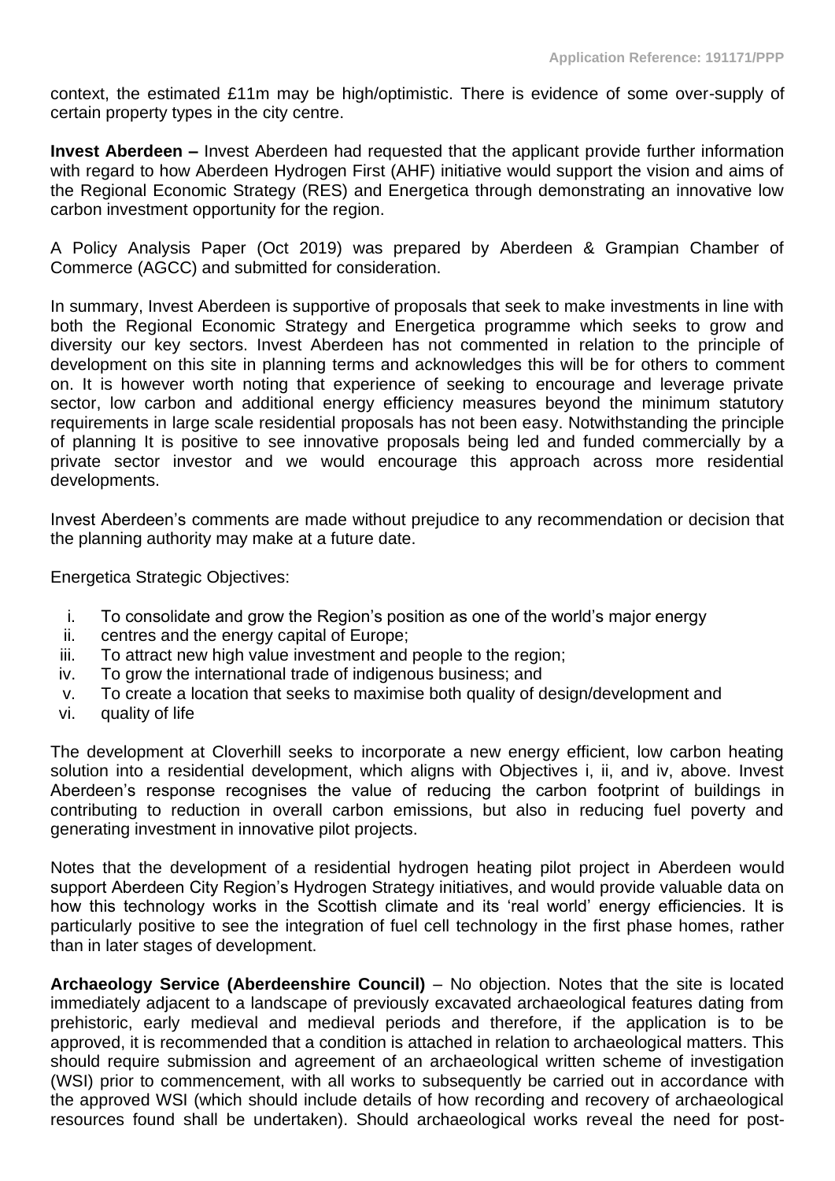context, the estimated £11m may be high/optimistic. There is evidence of some over-supply of certain property types in the city centre.

**Invest Aberdeen –** Invest Aberdeen had requested that the applicant provide further information with regard to how Aberdeen Hydrogen First (AHF) initiative would support the vision and aims of the Regional Economic Strategy (RES) and Energetica through demonstrating an innovative low carbon investment opportunity for the region.

A Policy Analysis Paper (Oct 2019) was prepared by Aberdeen & Grampian Chamber of Commerce (AGCC) and submitted for consideration.

In summary, Invest Aberdeen is supportive of proposals that seek to make investments in line with both the Regional Economic Strategy and Energetica programme which seeks to grow and diversity our key sectors. Invest Aberdeen has not commented in relation to the principle of development on this site in planning terms and acknowledges this will be for others to comment on. It is however worth noting that experience of seeking to encourage and leverage private sector, low carbon and additional energy efficiency measures beyond the minimum statutory requirements in large scale residential proposals has not been easy. Notwithstanding the principle of planning It is positive to see innovative proposals being led and funded commercially by a private sector investor and we would encourage this approach across more residential developments.

Invest Aberdeen's comments are made without prejudice to any recommendation or decision that the planning authority may make at a future date.

Energetica Strategic Objectives:

i. To consolidate and grow the Region's position as one of the world's major energy
ii. centres and the energy capital of Europe;
iii. To attract new high value investment and people to the region;
iv. To grow the international trade of indigenous business; and
v. To create a location that seeks to maximise both quality of design/development and
vi. quality of life

The development at Cloverhill seeks to incorporate a new energy efficient, low carbon heating solution into a residential development, which aligns with Objectives i, ii, and iv, above. Invest Aberdeen's response recognises the value of reducing the carbon footprint of buildings in contributing to reduction in overall carbon emissions, but also in reducing fuel poverty and generating investment in innovative pilot projects.

Notes that the development of a residential hydrogen heating pilot project in Aberdeen would support Aberdeen City Region's Hydrogen Strategy initiatives, and would provide valuable data on how this technology works in the Scottish climate and its 'real world' energy efficiencies. It is particularly positive to see the integration of fuel cell technology in the first phase homes, rather than in later stages of development.

**Archaeology Service (Aberdeenshire Council)** – No objection. Notes that the site is located immediately adjacent to a landscape of previously excavated archaeological features dating from prehistoric, early medieval and medieval periods and therefore, if the application is to be approved, it is recommended that a condition is attached in relation to archaeological matters. This should require submission and agreement of an archaeological written scheme of investigation (WSI) prior to commencement, with all works to subsequently be carried out in accordance with the approved WSI (which should include details of how recording and recovery of archaeological resources found shall be undertaken). Should archaeological works reveal the need for post-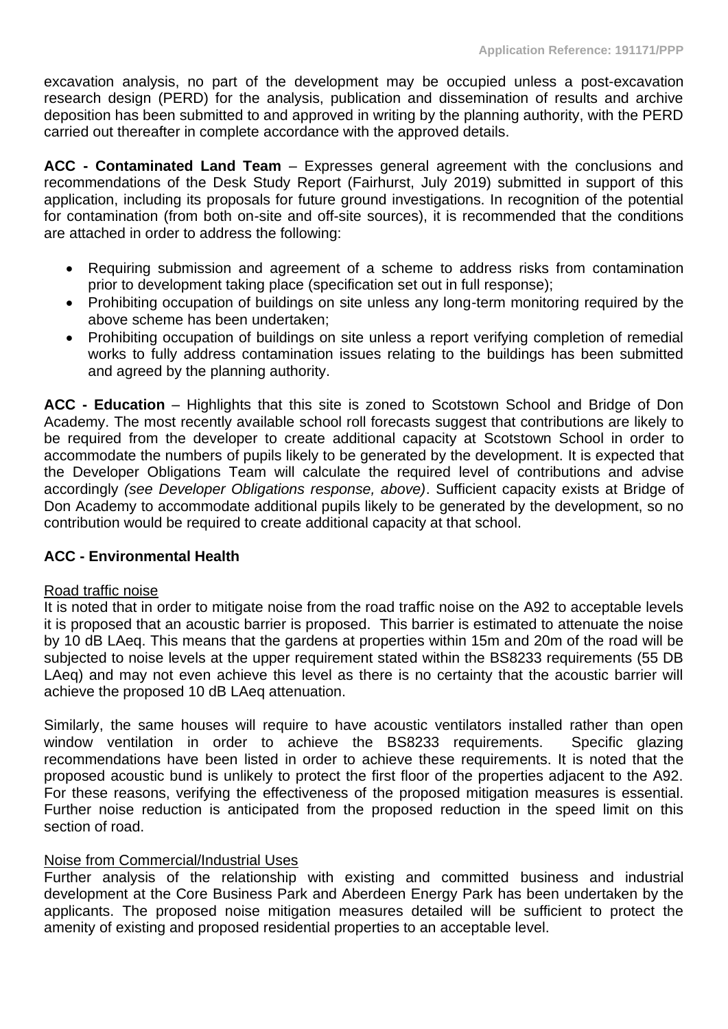excavation analysis, no part of the development may be occupied unless a post-excavation research design (PERD) for the analysis, publication and dissemination of results and archive deposition has been submitted to and approved in writing by the planning authority, with the PERD carried out thereafter in complete accordance with the approved details.

**ACC - Contaminated Land Team** – Expresses general agreement with the conclusions and recommendations of the Desk Study Report (Fairhurst, July 2019) submitted in support of this application, including its proposals for future ground investigations. In recognition of the potential for contamination (from both on-site and off-site sources), it is recommended that the conditions are attached in order to address the following:

- Requiring submission and agreement of a scheme to address risks from contamination prior to development taking place (specification set out in full response);
- Prohibiting occupation of buildings on site unless any long-term monitoring required by the above scheme has been undertaken;
- Prohibiting occupation of buildings on site unless a report verifying completion of remedial works to fully address contamination issues relating to the buildings has been submitted and agreed by the planning authority.

**ACC - Education** – Highlights that this site is zoned to Scotstown School and Bridge of Don Academy. The most recently available school roll forecasts suggest that contributions are likely to be required from the developer to create additional capacity at Scotstown School in order to accommodate the numbers of pupils likely to be generated by the development. It is expected that the Developer Obligations Team will calculate the required level of contributions and advise accordingly *(see Developer Obligations response, above)*. Sufficient capacity exists at Bridge of Don Academy to accommodate additional pupils likely to be generated by the development, so no contribution would be required to create additional capacity at that school.

**ACC - Environmental Health**

Road traffic noise

It is noted that in order to mitigate noise from the road traffic noise on the A92 to acceptable levels it is proposed that an acoustic barrier is proposed. This barrier is estimated to attenuate the noise by 10 dB LAeq. This means that the gardens at properties within 15m and 20m of the road will be subjected to noise levels at the upper requirement stated within the BS8233 requirements (55 DB LAeq) and may not even achieve this level as there is no certainty that the acoustic barrier will achieve the proposed 10 dB LAeq attenuation.

Similarly, the same houses will require to have acoustic ventilators installed rather than open window ventilation in order to achieve the BS8233 requirements. Specific glazing recommendations have been listed in order to achieve these requirements. It is noted that the proposed acoustic bund is unlikely to protect the first floor of the properties adjacent to the A92. For these reasons, verifying the effectiveness of the proposed mitigation measures is essential. Further noise reduction is anticipated from the proposed reduction in the speed limit on this section of road.

Noise from Commercial/Industrial Uses

Further analysis of the relationship with existing and committed business and industrial development at the Core Business Park and Aberdeen Energy Park has been undertaken by the applicants. The proposed noise mitigation measures detailed will be sufficient to protect the amenity of existing and proposed residential properties to an acceptable level.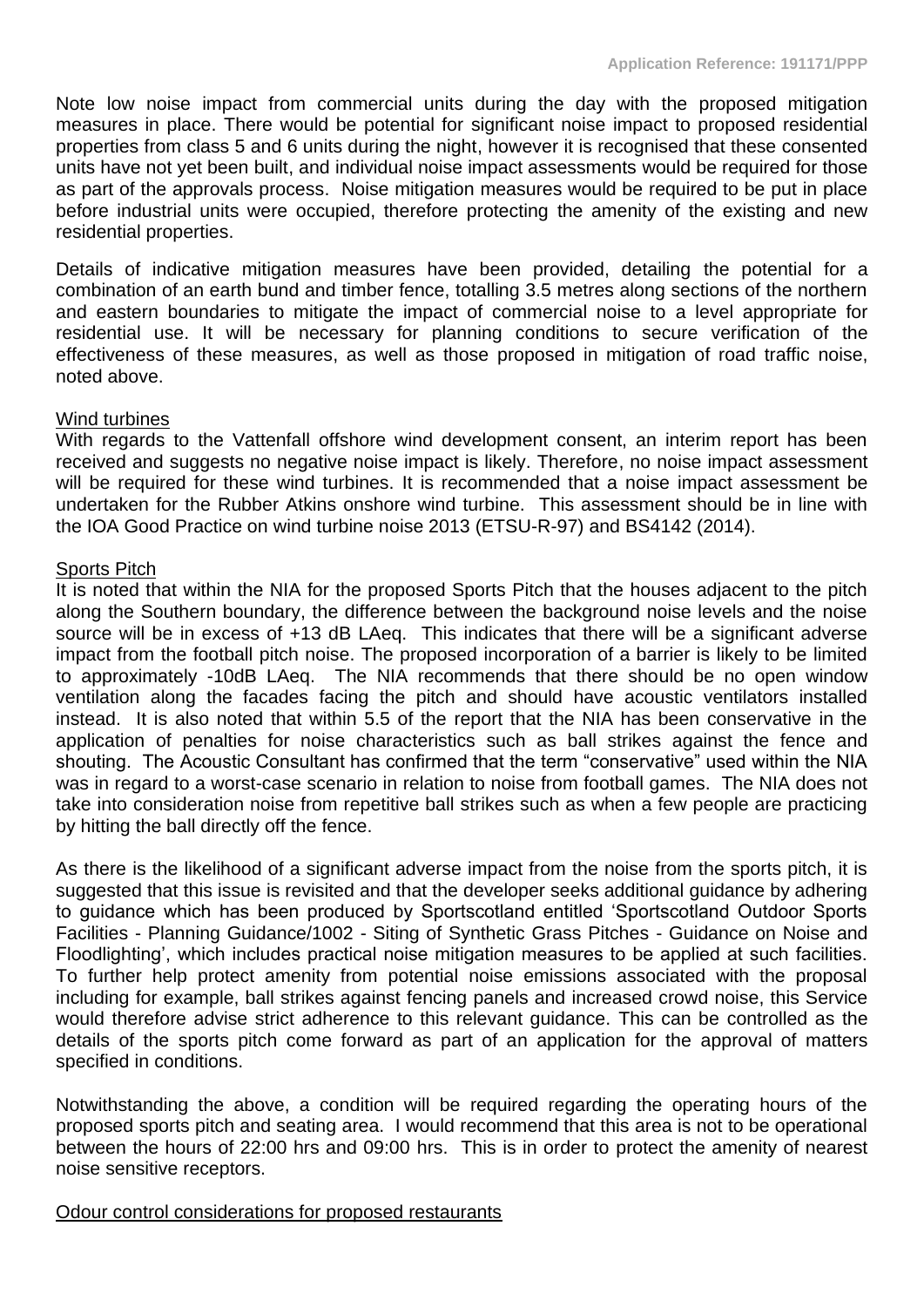Note low noise impact from commercial units during the day with the proposed mitigation measures in place. There would be potential for significant noise impact to proposed residential properties from class 5 and 6 units during the night, however it is recognised that these consented units have not yet been built, and individual noise impact assessments would be required for those as part of the approvals process. Noise mitigation measures would be required to be put in place before industrial units were occupied, therefore protecting the amenity of the existing and new residential properties.

Details of indicative mitigation measures have been provided, detailing the potential for a combination of an earth bund and timber fence, totalling 3.5 metres along sections of the northern and eastern boundaries to mitigate the impact of commercial noise to a level appropriate for residential use. It will be necessary for planning conditions to secure verification of the effectiveness of these measures, as well as those proposed in mitigation of road traffic noise, noted above.

Wind turbines

With regards to the Vattenfall offshore wind development consent, an interim report has been received and suggests no negative noise impact is likely. Therefore, no noise impact assessment will be required for these wind turbines. It is recommended that a noise impact assessment be undertaken for the Rubber Atkins onshore wind turbine. This assessment should be in line with the IOA Good Practice on wind turbine noise 2013 (ETSU-R-97) and BS4142 (2014).

Sports Pitch

It is noted that within the NIA for the proposed Sports Pitch that the houses adjacent to the pitch along the Southern boundary, the difference between the background noise levels and the noise source will be in excess of +13 dB LAeq. This indicates that there will be a significant adverse impact from the football pitch noise. The proposed incorporation of a barrier is likely to be limited to approximately -10dB LAeq. The NIA recommends that there should be no open window ventilation along the facades facing the pitch and should have acoustic ventilators installed instead. It is also noted that within 5.5 of the report that the NIA has been conservative in the application of penalties for noise characteristics such as ball strikes against the fence and shouting. The Acoustic Consultant has confirmed that the term "conservative" used within the NIA was in regard to a worst-case scenario in relation to noise from football games. The NIA does not take into consideration noise from repetitive ball strikes such as when a few people are practicing by hitting the ball directly off the fence.

As there is the likelihood of a significant adverse impact from the noise from the sports pitch, it is suggested that this issue is revisited and that the developer seeks additional guidance by adhering to guidance which has been produced by Sportscotland entitled 'Sportscotland Outdoor Sports Facilities - Planning Guidance/1002 - Siting of Synthetic Grass Pitches - Guidance on Noise and Floodlighting', which includes practical noise mitigation measures to be applied at such facilities. To further help protect amenity from potential noise emissions associated with the proposal including for example, ball strikes against fencing panels and increased crowd noise, this Service would therefore advise strict adherence to this relevant guidance. This can be controlled as the details of the sports pitch come forward as part of an application for the approval of matters specified in conditions.

Notwithstanding the above, a condition will be required regarding the operating hours of the proposed sports pitch and seating area. I would recommend that this area is not to be operational between the hours of 22:00 hrs and 09:00 hrs. This is in order to protect the amenity of nearest noise sensitive receptors.

Odour control considerations for proposed restaurants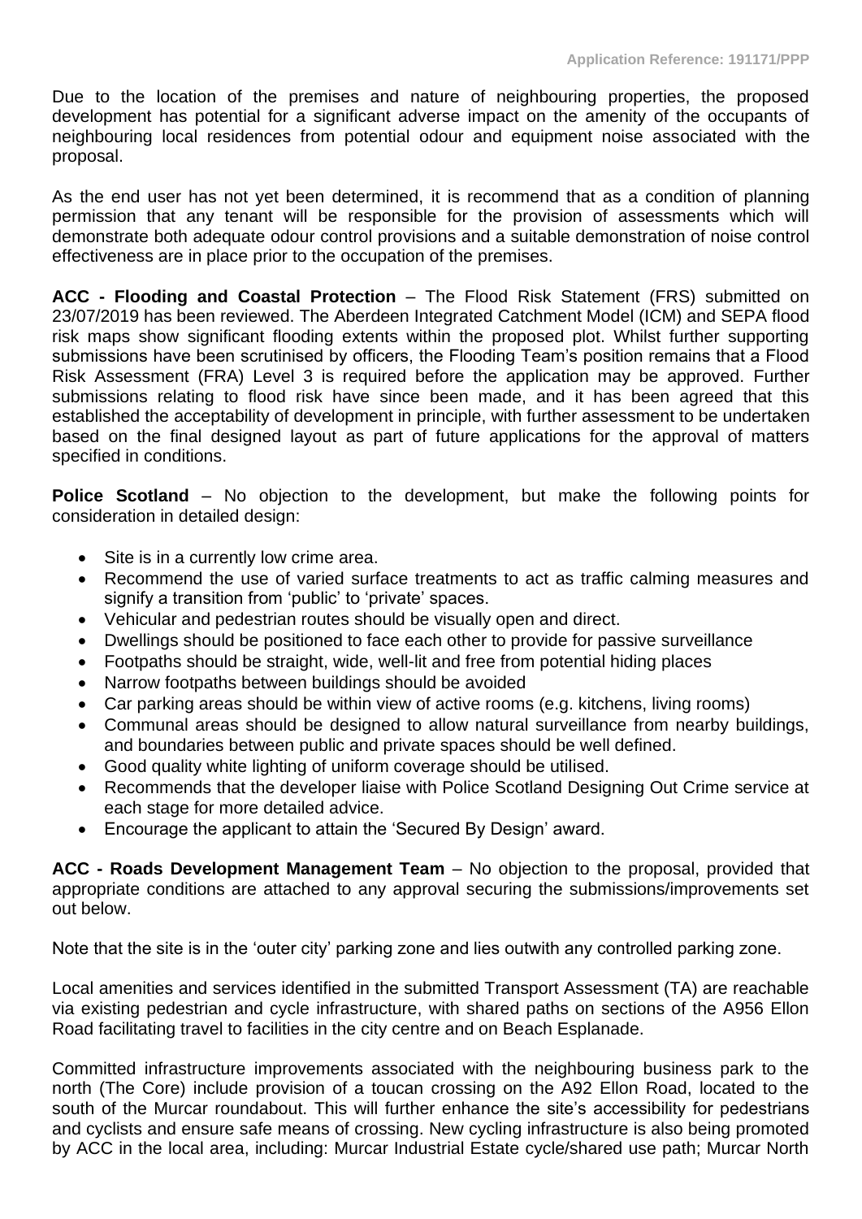Due to the location of the premises and nature of neighbouring properties, the proposed development has potential for a significant adverse impact on the amenity of the occupants of neighbouring local residences from potential odour and equipment noise associated with the proposal.

As the end user has not yet been determined, it is recommend that as a condition of planning permission that any tenant will be responsible for the provision of assessments which will demonstrate both adequate odour control provisions and a suitable demonstration of noise control effectiveness are in place prior to the occupation of the premises.

**ACC - Flooding and Coastal Protection** – The Flood Risk Statement (FRS) submitted on 23/07/2019 has been reviewed. The Aberdeen Integrated Catchment Model (ICM) and SEPA flood risk maps show significant flooding extents within the proposed plot. Whilst further supporting submissions have been scrutinised by officers, the Flooding Team's position remains that a Flood Risk Assessment (FRA) Level 3 is required before the application may be approved. Further submissions relating to flood risk have since been made, and it has been agreed that this established the acceptability of development in principle, with further assessment to be undertaken based on the final designed layout as part of future applications for the approval of matters specified in conditions.

**Police Scotland** – No objection to the development, but make the following points for consideration in detailed design:

- Site is in a currently low crime area.
- Recommend the use of varied surface treatments to act as traffic calming measures and signify a transition from 'public' to 'private' spaces.
- Vehicular and pedestrian routes should be visually open and direct.
- Dwellings should be positioned to face each other to provide for passive surveillance
- Footpaths should be straight, wide, well-lit and free from potential hiding places
- Narrow footpaths between buildings should be avoided
- Car parking areas should be within view of active rooms (e.g. kitchens, living rooms)
- Communal areas should be designed to allow natural surveillance from nearby buildings, and boundaries between public and private spaces should be well defined.
- Good quality white lighting of uniform coverage should be utilised.
- Recommends that the developer liaise with Police Scotland Designing Out Crime service at each stage for more detailed advice.
- Encourage the applicant to attain the 'Secured By Design' award.

**ACC - Roads Development Management Team** – No objection to the proposal, provided that appropriate conditions are attached to any approval securing the submissions/improvements set out below.

Note that the site is in the 'outer city' parking zone and lies outwith any controlled parking zone.

Local amenities and services identified in the submitted Transport Assessment (TA) are reachable via existing pedestrian and cycle infrastructure, with shared paths on sections of the A956 Ellon Road facilitating travel to facilities in the city centre and on Beach Esplanade.

Committed infrastructure improvements associated with the neighbouring business park to the north (The Core) include provision of a toucan crossing on the A92 Ellon Road, located to the south of the Murcar roundabout. This will further enhance the site's accessibility for pedestrians and cyclists and ensure safe means of crossing. New cycling infrastructure is also being promoted by ACC in the local area, including: Murcar Industrial Estate cycle/shared use path; Murcar North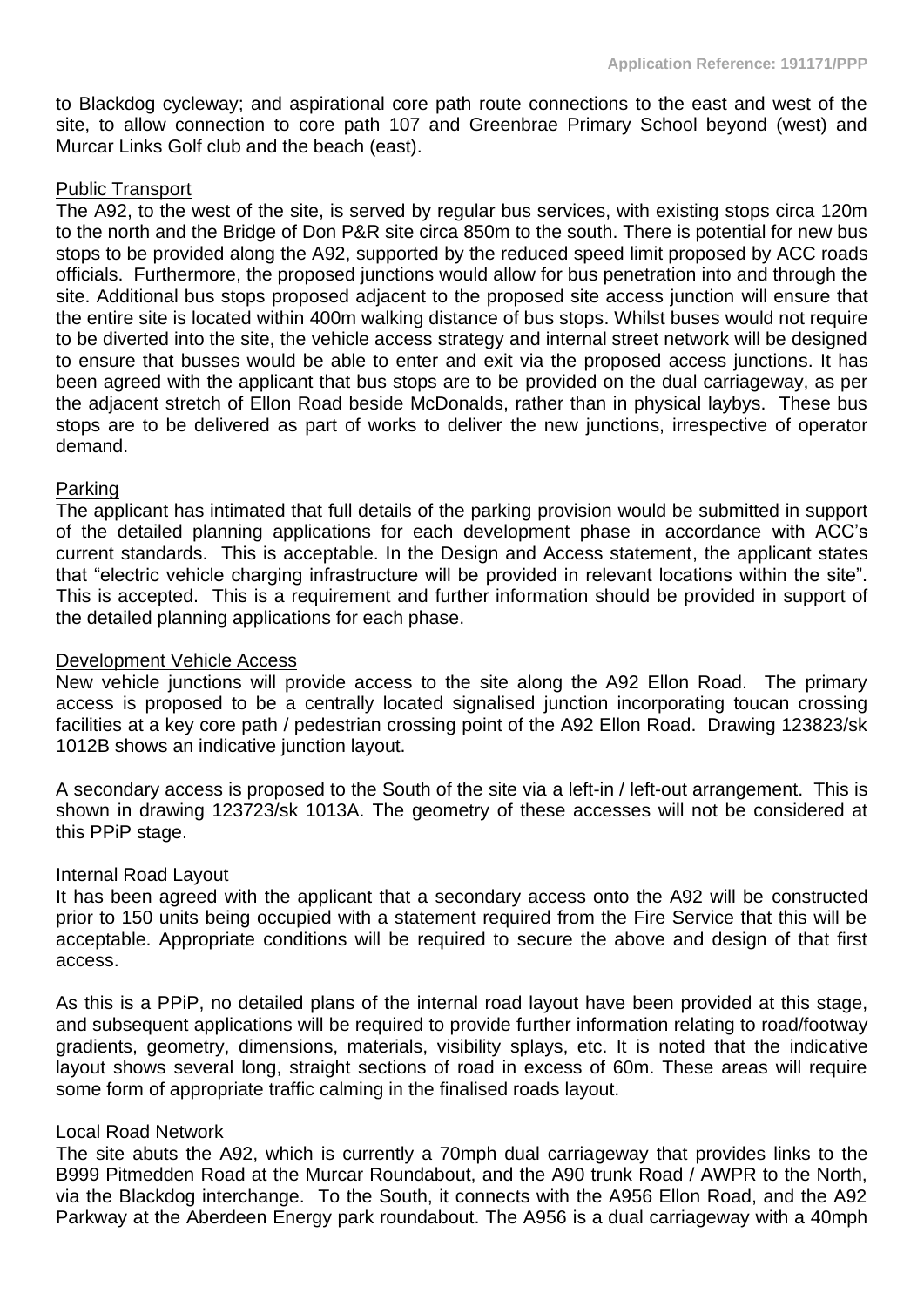to Blackdog cycleway; and aspirational core path route connections to the east and west of the site, to allow connection to core path 107 and Greenbrae Primary School beyond (west) and Murcar Links Golf club and the beach (east).

Public Transport

The A92, to the west of the site, is served by regular bus services, with existing stops circa 120m to the north and the Bridge of Don P&R site circa 850m to the south. There is potential for new bus stops to be provided along the A92, supported by the reduced speed limit proposed by ACC roads officials. Furthermore, the proposed junctions would allow for bus penetration into and through the site. Additional bus stops proposed adjacent to the proposed site access junction will ensure that the entire site is located within 400m walking distance of bus stops. Whilst buses would not require to be diverted into the site, the vehicle access strategy and internal street network will be designed to ensure that busses would be able to enter and exit via the proposed access junctions. It has been agreed with the applicant that bus stops are to be provided on the dual carriageway, as per the adjacent stretch of Ellon Road beside McDonalds, rather than in physical laybys. These bus stops are to be delivered as part of works to deliver the new junctions, irrespective of operator demand.

Parking

The applicant has intimated that full details of the parking provision would be submitted in support of the detailed planning applications for each development phase in accordance with ACC's current standards. This is acceptable. In the Design and Access statement, the applicant states that "electric vehicle charging infrastructure will be provided in relevant locations within the site". This is accepted. This is a requirement and further information should be provided in support of the detailed planning applications for each phase.

Development Vehicle Access

New vehicle junctions will provide access to the site along the A92 Ellon Road. The primary access is proposed to be a centrally located signalised junction incorporating toucan crossing facilities at a key core path / pedestrian crossing point of the A92 Ellon Road. Drawing 123823/sk 1012B shows an indicative junction layout.

A secondary access is proposed to the South of the site via a left-in / left-out arrangement. This is shown in drawing 123723/sk 1013A. The geometry of these accesses will not be considered at this PPiP stage.

Internal Road Layout

It has been agreed with the applicant that a secondary access onto the A92 will be constructed prior to 150 units being occupied with a statement required from the Fire Service that this will be acceptable. Appropriate conditions will be required to secure the above and design of that first access.

As this is a PPiP, no detailed plans of the internal road layout have been provided at this stage, and subsequent applications will be required to provide further information relating to road/footway gradients, geometry, dimensions, materials, visibility splays, etc. It is noted that the indicative layout shows several long, straight sections of road in excess of 60m. These areas will require some form of appropriate traffic calming in the finalised roads layout.

Local Road Network

The site abuts the A92, which is currently a 70mph dual carriageway that provides links to the B999 Pitmedden Road at the Murcar Roundabout, and the A90 trunk Road / AWPR to the North, via the Blackdog interchange. To the South, it connects with the A956 Ellon Road, and the A92 Parkway at the Aberdeen Energy park roundabout. The A956 is a dual carriageway with a 40mph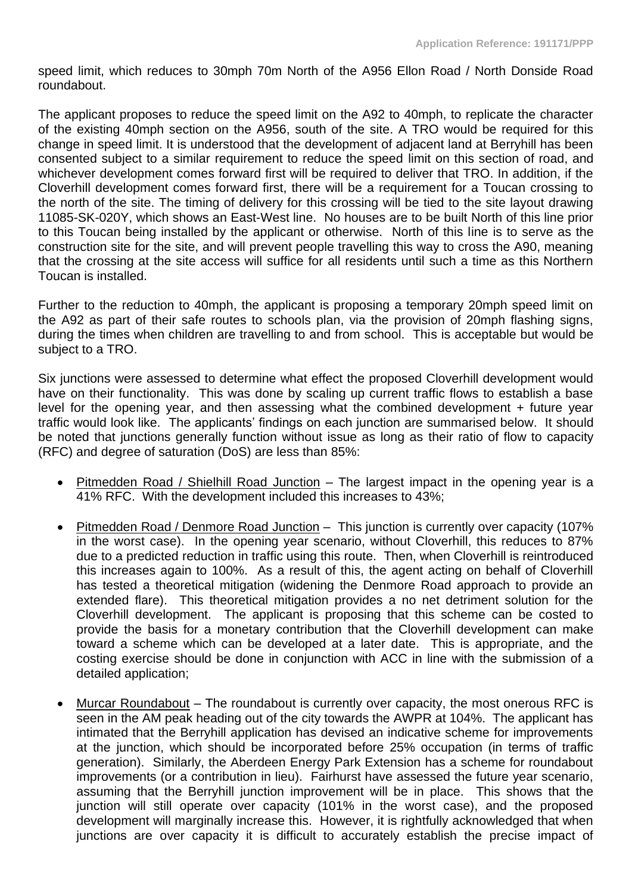speed limit, which reduces to 30mph 70m North of the A956 Ellon Road / North Donside Road roundabout.

The applicant proposes to reduce the speed limit on the A92 to 40mph, to replicate the character of the existing 40mph section on the A956, south of the site. A TRO would be required for this change in speed limit. It is understood that the development of adjacent land at Berryhill has been consented subject to a similar requirement to reduce the speed limit on this section of road, and whichever development comes forward first will be required to deliver that TRO. In addition, if the Cloverhill development comes forward first, there will be a requirement for a Toucan crossing to the north of the site. The timing of delivery for this crossing will be tied to the site layout drawing 11085-SK-020Y, which shows an East-West line. No houses are to be built North of this line prior to this Toucan being installed by the applicant or otherwise. North of this line is to serve as the construction site for the site, and will prevent people travelling this way to cross the A90, meaning that the crossing at the site access will suffice for all residents until such a time as this Northern Toucan is installed.

Further to the reduction to 40mph, the applicant is proposing a temporary 20mph speed limit on the A92 as part of their safe routes to schools plan, via the provision of 20mph flashing signs, during the times when children are travelling to and from school. This is acceptable but would be subject to a TRO.

Six junctions were assessed to determine what effect the proposed Cloverhill development would have on their functionality. This was done by scaling up current traffic flows to establish a base level for the opening year, and then assessing what the combined development + future year traffic would look like. The applicants' findings on each junction are summarised below. It should be noted that junctions generally function without issue as long as their ratio of flow to capacity (RFC) and degree of saturation (DoS) are less than 85%:

- Pitmedden Road / Shielhill Road Junction – The largest impact in the opening year is a 41% RFC. With the development included this increases to 43%;
- Pitmedden Road / Denmore Road Junction – This junction is currently over capacity (107% in the worst case). In the opening year scenario, without Cloverhill, this reduces to 87% due to a predicted reduction in traffic using this route. Then, when Cloverhill is reintroduced this increases again to 100%. As a result of this, the agent acting on behalf of Cloverhill has tested a theoretical mitigation (widening the Denmore Road approach to provide an extended flare). This theoretical mitigation provides a no net detriment solution for the Cloverhill development. The applicant is proposing that this scheme can be costed to provide the basis for a monetary contribution that the Cloverhill development can make toward a scheme which can be developed at a later date. This is appropriate, and the costing exercise should be done in conjunction with ACC in line with the submission of a detailed application;
- Murcar Roundabout – The roundabout is currently over capacity, the most onerous RFC is seen in the AM peak heading out of the city towards the AWPR at 104%. The applicant has intimated that the Berryhill application has devised an indicative scheme for improvements at the junction, which should be incorporated before 25% occupation (in terms of traffic generation). Similarly, the Aberdeen Energy Park Extension has a scheme for roundabout improvements (or a contribution in lieu). Fairhurst have assessed the future year scenario, assuming that the Berryhill junction improvement will be in place. This shows that the junction will still operate over capacity (101% in the worst case), and the proposed development will marginally increase this. However, it is rightfully acknowledged that when junctions are over capacity it is difficult to accurately establish the precise impact of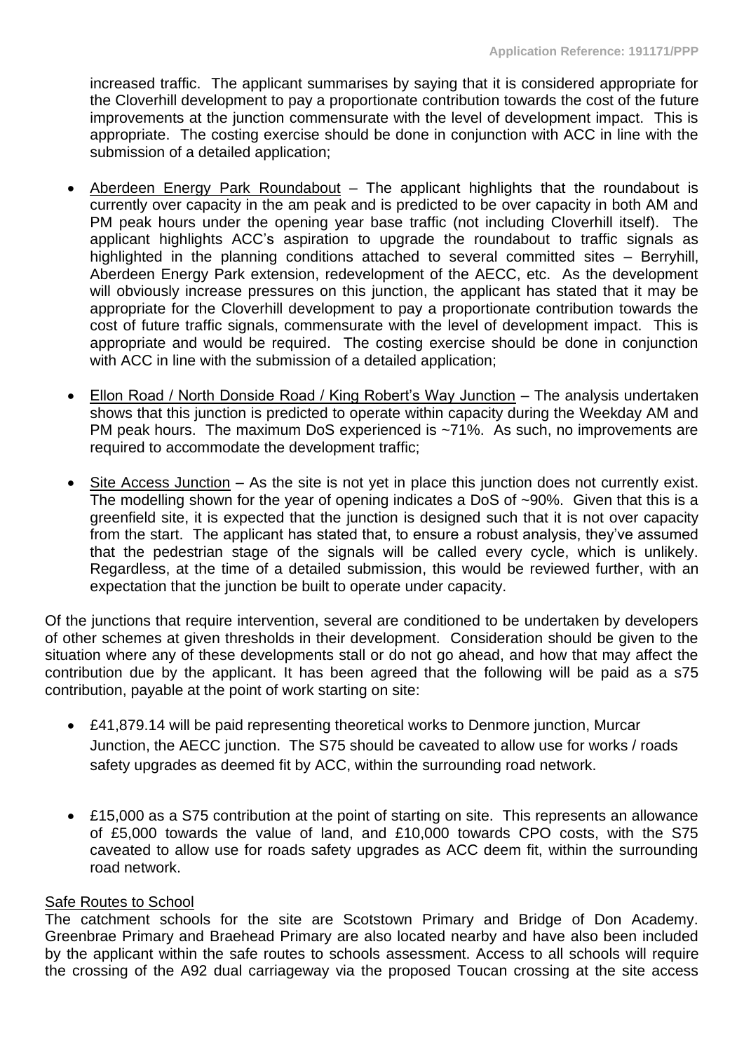increased traffic. The applicant summarises by saying that it is considered appropriate for the Cloverhill development to pay a proportionate contribution towards the cost of the future improvements at the junction commensurate with the level of development impact. This is appropriate. The costing exercise should be done in conjunction with ACC in line with the submission of a detailed application;

- Aberdeen Energy Park Roundabout – The applicant highlights that the roundabout is currently over capacity in the am peak and is predicted to be over capacity in both AM and PM peak hours under the opening year base traffic (not including Cloverhill itself). The applicant highlights ACC's aspiration to upgrade the roundabout to traffic signals as highlighted in the planning conditions attached to several committed sites – Berryhill, Aberdeen Energy Park extension, redevelopment of the AECC, etc. As the development will obviously increase pressures on this junction, the applicant has stated that it may be appropriate for the Cloverhill development to pay a proportionate contribution towards the cost of future traffic signals, commensurate with the level of development impact. This is appropriate and would be required. The costing exercise should be done in conjunction with ACC in line with the submission of a detailed application;

- Ellon Road / North Donside Road / King Robert's Way Junction – The analysis undertaken shows that this junction is predicted to operate within capacity during the Weekday AM and PM peak hours. The maximum DoS experienced is ~71%. As such, no improvements are required to accommodate the development traffic;

- Site Access Junction – As the site is not yet in place this junction does not currently exist. The modelling shown for the year of opening indicates a DoS of ~90%. Given that this is a greenfield site, it is expected that the junction is designed such that it is not over capacity from the start. The applicant has stated that, to ensure a robust analysis, they've assumed that the pedestrian stage of the signals will be called every cycle, which is unlikely. Regardless, at the time of a detailed submission, this would be reviewed further, with an expectation that the junction be built to operate under capacity.

Of the junctions that require intervention, several are conditioned to be undertaken by developers of other schemes at given thresholds in their development. Consideration should be given to the situation where any of these developments stall or do not go ahead, and how that may affect the contribution due by the applicant. It has been agreed that the following will be paid as a s75 contribution, payable at the point of work starting on site:

- £41,879.14 will be paid representing theoretical works to Denmore junction, Murcar Junction, the AECC junction. The S75 should be caveated to allow use for works / roads safety upgrades as deemed fit by ACC, within the surrounding road network.

- £15,000 as a S75 contribution at the point of starting on site. This represents an allowance of £5,000 towards the value of land, and £10,000 towards CPO costs, with the S75 caveated to allow use for roads safety upgrades as ACC deem fit, within the surrounding road network.

Safe Routes to School

The catchment schools for the site are Scotstown Primary and Bridge of Don Academy. Greenbrae Primary and Braehead Primary are also located nearby and have also been included by the applicant within the safe routes to schools assessment. Access to all schools will require the crossing of the A92 dual carriageway via the proposed Toucan crossing at the site access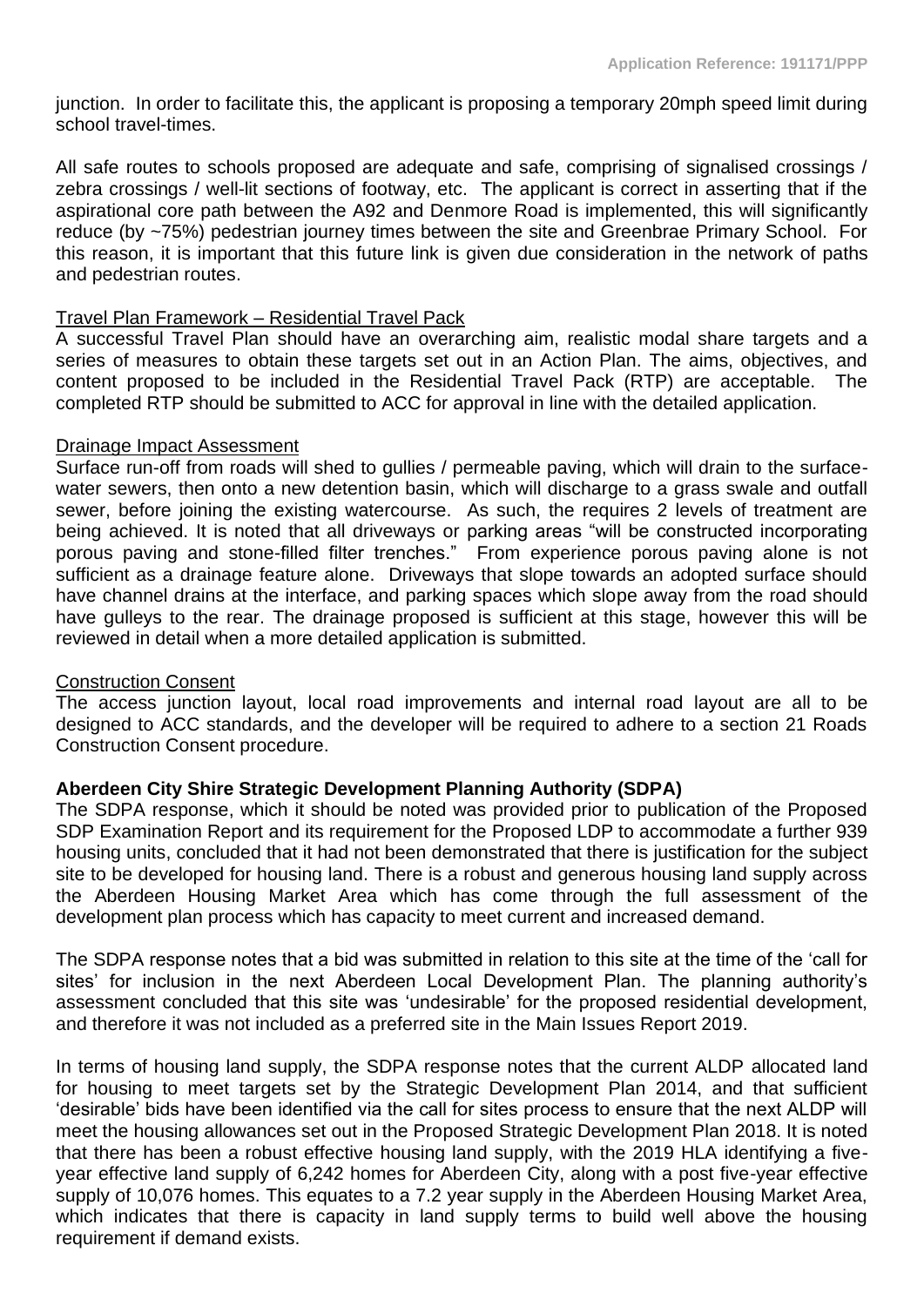junction. In order to facilitate this, the applicant is proposing a temporary 20mph speed limit during school travel-times.

All safe routes to schools proposed are adequate and safe, comprising of signalised crossings / zebra crossings / well-lit sections of footway, etc. The applicant is correct in asserting that if the aspirational core path between the A92 and Denmore Road is implemented, this will significantly reduce (by ~75%) pedestrian journey times between the site and Greenbrae Primary School. For this reason, it is important that this future link is given due consideration in the network of paths and pedestrian routes.

Travel Plan Framework – Residential Travel Pack

A successful Travel Plan should have an overarching aim, realistic modal share targets and a series of measures to obtain these targets set out in an Action Plan. The aims, objectives, and content proposed to be included in the Residential Travel Pack (RTP) are acceptable. The completed RTP should be submitted to ACC for approval in line with the detailed application.

Drainage Impact Assessment

Surface run-off from roads will shed to gullies / permeable paving, which will drain to the surface-water sewers, then onto a new detention basin, which will discharge to a grass swale and outfall sewer, before joining the existing watercourse. As such, the requires 2 levels of treatment are being achieved. It is noted that all driveways or parking areas "will be constructed incorporating porous paving and stone-filled filter trenches." From experience porous paving alone is not sufficient as a drainage feature alone. Driveways that slope towards an adopted surface should have channel drains at the interface, and parking spaces which slope away from the road should have gulleys to the rear. The drainage proposed is sufficient at this stage, however this will be reviewed in detail when a more detailed application is submitted.

Construction Consent

The access junction layout, local road improvements and internal road layout are all to be designed to ACC standards, and the developer will be required to adhere to a section 21 Roads Construction Consent procedure.

**Aberdeen City Shire Strategic Development Planning Authority (SDPA)**

The SDPA response, which it should be noted was provided prior to publication of the Proposed SDP Examination Report and its requirement for the Proposed LDP to accommodate a further 939 housing units, concluded that it had not been demonstrated that there is justification for the subject site to be developed for housing land. There is a robust and generous housing land supply across the Aberdeen Housing Market Area which has come through the full assessment of the development plan process which has capacity to meet current and increased demand.

The SDPA response notes that a bid was submitted in relation to this site at the time of the 'call for sites' for inclusion in the next Aberdeen Local Development Plan. The planning authority's assessment concluded that this site was 'undesirable' for the proposed residential development, and therefore it was not included as a preferred site in the Main Issues Report 2019.

In terms of housing land supply, the SDPA response notes that the current ALDP allocated land for housing to meet targets set by the Strategic Development Plan 2014, and that sufficient 'desirable' bids have been identified via the call for sites process to ensure that the next ALDP will meet the housing allowances set out in the Proposed Strategic Development Plan 2018. It is noted that there has been a robust effective housing land supply, with the 2019 HLA identifying a five-year effective land supply of 6,242 homes for Aberdeen City, along with a post five-year effective supply of 10,076 homes. This equates to a 7.2 year supply in the Aberdeen Housing Market Area, which indicates that there is capacity in land supply terms to build well above the housing requirement if demand exists.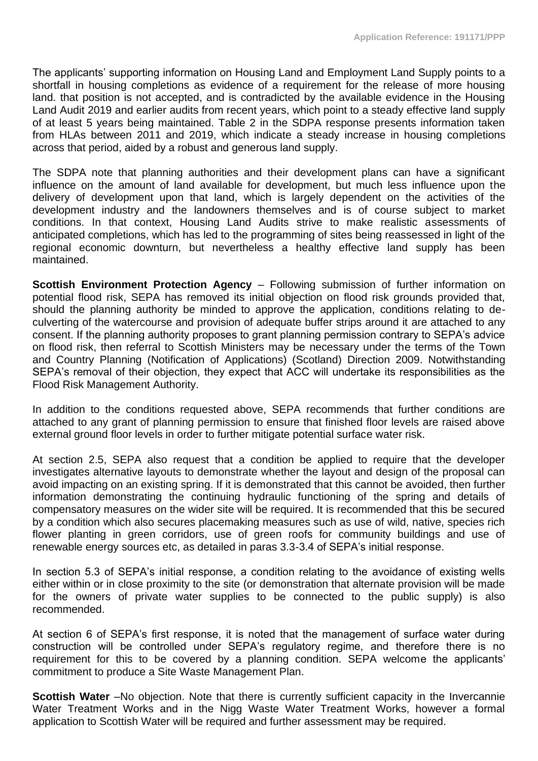The applicants' supporting information on Housing Land and Employment Land Supply points to a shortfall in housing completions as evidence of a requirement for the release of more housing land. that position is not accepted, and is contradicted by the available evidence in the Housing Land Audit 2019 and earlier audits from recent years, which point to a steady effective land supply of at least 5 years being maintained. Table 2 in the SDPA response presents information taken from HLAs between 2011 and 2019, which indicate a steady increase in housing completions across that period, aided by a robust and generous land supply.

The SDPA note that planning authorities and their development plans can have a significant influence on the amount of land available for development, but much less influence upon the delivery of development upon that land, which is largely dependent on the activities of the development industry and the landowners themselves and is of course subject to market conditions. In that context, Housing Land Audits strive to make realistic assessments of anticipated completions, which has led to the programming of sites being reassessed in light of the regional economic downturn, but nevertheless a healthy effective land supply has been maintained.

**Scottish Environment Protection Agency** – Following submission of further information on potential flood risk, SEPA has removed its initial objection on flood risk grounds provided that, should the planning authority be minded to approve the application, conditions relating to de-culverting of the watercourse and provision of adequate buffer strips around it are attached to any consent. If the planning authority proposes to grant planning permission contrary to SEPA's advice on flood risk, then referral to Scottish Ministers may be necessary under the terms of the Town and Country Planning (Notification of Applications) (Scotland) Direction 2009. Notwithstanding SEPA's removal of their objection, they expect that ACC will undertake its responsibilities as the Flood Risk Management Authority.

In addition to the conditions requested above, SEPA recommends that further conditions are attached to any grant of planning permission to ensure that finished floor levels are raised above external ground floor levels in order to further mitigate potential surface water risk.

At section 2.5, SEPA also request that a condition be applied to require that the developer investigates alternative layouts to demonstrate whether the layout and design of the proposal can avoid impacting on an existing spring. If it is demonstrated that this cannot be avoided, then further information demonstrating the continuing hydraulic functioning of the spring and details of compensatory measures on the wider site will be required. It is recommended that this be secured by a condition which also secures placemaking measures such as use of wild, native, species rich flower planting in green corridors, use of green roofs for community buildings and use of renewable energy sources etc, as detailed in paras 3.3-3.4 of SEPA's initial response.

In section 5.3 of SEPA's initial response, a condition relating to the avoidance of existing wells either within or in close proximity to the site (or demonstration that alternate provision will be made for the owners of private water supplies to be connected to the public supply) is also recommended.

At section 6 of SEPA's first response, it is noted that the management of surface water during construction will be controlled under SEPA's regulatory regime, and therefore there is no requirement for this to be covered by a planning condition. SEPA welcome the applicants' commitment to produce a Site Waste Management Plan.

**Scottish Water** –No objection. Note that there is currently sufficient capacity in the Invercannie Water Treatment Works and in the Nigg Waste Water Treatment Works, however a formal application to Scottish Water will be required and further assessment may be required.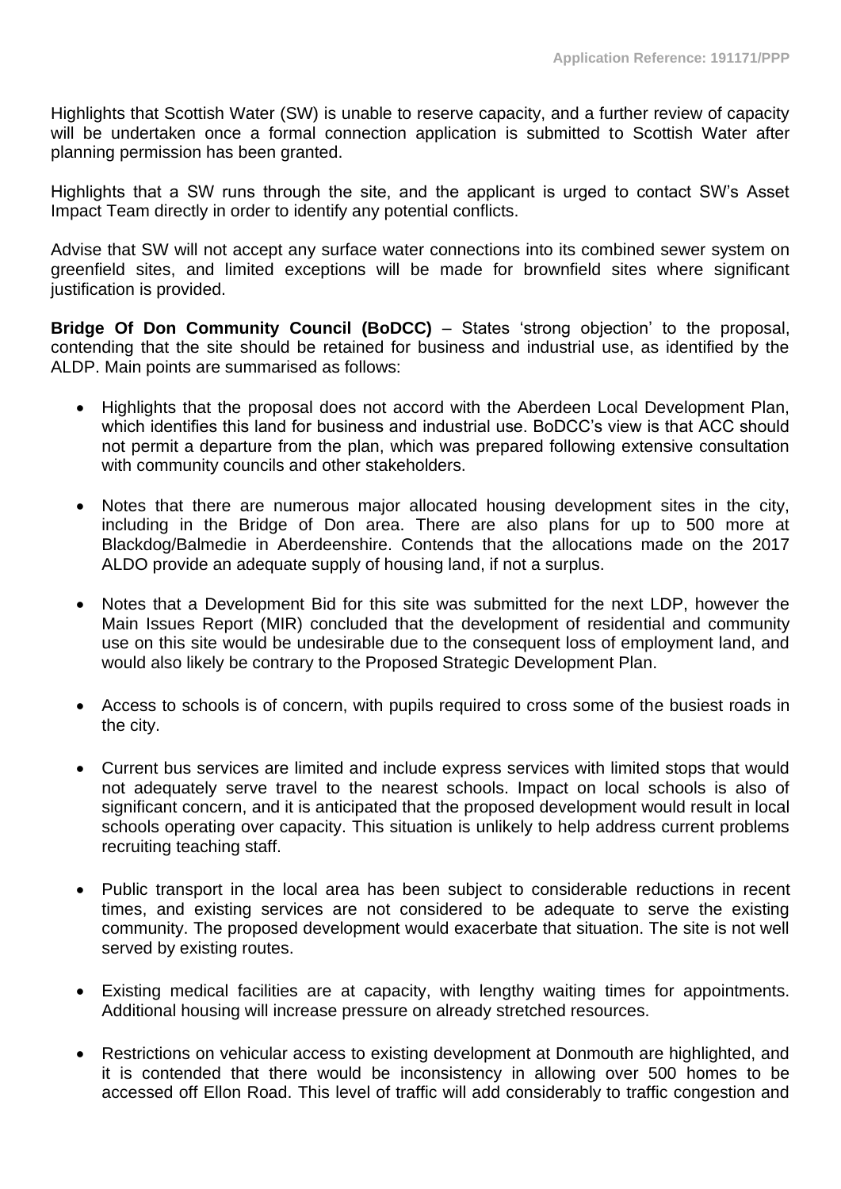Highlights that Scottish Water (SW) is unable to reserve capacity, and a further review of capacity will be undertaken once a formal connection application is submitted to Scottish Water after planning permission has been granted.

Highlights that a SW runs through the site, and the applicant is urged to contact SW's Asset Impact Team directly in order to identify any potential conflicts.

Advise that SW will not accept any surface water connections into its combined sewer system on greenfield sites, and limited exceptions will be made for brownfield sites where significant justification is provided.

**Bridge Of Don Community Council (BoDCC)** – States 'strong objection' to the proposal, contending that the site should be retained for business and industrial use, as identified by the ALDP. Main points are summarised as follows:

- Highlights that the proposal does not accord with the Aberdeen Local Development Plan, which identifies this land for business and industrial use. BoDCC's view is that ACC should not permit a departure from the plan, which was prepared following extensive consultation with community councils and other stakeholders.
- Notes that there are numerous major allocated housing development sites in the city, including in the Bridge of Don area. There are also plans for up to 500 more at Blackdog/Balmedie in Aberdeenshire. Contends that the allocations made on the 2017 ALDO provide an adequate supply of housing land, if not a surplus.
- Notes that a Development Bid for this site was submitted for the next LDP, however the Main Issues Report (MIR) concluded that the development of residential and community use on this site would be undesirable due to the consequent loss of employment land, and would also likely be contrary to the Proposed Strategic Development Plan.
- Access to schools is of concern, with pupils required to cross some of the busiest roads in the city.
- Current bus services are limited and include express services with limited stops that would not adequately serve travel to the nearest schools. Impact on local schools is also of significant concern, and it is anticipated that the proposed development would result in local schools operating over capacity. This situation is unlikely to help address current problems recruiting teaching staff.
- Public transport in the local area has been subject to considerable reductions in recent times, and existing services are not considered to be adequate to serve the existing community. The proposed development would exacerbate that situation. The site is not well served by existing routes.
- Existing medical facilities are at capacity, with lengthy waiting times for appointments. Additional housing will increase pressure on already stretched resources.
- Restrictions on vehicular access to existing development at Donmouth are highlighted, and it is contended that there would be inconsistency in allowing over 500 homes to be accessed off Ellon Road. This level of traffic will add considerably to traffic congestion and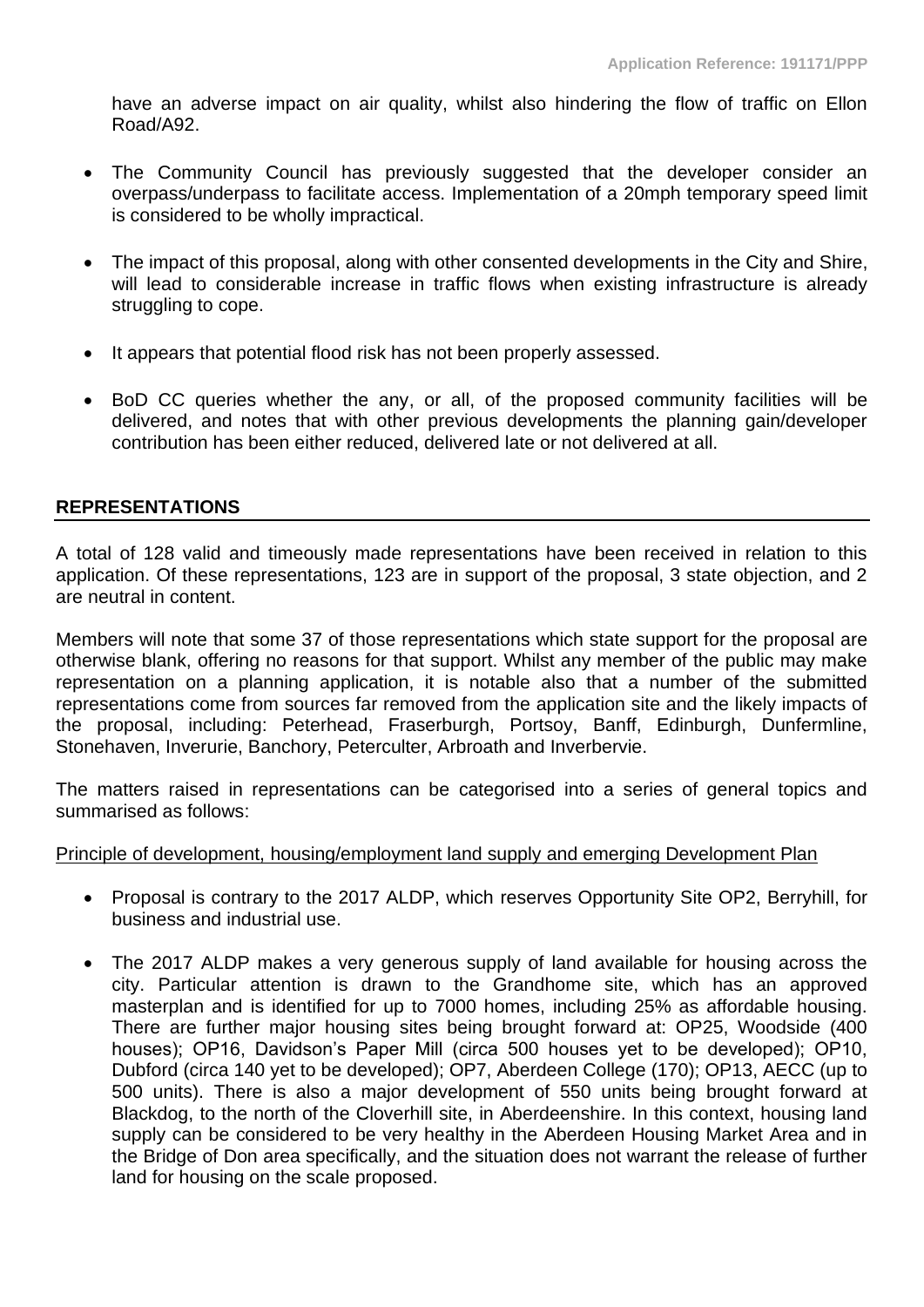have an adverse impact on air quality, whilst also hindering the flow of traffic on Ellon Road/A92.

- The Community Council has previously suggested that the developer consider an overpass/underpass to facilitate access. Implementation of a 20mph temporary speed limit is considered to be wholly impractical.
- The impact of this proposal, along with other consented developments in the City and Shire, will lead to considerable increase in traffic flows when existing infrastructure is already struggling to cope.
- It appears that potential flood risk has not been properly assessed.
- BoD CC queries whether the any, or all, of the proposed community facilities will be delivered, and notes that with other previous developments the planning gain/developer contribution has been either reduced, delivered late or not delivered at all.

## REPRESENTATIONS

A total of 128 valid and timeously made representations have been received in relation to this application. Of these representations, 123 are in support of the proposal, 3 state objection, and 2 are neutral in content.

Members will note that some 37 of those representations which state support for the proposal are otherwise blank, offering no reasons for that support. Whilst any member of the public may make representation on a planning application, it is notable also that a number of the submitted representations come from sources far removed from the application site and the likely impacts of the proposal, including: Peterhead, Fraserburgh, Portsoy, Banff, Edinburgh, Dunfermline, Stonehaven, Inverurie, Banchory, Peterculter, Arbroath and Inverbervie.

The matters raised in representations can be categorised into a series of general topics and summarised as follows:

Principle of development, housing/employment land supply and emerging Development Plan

- Proposal is contrary to the 2017 ALDP, which reserves Opportunity Site OP2, Berryhill, for business and industrial use.
- The 2017 ALDP makes a very generous supply of land available for housing across the city. Particular attention is drawn to the Grandhome site, which has an approved masterplan and is identified for up to 7000 homes, including 25% as affordable housing. There are further major housing sites being brought forward at: OP25, Woodside (400 houses); OP16, Davidson's Paper Mill (circa 500 houses yet to be developed); OP10, Dubford (circa 140 yet to be developed); OP7, Aberdeen College (170); OP13, AECC (up to 500 units). There is also a major development of 550 units being brought forward at Blackdog, to the north of the Cloverhill site, in Aberdeenshire. In this context, housing land supply can be considered to be very healthy in the Aberdeen Housing Market Area and in the Bridge of Don area specifically, and the situation does not warrant the release of further land for housing on the scale proposed.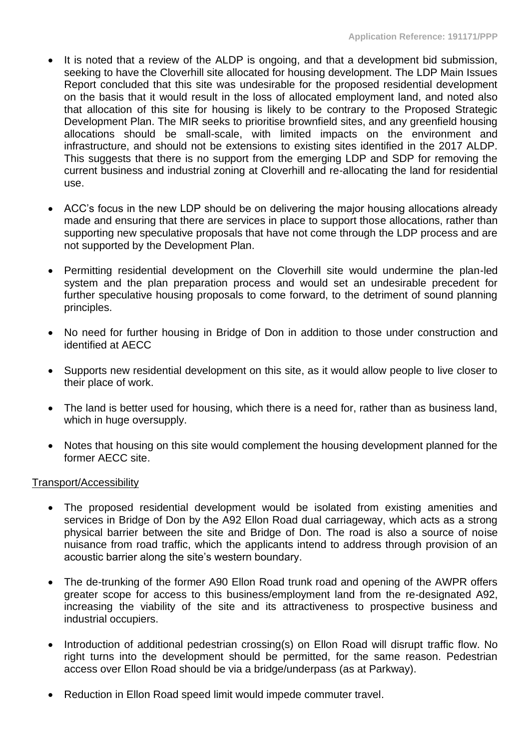- It is noted that a review of the ALDP is ongoing, and that a development bid submission, seeking to have the Cloverhill site allocated for housing development. The LDP Main Issues Report concluded that this site was undesirable for the proposed residential development on the basis that it would result in the loss of allocated employment land, and noted also that allocation of this site for housing is likely to be contrary to the Proposed Strategic Development Plan. The MIR seeks to prioritise brownfield sites, and any greenfield housing allocations should be small-scale, with limited impacts on the environment and infrastructure, and should not be extensions to existing sites identified in the 2017 ALDP. This suggests that there is no support from the emerging LDP and SDP for removing the current business and industrial zoning at Cloverhill and re-allocating the land for residential use.

- ACC's focus in the new LDP should be on delivering the major housing allocations already made and ensuring that there are services in place to support those allocations, rather than supporting new speculative proposals that have not come through the LDP process and are not supported by the Development Plan.

- Permitting residential development on the Cloverhill site would undermine the plan-led system and the plan preparation process and would set an undesirable precedent for further speculative housing proposals to come forward, to the detriment of sound planning principles.

- No need for further housing in Bridge of Don in addition to those under construction and identified at AECC

- Supports new residential development on this site, as it would allow people to live closer to their place of work.

- The land is better used for housing, which there is a need for, rather than as business land, which in huge oversupply.

- Notes that housing on this site would complement the housing development planned for the former AECC site.

Transport/Accessibility

- The proposed residential development would be isolated from existing amenities and services in Bridge of Don by the A92 Ellon Road dual carriageway, which acts as a strong physical barrier between the site and Bridge of Don. The road is also a source of noise nuisance from road traffic, which the applicants intend to address through provision of an acoustic barrier along the site's western boundary.

- The de-trunking of the former A90 Ellon Road trunk road and opening of the AWPR offers greater scope for access to this business/employment land from the re-designated A92, increasing the viability of the site and its attractiveness to prospective business and industrial occupiers.

- Introduction of additional pedestrian crossing(s) on Ellon Road will disrupt traffic flow. No right turns into the development should be permitted, for the same reason. Pedestrian access over Ellon Road should be via a bridge/underpass (as at Parkway).

- Reduction in Ellon Road speed limit would impede commuter travel.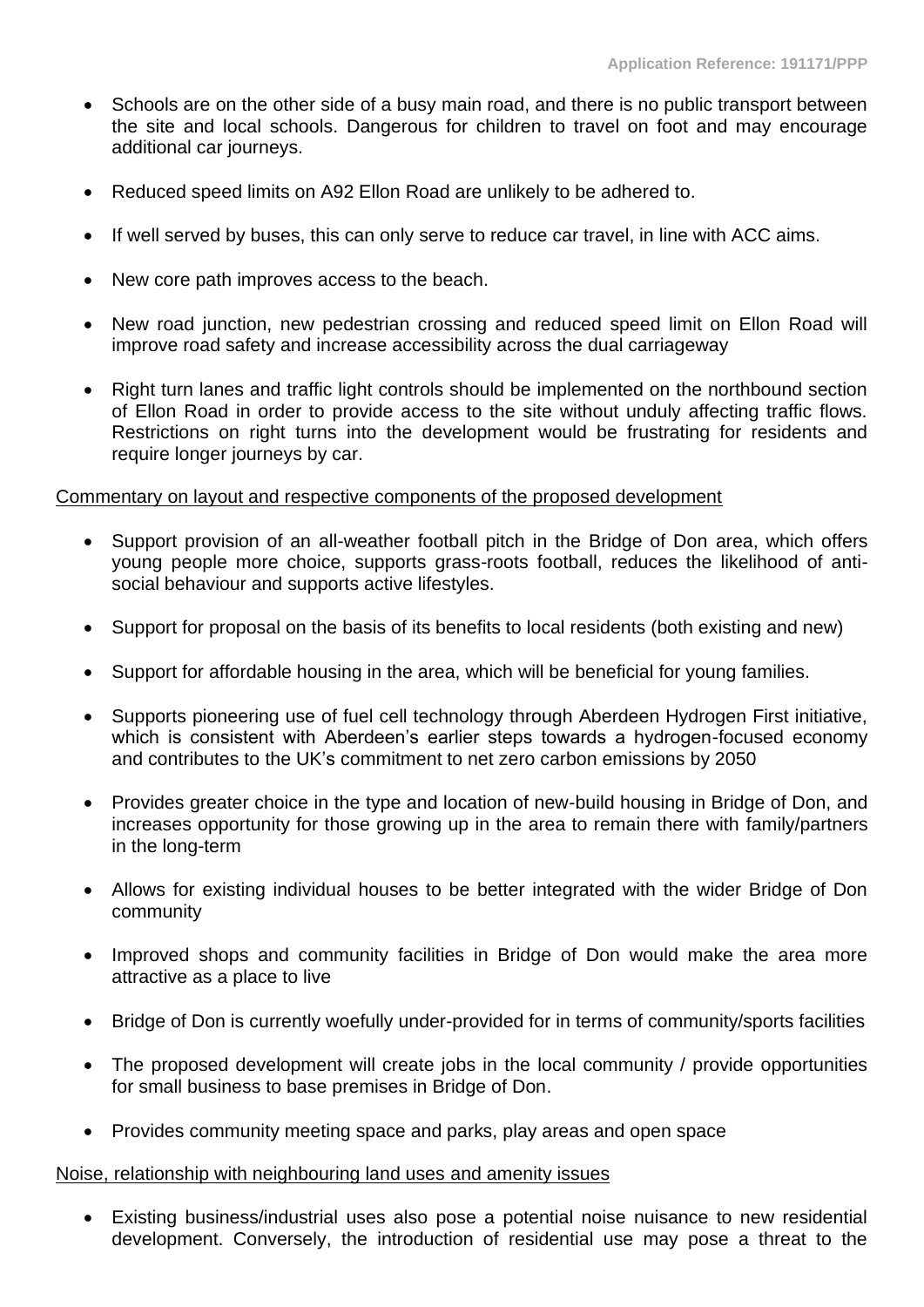- Schools are on the other side of a busy main road, and there is no public transport between the site and local schools. Dangerous for children to travel on foot and may encourage additional car journeys.

- Reduced speed limits on A92 Ellon Road are unlikely to be adhered to.

- If well served by buses, this can only serve to reduce car travel, in line with ACC aims.

- New core path improves access to the beach.

- New road junction, new pedestrian crossing and reduced speed limit on Ellon Road will improve road safety and increase accessibility across the dual carriageway

- Right turn lanes and traffic light controls should be implemented on the northbound section of Ellon Road in order to provide access to the site without unduly affecting traffic flows. Restrictions on right turns into the development would be frustrating for residents and require longer journeys by car.

<u>Commentary on layout and respective components of the proposed development</u>

- Support provision of an all-weather football pitch in the Bridge of Don area, which offers young people more choice, supports grass-roots football, reduces the likelihood of anti-social behaviour and supports active lifestyles.

- Support for proposal on the basis of its benefits to local residents (both existing and new)

- Support for affordable housing in the area, which will be beneficial for young families.

- Supports pioneering use of fuel cell technology through Aberdeen Hydrogen First initiative, which is consistent with Aberdeen's earlier steps towards a hydrogen-focused economy and contributes to the UK's commitment to net zero carbon emissions by 2050

- Provides greater choice in the type and location of new-build housing in Bridge of Don, and increases opportunity for those growing up in the area to remain there with family/partners in the long-term

- Allows for existing individual houses to be better integrated with the wider Bridge of Don community

- Improved shops and community facilities in Bridge of Don would make the area more attractive as a place to live

- Bridge of Don is currently woefully under-provided for in terms of community/sports facilities

- The proposed development will create jobs in the local community / provide opportunities for small business to base premises in Bridge of Don.

- Provides community meeting space and parks, play areas and open space

<u>Noise, relationship with neighbouring land uses and amenity issues</u>

- Existing business/industrial uses also pose a potential noise nuisance to new residential development. Conversely, the introduction of residential use may pose a threat to the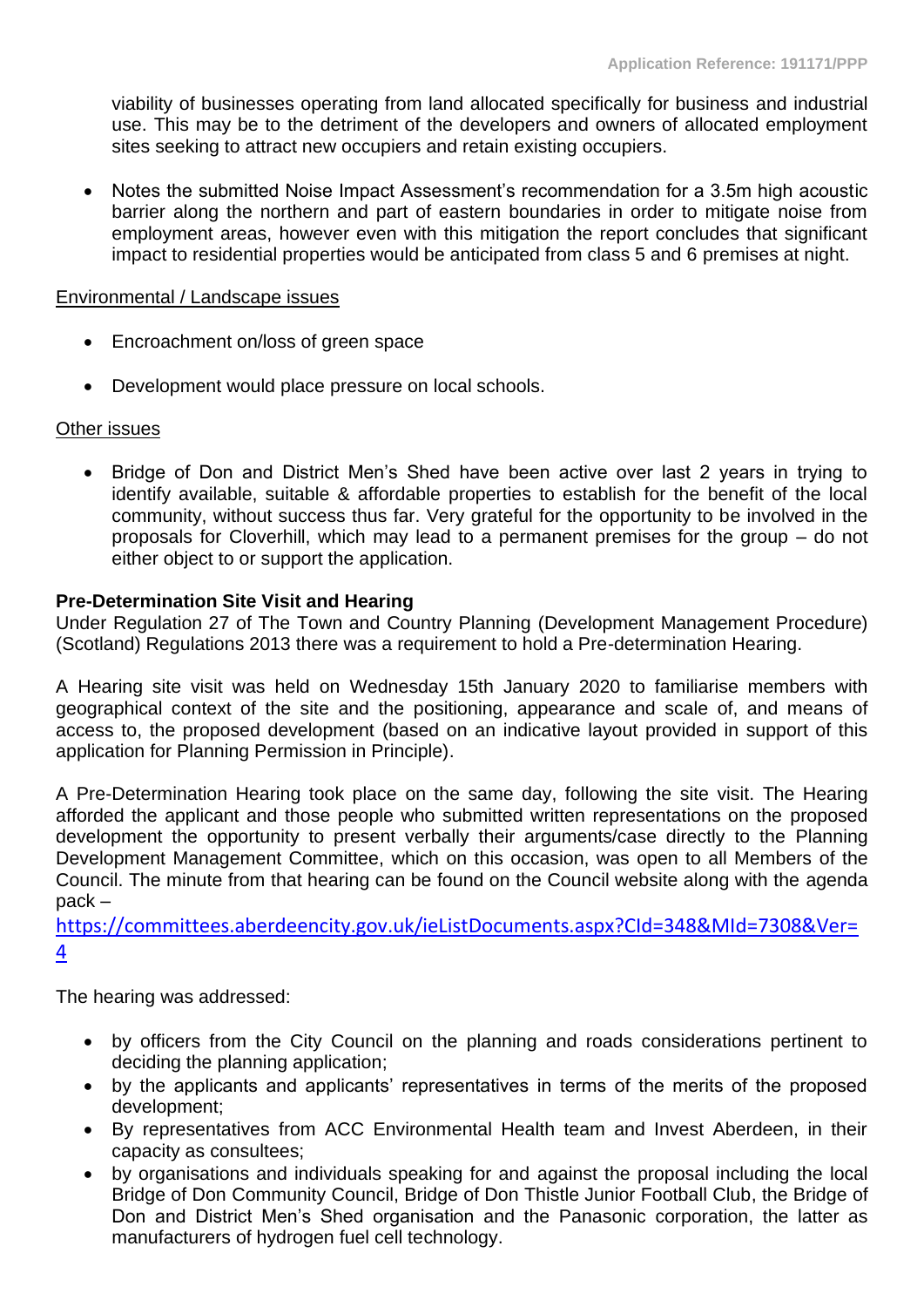viability of businesses operating from land allocated specifically for business and industrial use. This may be to the detriment of the developers and owners of allocated employment sites seeking to attract new occupiers and retain existing occupiers.

- Notes the submitted Noise Impact Assessment's recommendation for a 3.5m high acoustic barrier along the northern and part of eastern boundaries in order to mitigate noise from employment areas, however even with this mitigation the report concludes that significant impact to residential properties would be anticipated from class 5 and 6 premises at night.

Environmental / Landscape issues

- Encroachment on/loss of green space
- Development would place pressure on local schools.

Other issues

- Bridge of Don and District Men's Shed have been active over last 2 years in trying to identify available, suitable & affordable properties to establish for the benefit of the local community, without success thus far. Very grateful for the opportunity to be involved in the proposals for Cloverhill, which may lead to a permanent premises for the group – do not either object to or support the application.

**Pre-Determination Site Visit and Hearing**

Under Regulation 27 of The Town and Country Planning (Development Management Procedure) (Scotland) Regulations 2013 there was a requirement to hold a Pre-determination Hearing.

A Hearing site visit was held on Wednesday 15th January 2020 to familiarise members with geographical context of the site and the positioning, appearance and scale of, and means of access to, the proposed development (based on an indicative layout provided in support of this application for Planning Permission in Principle).

A Pre-Determination Hearing took place on the same day, following the site visit. The Hearing afforded the applicant and those people who submitted written representations on the proposed development the opportunity to present verbally their arguments/case directly to the Planning Development Management Committee, which on this occasion, was open to all Members of the Council. The minute from that hearing can be found on the Council website along with the agenda pack – https://committees.aberdeencity.gov.uk/ieListDocuments.aspx?CId=348&MId=7308&Ver=4

The hearing was addressed:

- by officers from the City Council on the planning and roads considerations pertinent to deciding the planning application;
- by the applicants and applicants' representatives in terms of the merits of the proposed development;
- By representatives from ACC Environmental Health team and Invest Aberdeen, in their capacity as consultees;
- by organisations and individuals speaking for and against the proposal including the local Bridge of Don Community Council, Bridge of Don Thistle Junior Football Club, the Bridge of Don and District Men's Shed organisation and the Panasonic corporation, the latter as manufacturers of hydrogen fuel cell technology.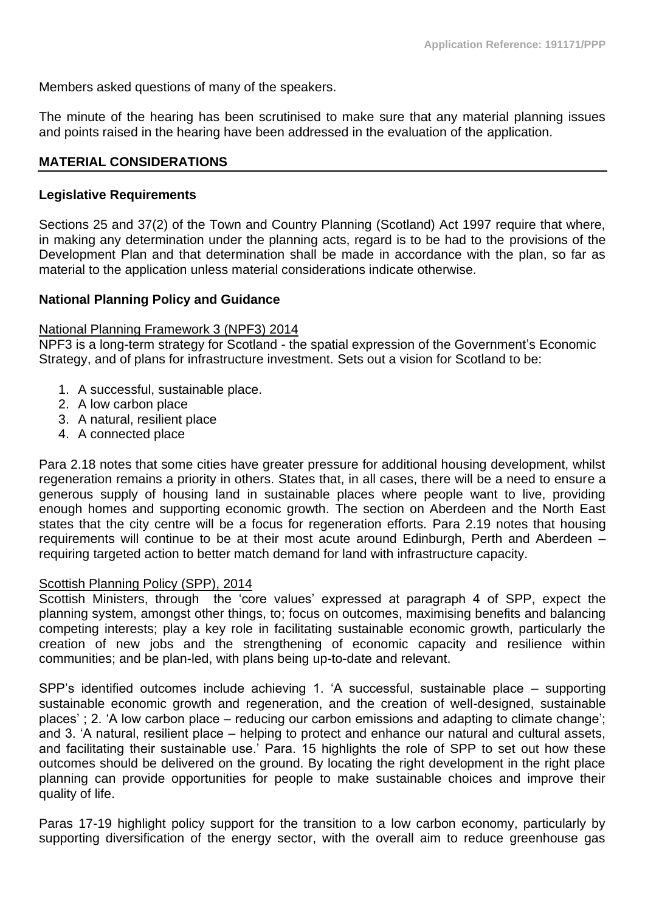Members asked questions of many of the speakers.

The minute of the hearing has been scrutinised to make sure that any material planning issues and points raised in the hearing have been addressed in the evaluation of the application.

## MATERIAL CONSIDERATIONS

### Legislative Requirements

Sections 25 and 37(2) of the Town and Country Planning (Scotland) Act 1997 require that where, in making any determination under the planning acts, regard is to be had to the provisions of the Development Plan and that determination shall be made in accordance with the plan, so far as material to the application unless material considerations indicate otherwise.

### National Planning Policy and Guidance

National Planning Framework 3 (NPF3) 2014

NPF3 is a long-term strategy for Scotland - the spatial expression of the Government's Economic Strategy, and of plans for infrastructure investment. Sets out a vision for Scotland to be:

1. A successful, sustainable place.
2. A low carbon place
3. A natural, resilient place
4. A connected place

Para 2.18 notes that some cities have greater pressure for additional housing development, whilst regeneration remains a priority in others. States that, in all cases, there will be a need to ensure a generous supply of housing land in sustainable places where people want to live, providing enough homes and supporting economic growth. The section on Aberdeen and the North East states that the city centre will be a focus for regeneration efforts. Para 2.19 notes that housing requirements will continue to be at their most acute around Edinburgh, Perth and Aberdeen – requiring targeted action to better match demand for land with infrastructure capacity.

Scottish Planning Policy (SPP), 2014

Scottish Ministers, through the 'core values' expressed at paragraph 4 of SPP, expect the planning system, amongst other things, to; focus on outcomes, maximising benefits and balancing competing interests; play a key role in facilitating sustainable economic growth, particularly the creation of new jobs and the strengthening of economic capacity and resilience within communities; and be plan-led, with plans being up-to-date and relevant.

SPP's identified outcomes include achieving 1. 'A successful, sustainable place – supporting sustainable economic growth and regeneration, and the creation of well-designed, sustainable places' ; 2. 'A low carbon place – reducing our carbon emissions and adapting to climate change'; and 3. 'A natural, resilient place – helping to protect and enhance our natural and cultural assets, and facilitating their sustainable use.' Para. 15 highlights the role of SPP to set out how these outcomes should be delivered on the ground. By locating the right development in the right place planning can provide opportunities for people to make sustainable choices and improve their quality of life.

Paras 17-19 highlight policy support for the transition to a low carbon economy, particularly by supporting diversification of the energy sector, with the overall aim to reduce greenhouse gas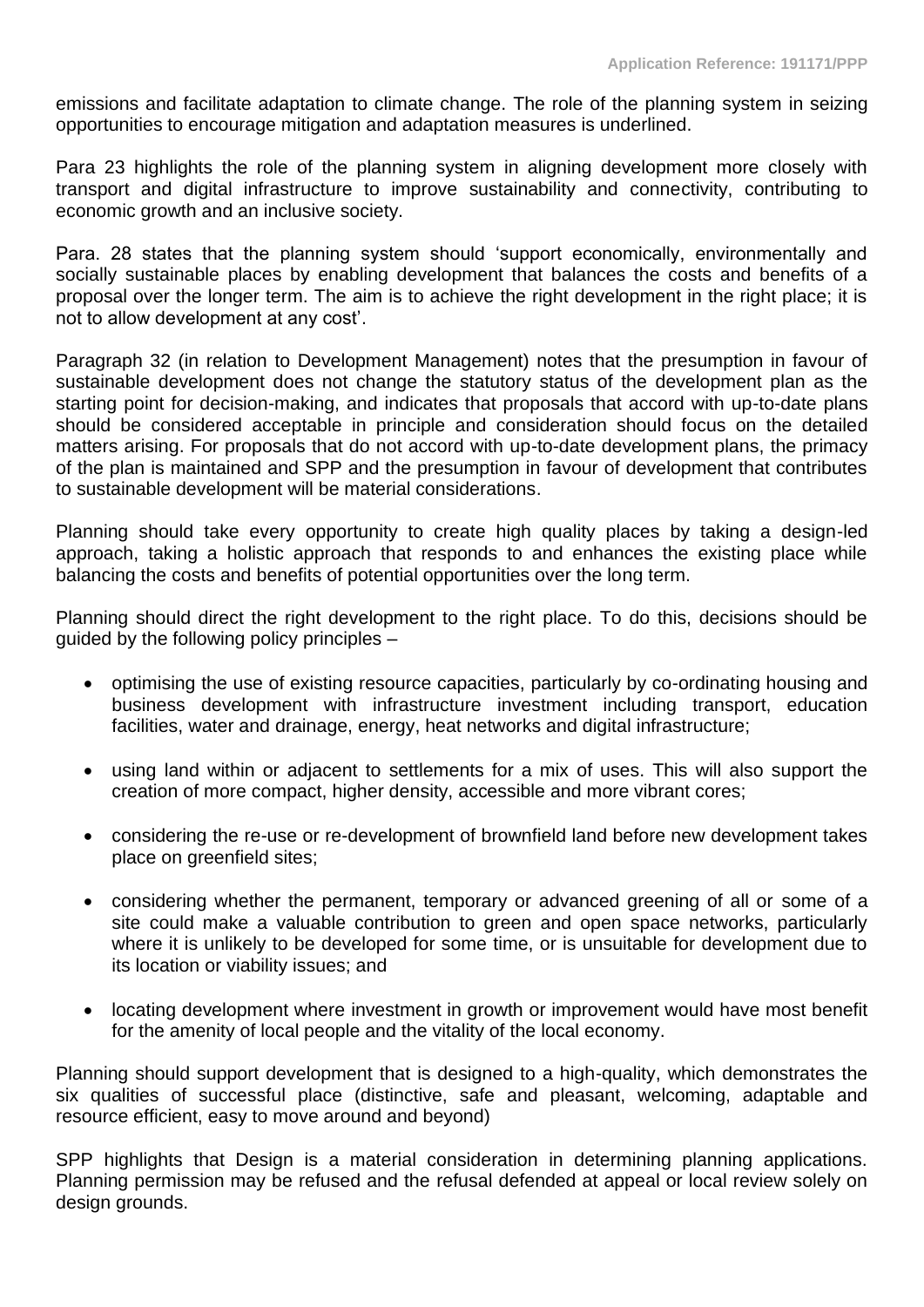emissions and facilitate adaptation to climate change. The role of the planning system in seizing opportunities to encourage mitigation and adaptation measures is underlined.

Para 23 highlights the role of the planning system in aligning development more closely with transport and digital infrastructure to improve sustainability and connectivity, contributing to economic growth and an inclusive society.

Para. 28 states that the planning system should 'support economically, environmentally and socially sustainable places by enabling development that balances the costs and benefits of a proposal over the longer term. The aim is to achieve the right development in the right place; it is not to allow development at any cost'.

Paragraph 32 (in relation to Development Management) notes that the presumption in favour of sustainable development does not change the statutory status of the development plan as the starting point for decision-making, and indicates that proposals that accord with up-to-date plans should be considered acceptable in principle and consideration should focus on the detailed matters arising. For proposals that do not accord with up-to-date development plans, the primacy of the plan is maintained and SPP and the presumption in favour of development that contributes to sustainable development will be material considerations.

Planning should take every opportunity to create high quality places by taking a design-led approach, taking a holistic approach that responds to and enhances the existing place while balancing the costs and benefits of potential opportunities over the long term.

Planning should direct the right development to the right place. To do this, decisions should be guided by the following policy principles –

- optimising the use of existing resource capacities, particularly by co-ordinating housing and business development with infrastructure investment including transport, education facilities, water and drainage, energy, heat networks and digital infrastructure;
- using land within or adjacent to settlements for a mix of uses. This will also support the creation of more compact, higher density, accessible and more vibrant cores;
- considering the re-use or re-development of brownfield land before new development takes place on greenfield sites;
- considering whether the permanent, temporary or advanced greening of all or some of a site could make a valuable contribution to green and open space networks, particularly where it is unlikely to be developed for some time, or is unsuitable for development due to its location or viability issues; and
- locating development where investment in growth or improvement would have most benefit for the amenity of local people and the vitality of the local economy.

Planning should support development that is designed to a high-quality, which demonstrates the six qualities of successful place (distinctive, safe and pleasant, welcoming, adaptable and resource efficient, easy to move around and beyond)

SPP highlights that Design is a material consideration in determining planning applications. Planning permission may be refused and the refusal defended at appeal or local review solely on design grounds.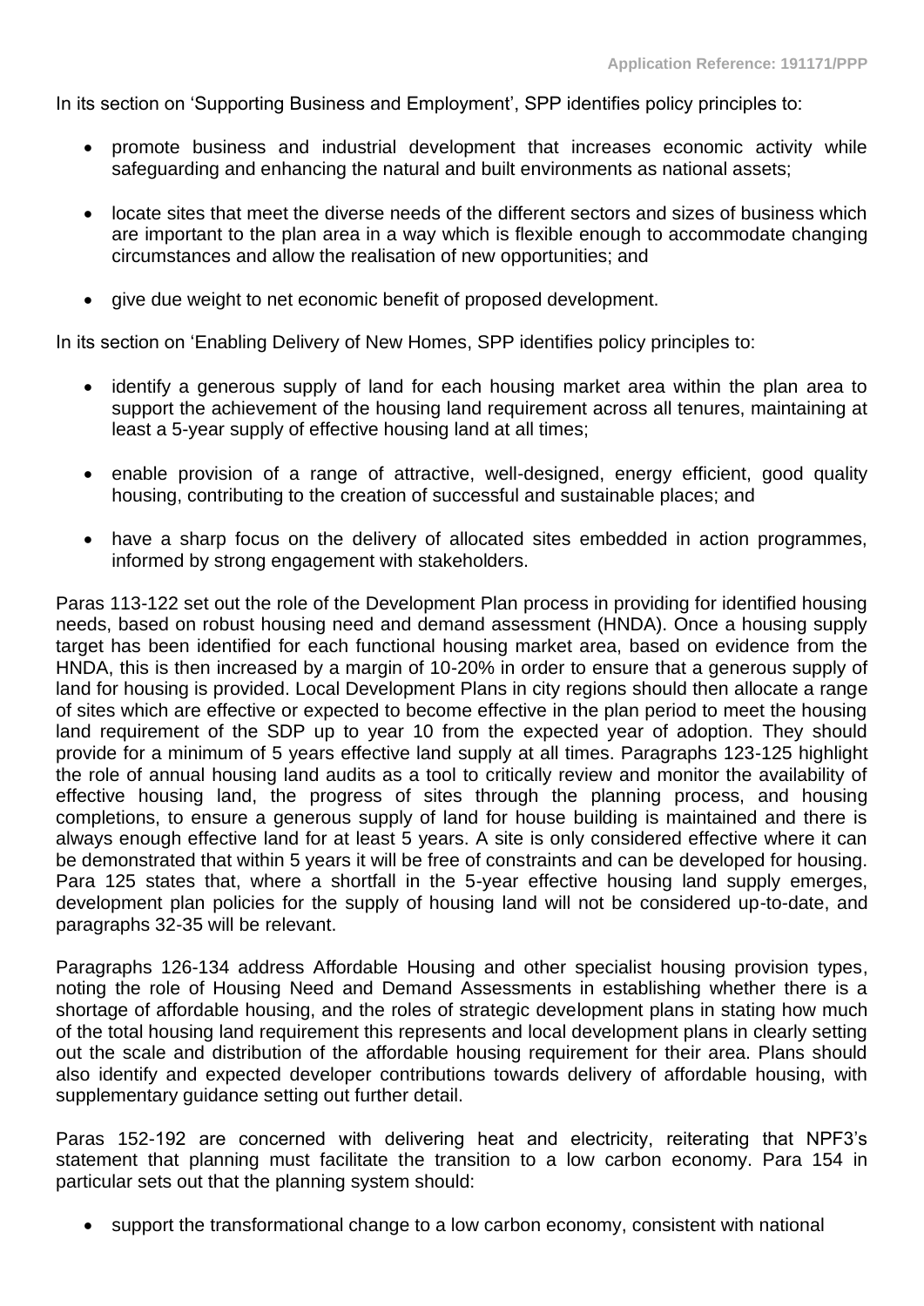In its section on 'Supporting Business and Employment', SPP identifies policy principles to:

- promote business and industrial development that increases economic activity while safeguarding and enhancing the natural and built environments as national assets;
- locate sites that meet the diverse needs of the different sectors and sizes of business which are important to the plan area in a way which is flexible enough to accommodate changing circumstances and allow the realisation of new opportunities; and
- give due weight to net economic benefit of proposed development.

In its section on 'Enabling Delivery of New Homes, SPP identifies policy principles to:

- identify a generous supply of land for each housing market area within the plan area to support the achievement of the housing land requirement across all tenures, maintaining at least a 5-year supply of effective housing land at all times;
- enable provision of a range of attractive, well-designed, energy efficient, good quality housing, contributing to the creation of successful and sustainable places; and
- have a sharp focus on the delivery of allocated sites embedded in action programmes, informed by strong engagement with stakeholders.

Paras 113-122 set out the role of the Development Plan process in providing for identified housing needs, based on robust housing need and demand assessment (HNDA). Once a housing supply target has been identified for each functional housing market area, based on evidence from the HNDA, this is then increased by a margin of 10-20% in order to ensure that a generous supply of land for housing is provided. Local Development Plans in city regions should then allocate a range of sites which are effective or expected to become effective in the plan period to meet the housing land requirement of the SDP up to year 10 from the expected year of adoption. They should provide for a minimum of 5 years effective land supply at all times. Paragraphs 123-125 highlight the role of annual housing land audits as a tool to critically review and monitor the availability of effective housing land, the progress of sites through the planning process, and housing completions, to ensure a generous supply of land for house building is maintained and there is always enough effective land for at least 5 years. A site is only considered effective where it can be demonstrated that within 5 years it will be free of constraints and can be developed for housing. Para 125 states that, where a shortfall in the 5-year effective housing land supply emerges, development plan policies for the supply of housing land will not be considered up-to-date, and paragraphs 32-35 will be relevant.

Paragraphs 126-134 address Affordable Housing and other specialist housing provision types, noting the role of Housing Need and Demand Assessments in establishing whether there is a shortage of affordable housing, and the roles of strategic development plans in stating how much of the total housing land requirement this represents and local development plans in clearly setting out the scale and distribution of the affordable housing requirement for their area. Plans should also identify and expected developer contributions towards delivery of affordable housing, with supplementary guidance setting out further detail.

Paras 152-192 are concerned with delivering heat and electricity, reiterating that NPF3's statement that planning must facilitate the transition to a low carbon economy. Para 154 in particular sets out that the planning system should:

- support the transformational change to a low carbon economy, consistent with national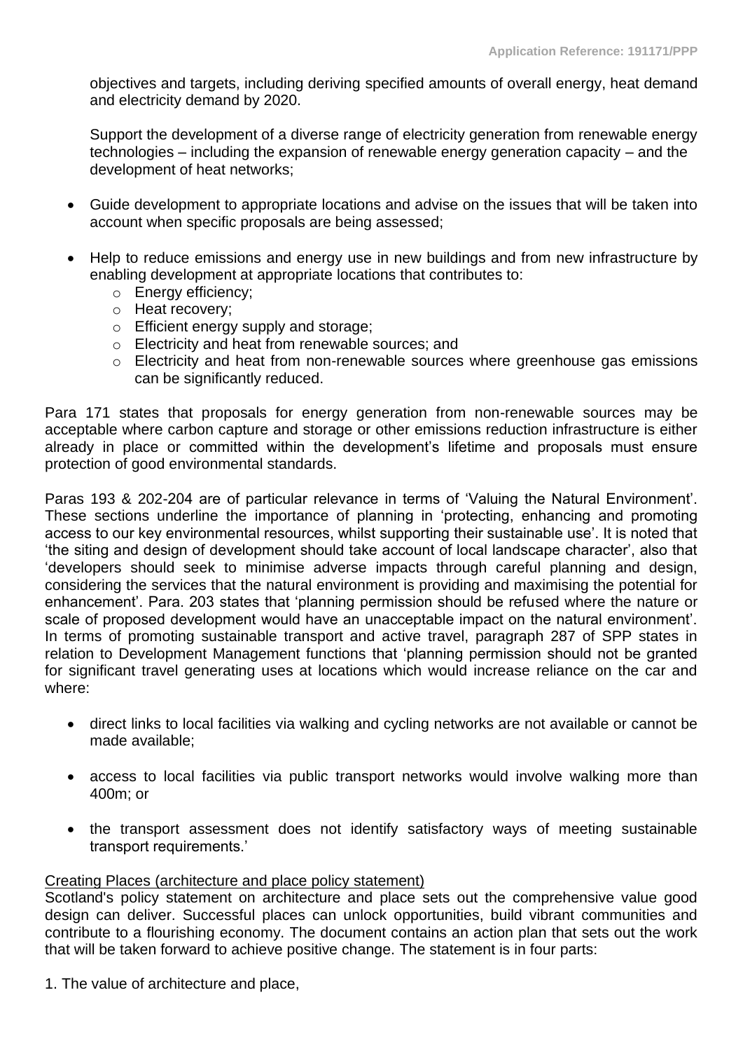objectives and targets, including deriving specified amounts of overall energy, heat demand and electricity demand by 2020.

Support the development of a diverse range of electricity generation from renewable energy technologies – including the expansion of renewable energy generation capacity – and the development of heat networks;

- Guide development to appropriate locations and advise on the issues that will be taken into account when specific proposals are being assessed;
- Help to reduce emissions and energy use in new buildings and from new infrastructure by enabling development at appropriate locations that contributes to:
  - Energy efficiency;
  - Heat recovery;
  - Efficient energy supply and storage;
  - Electricity and heat from renewable sources; and
  - Electricity and heat from non-renewable sources where greenhouse gas emissions can be significantly reduced.

Para 171 states that proposals for energy generation from non-renewable sources may be acceptable where carbon capture and storage or other emissions reduction infrastructure is either already in place or committed within the development's lifetime and proposals must ensure protection of good environmental standards.

Paras 193 & 202-204 are of particular relevance in terms of 'Valuing the Natural Environment'. These sections underline the importance of planning in 'protecting, enhancing and promoting access to our key environmental resources, whilst supporting their sustainable use'. It is noted that 'the siting and design of development should take account of local landscape character', also that 'developers should seek to minimise adverse impacts through careful planning and design, considering the services that the natural environment is providing and maximising the potential for enhancement'. Para. 203 states that 'planning permission should be refused where the nature or scale of proposed development would have an unacceptable impact on the natural environment'. In terms of promoting sustainable transport and active travel, paragraph 287 of SPP states in relation to Development Management functions that 'planning permission should not be granted for significant travel generating uses at locations which would increase reliance on the car and where:

- direct links to local facilities via walking and cycling networks are not available or cannot be made available;
- access to local facilities via public transport networks would involve walking more than 400m; or
- the transport assessment does not identify satisfactory ways of meeting sustainable transport requirements.'

Creating Places (architecture and place policy statement)

Scotland's policy statement on architecture and place sets out the comprehensive value good design can deliver. Successful places can unlock opportunities, build vibrant communities and contribute to a flourishing economy. The document contains an action plan that sets out the work that will be taken forward to achieve positive change. The statement is in four parts:

1. The value of architecture and place,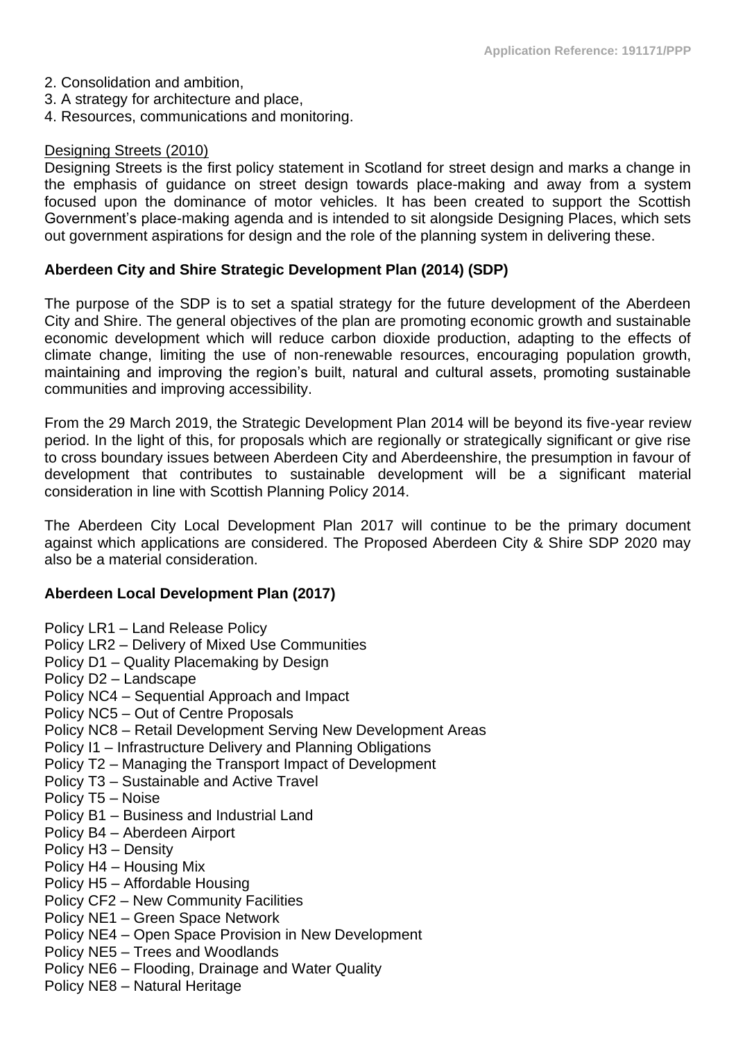2. Consolidation and ambition,
3. A strategy for architecture and place,
4. Resources, communications and monitoring.

Designing Streets (2010)

Designing Streets is the first policy statement in Scotland for street design and marks a change in the emphasis of guidance on street design towards place-making and away from a system focused upon the dominance of motor vehicles. It has been created to support the Scottish Government's place-making agenda and is intended to sit alongside Designing Places, which sets out government aspirations for design and the role of the planning system in delivering these.

**Aberdeen City and Shire Strategic Development Plan (2014) (SDP)**

The purpose of the SDP is to set a spatial strategy for the future development of the Aberdeen City and Shire. The general objectives of the plan are promoting economic growth and sustainable economic development which will reduce carbon dioxide production, adapting to the effects of climate change, limiting the use of non-renewable resources, encouraging population growth, maintaining and improving the region's built, natural and cultural assets, promoting sustainable communities and improving accessibility.

From the 29 March 2019, the Strategic Development Plan 2014 will be beyond its five-year review period. In the light of this, for proposals which are regionally or strategically significant or give rise to cross boundary issues between Aberdeen City and Aberdeenshire, the presumption in favour of development that contributes to sustainable development will be a significant material consideration in line with Scottish Planning Policy 2014.

The Aberdeen City Local Development Plan 2017 will continue to be the primary document against which applications are considered. The Proposed Aberdeen City & Shire SDP 2020 may also be a material consideration.

**Aberdeen Local Development Plan (2017)**

Policy LR1 – Land Release Policy
Policy LR2 – Delivery of Mixed Use Communities
Policy D1 – Quality Placemaking by Design
Policy D2 – Landscape
Policy NC4 – Sequential Approach and Impact
Policy NC5 – Out of Centre Proposals
Policy NC8 – Retail Development Serving New Development Areas
Policy I1 – Infrastructure Delivery and Planning Obligations
Policy T2 – Managing the Transport Impact of Development
Policy T3 – Sustainable and Active Travel
Policy T5 – Noise
Policy B1 – Business and Industrial Land
Policy B4 – Aberdeen Airport
Policy H3 – Density
Policy H4 – Housing Mix
Policy H5 – Affordable Housing
Policy CF2 – New Community Facilities
Policy NE1 – Green Space Network
Policy NE4 – Open Space Provision in New Development
Policy NE5 – Trees and Woodlands
Policy NE6 – Flooding, Drainage and Water Quality
Policy NE8 – Natural Heritage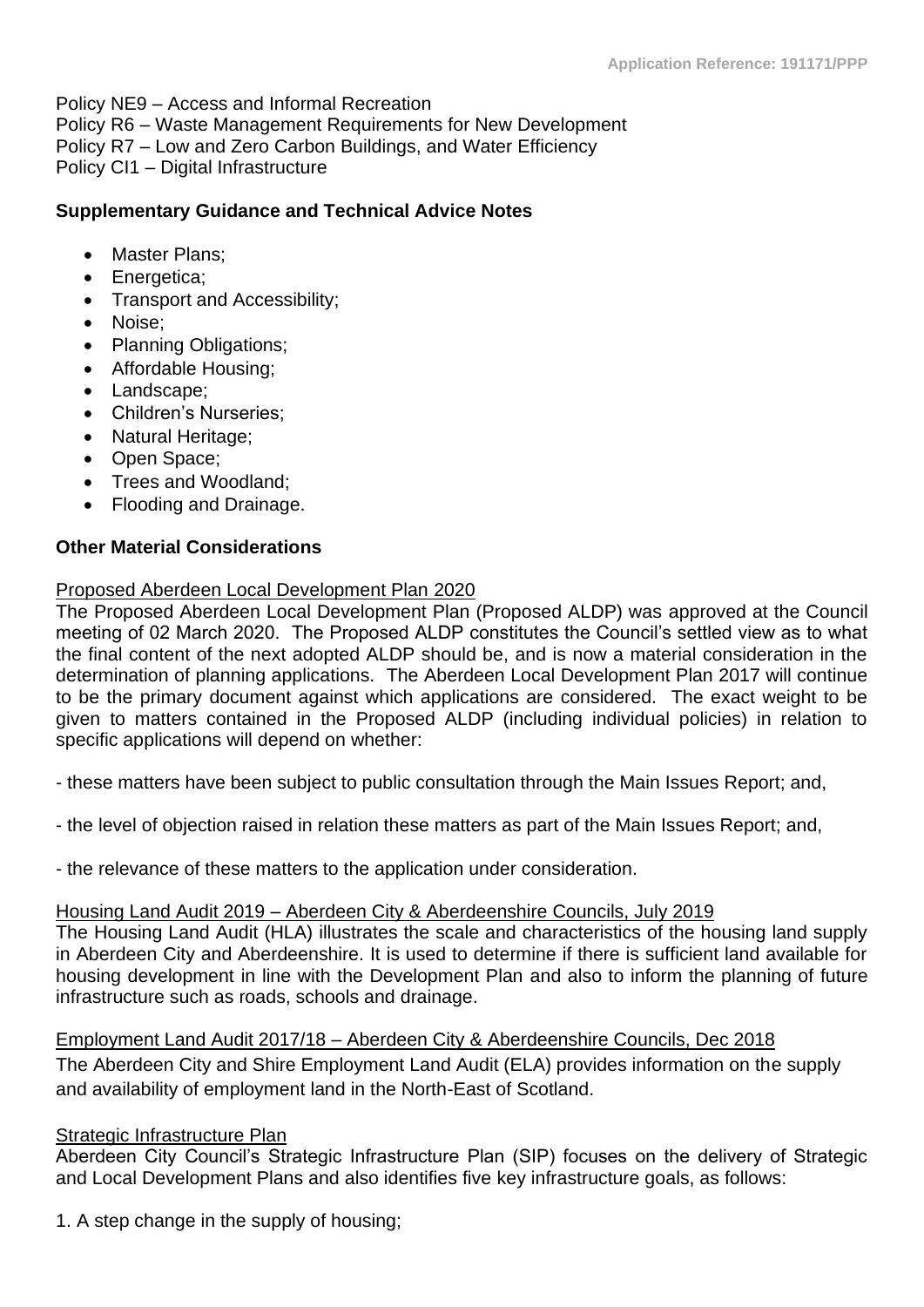Policy NE9 – Access and Informal Recreation
Policy R6 – Waste Management Requirements for New Development
Policy R7 – Low and Zero Carbon Buildings, and Water Efficiency
Policy CI1 – Digital Infrastructure

**Supplementary Guidance and Technical Advice Notes**

- Master Plans;
- Energetica;
- Transport and Accessibility;
- Noise;
- Planning Obligations;
- Affordable Housing;
- Landscape;
- Children's Nurseries;
- Natural Heritage;
- Open Space;
- Trees and Woodland;
- Flooding and Drainage.

**Other Material Considerations**

Proposed Aberdeen Local Development Plan 2020

The Proposed Aberdeen Local Development Plan (Proposed ALDP) was approved at the Council meeting of 02 March 2020. The Proposed ALDP constitutes the Council's settled view as to what the final content of the next adopted ALDP should be, and is now a material consideration in the determination of planning applications. The Aberdeen Local Development Plan 2017 will continue to be the primary document against which applications are considered. The exact weight to be given to matters contained in the Proposed ALDP (including individual policies) in relation to specific applications will depend on whether:

- these matters have been subject to public consultation through the Main Issues Report; and,

- the level of objection raised in relation these matters as part of the Main Issues Report; and,

- the relevance of these matters to the application under consideration.

Housing Land Audit 2019 – Aberdeen City & Aberdeenshire Councils, July 2019

The Housing Land Audit (HLA) illustrates the scale and characteristics of the housing land supply in Aberdeen City and Aberdeenshire. It is used to determine if there is sufficient land available for housing development in line with the Development Plan and also to inform the planning of future infrastructure such as roads, schools and drainage.

Employment Land Audit 2017/18 – Aberdeen City & Aberdeenshire Councils, Dec 2018

The Aberdeen City and Shire Employment Land Audit (ELA) provides information on the supply and availability of employment land in the North-East of Scotland.

Strategic Infrastructure Plan

Aberdeen City Council's Strategic Infrastructure Plan (SIP) focuses on the delivery of Strategic and Local Development Plans and also identifies five key infrastructure goals, as follows:

1. A step change in the supply of housing;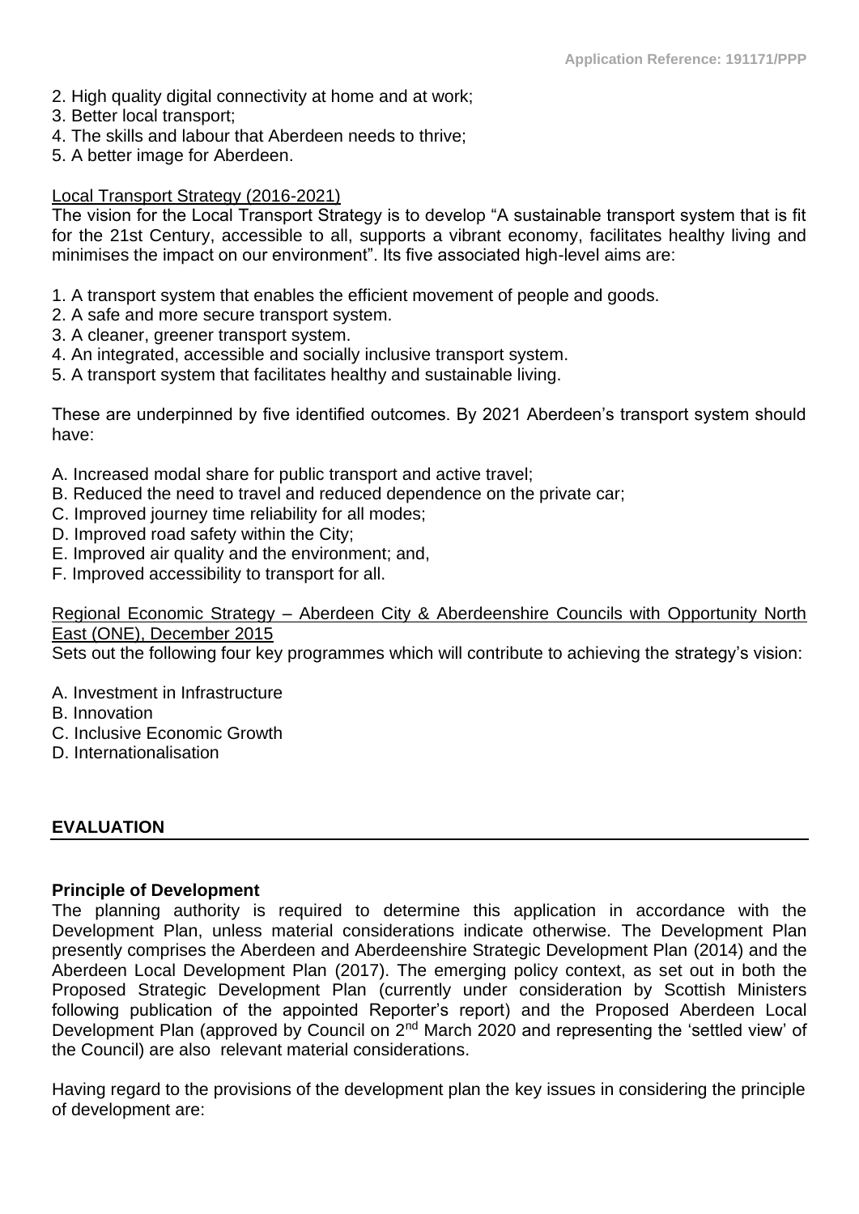2. High quality digital connectivity at home and at work;
3. Better local transport;
4. The skills and labour that Aberdeen needs to thrive;
5. A better image for Aberdeen.

<u>Local Transport Strategy (2016-2021)</u>

The vision for the Local Transport Strategy is to develop "A sustainable transport system that is fit for the 21st Century, accessible to all, supports a vibrant economy, facilitates healthy living and minimises the impact on our environment". Its five associated high-level aims are:

1. A transport system that enables the efficient movement of people and goods.
2. A safe and more secure transport system.
3. A cleaner, greener transport system.
4. An integrated, accessible and socially inclusive transport system.
5. A transport system that facilitates healthy and sustainable living.

These are underpinned by five identified outcomes. By 2021 Aberdeen's transport system should have:

A. Increased modal share for public transport and active travel;
B. Reduced the need to travel and reduced dependence on the private car;
C. Improved journey time reliability for all modes;
D. Improved road safety within the City;
E. Improved air quality and the environment; and,
F. Improved accessibility to transport for all.

<u>Regional Economic Strategy – Aberdeen City & Aberdeenshire Councils with Opportunity North East (ONE), December 2015</u>

Sets out the following four key programmes which will contribute to achieving the strategy's vision:

A. Investment in Infrastructure
B. Innovation
C. Inclusive Economic Growth
D. Internationalisation

## EVALUATION

**Principle of Development**

The planning authority is required to determine this application in accordance with the Development Plan, unless material considerations indicate otherwise. The Development Plan presently comprises the Aberdeen and Aberdeenshire Strategic Development Plan (2014) and the Aberdeen Local Development Plan (2017). The emerging policy context, as set out in both the Proposed Strategic Development Plan (currently under consideration by Scottish Ministers following publication of the appointed Reporter's report) and the Proposed Aberdeen Local Development Plan (approved by Council on 2nd March 2020 and representing the 'settled view' of the Council) are also relevant material considerations.

Having regard to the provisions of the development plan the key issues in considering the principle of development are: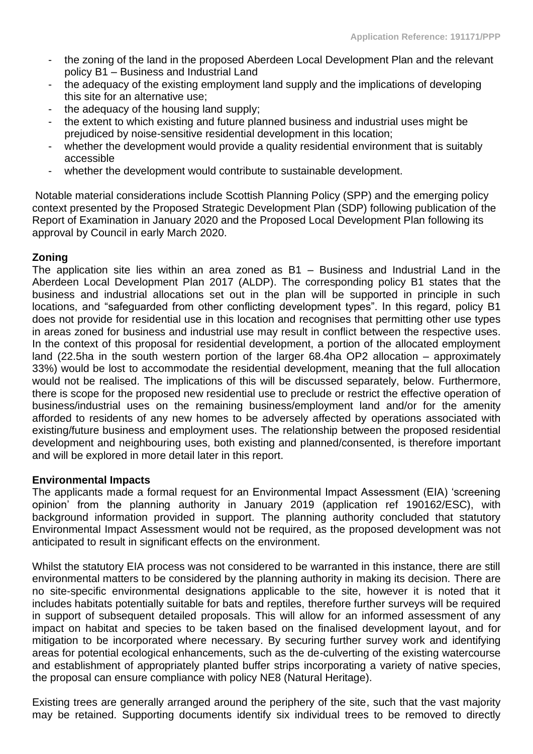- the zoning of the land in the proposed Aberdeen Local Development Plan and the relevant policy B1 – Business and Industrial Land
- the adequacy of the existing employment land supply and the implications of developing this site for an alternative use;
- the adequacy of the housing land supply;
- the extent to which existing and future planned business and industrial uses might be prejudiced by noise-sensitive residential development in this location;
- whether the development would provide a quality residential environment that is suitably accessible
- whether the development would contribute to sustainable development.

Notable material considerations include Scottish Planning Policy (SPP) and the emerging policy context presented by the Proposed Strategic Development Plan (SDP) following publication of the Report of Examination in January 2020 and the Proposed Local Development Plan following its approval by Council in early March 2020.

**Zoning**

The application site lies within an area zoned as B1 – Business and Industrial Land in the Aberdeen Local Development Plan 2017 (ALDP). The corresponding policy B1 states that the business and industrial allocations set out in the plan will be supported in principle in such locations, and "safeguarded from other conflicting development types". In this regard, policy B1 does not provide for residential use in this location and recognises that permitting other use types in areas zoned for business and industrial use may result in conflict between the respective uses. In the context of this proposal for residential development, a portion of the allocated employment land (22.5ha in the south western portion of the larger 68.4ha OP2 allocation – approximately 33%) would be lost to accommodate the residential development, meaning that the full allocation would not be realised. The implications of this will be discussed separately, below. Furthermore, there is scope for the proposed new residential use to preclude or restrict the effective operation of business/industrial uses on the remaining business/employment land and/or for the amenity afforded to residents of any new homes to be adversely affected by operations associated with existing/future business and employment uses. The relationship between the proposed residential development and neighbouring uses, both existing and planned/consented, is therefore important and will be explored in more detail later in this report.

**Environmental Impacts**

The applicants made a formal request for an Environmental Impact Assessment (EIA) 'screening opinion' from the planning authority in January 2019 (application ref 190162/ESC), with background information provided in support. The planning authority concluded that statutory Environmental Impact Assessment would not be required, as the proposed development was not anticipated to result in significant effects on the environment.

Whilst the statutory EIA process was not considered to be warranted in this instance, there are still environmental matters to be considered by the planning authority in making its decision. There are no site-specific environmental designations applicable to the site, however it is noted that it includes habitats potentially suitable for bats and reptiles, therefore further surveys will be required in support of subsequent detailed proposals. This will allow for an informed assessment of any impact on habitat and species to be taken based on the finalised development layout, and for mitigation to be incorporated where necessary. By securing further survey work and identifying areas for potential ecological enhancements, such as the de-culverting of the existing watercourse and establishment of appropriately planted buffer strips incorporating a variety of native species, the proposal can ensure compliance with policy NE8 (Natural Heritage).

Existing trees are generally arranged around the periphery of the site, such that the vast majority may be retained. Supporting documents identify six individual trees to be removed to directly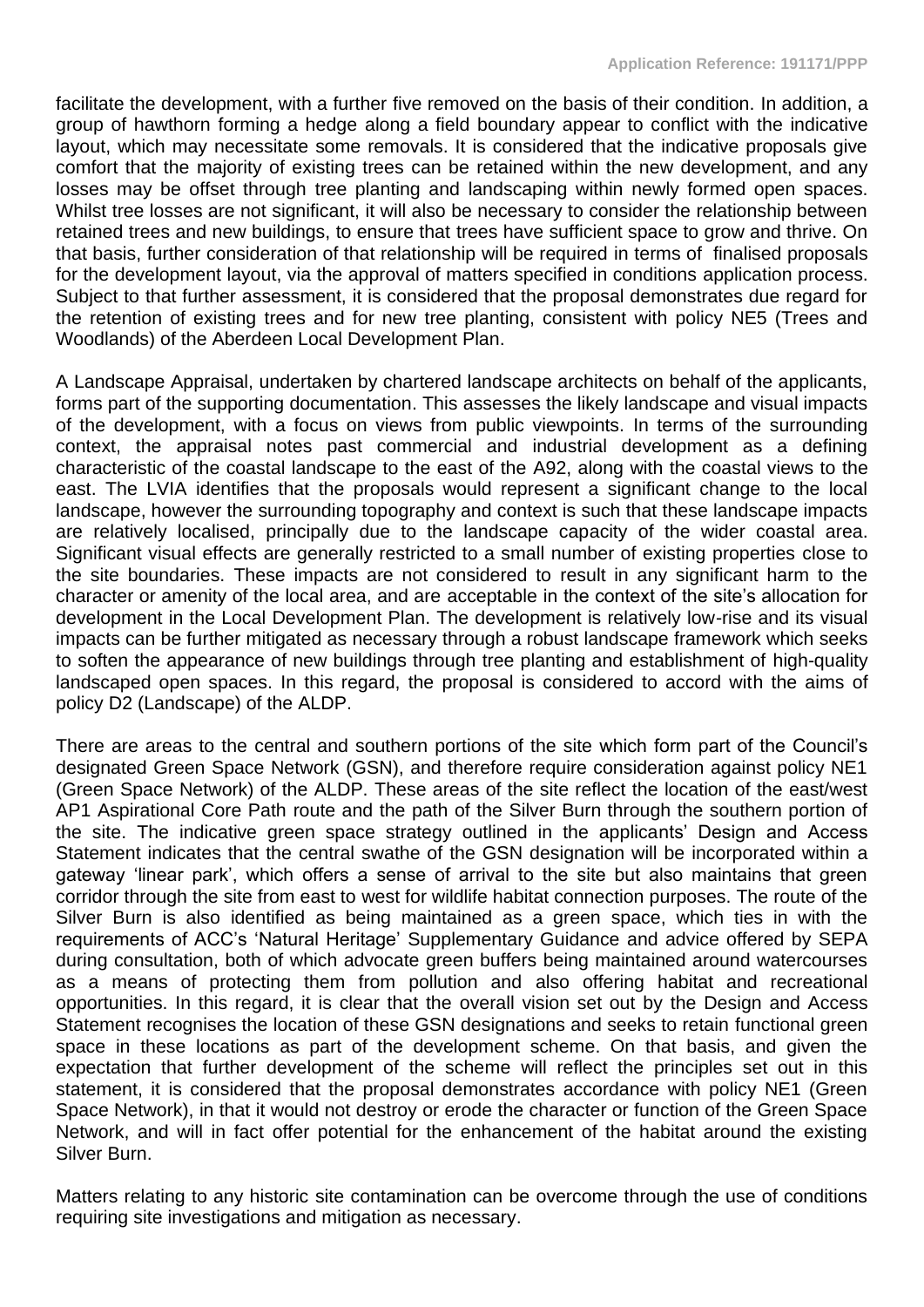facilitate the development, with a further five removed on the basis of their condition. In addition, a group of hawthorn forming a hedge along a field boundary appear to conflict with the indicative layout, which may necessitate some removals. It is considered that the indicative proposals give comfort that the majority of existing trees can be retained within the new development, and any losses may be offset through tree planting and landscaping within newly formed open spaces. Whilst tree losses are not significant, it will also be necessary to consider the relationship between retained trees and new buildings, to ensure that trees have sufficient space to grow and thrive. On that basis, further consideration of that relationship will be required in terms of finalised proposals for the development layout, via the approval of matters specified in conditions application process. Subject to that further assessment, it is considered that the proposal demonstrates due regard for the retention of existing trees and for new tree planting, consistent with policy NE5 (Trees and Woodlands) of the Aberdeen Local Development Plan.

A Landscape Appraisal, undertaken by chartered landscape architects on behalf of the applicants, forms part of the supporting documentation. This assesses the likely landscape and visual impacts of the development, with a focus on views from public viewpoints. In terms of the surrounding context, the appraisal notes past commercial and industrial development as a defining characteristic of the coastal landscape to the east of the A92, along with the coastal views to the east. The LVIA identifies that the proposals would represent a significant change to the local landscape, however the surrounding topography and context is such that these landscape impacts are relatively localised, principally due to the landscape capacity of the wider coastal area. Significant visual effects are generally restricted to a small number of existing properties close to the site boundaries. These impacts are not considered to result in any significant harm to the character or amenity of the local area, and are acceptable in the context of the site's allocation for development in the Local Development Plan. The development is relatively low-rise and its visual impacts can be further mitigated as necessary through a robust landscape framework which seeks to soften the appearance of new buildings through tree planting and establishment of high-quality landscaped open spaces. In this regard, the proposal is considered to accord with the aims of policy D2 (Landscape) of the ALDP.

There are areas to the central and southern portions of the site which form part of the Council's designated Green Space Network (GSN), and therefore require consideration against policy NE1 (Green Space Network) of the ALDP. These areas of the site reflect the location of the east/west AP1 Aspirational Core Path route and the path of the Silver Burn through the southern portion of the site. The indicative green space strategy outlined in the applicants' Design and Access Statement indicates that the central swathe of the GSN designation will be incorporated within a gateway 'linear park', which offers a sense of arrival to the site but also maintains that green corridor through the site from east to west for wildlife habitat connection purposes. The route of the Silver Burn is also identified as being maintained as a green space, which ties in with the requirements of ACC's 'Natural Heritage' Supplementary Guidance and advice offered by SEPA during consultation, both of which advocate green buffers being maintained around watercourses as a means of protecting them from pollution and also offering habitat and recreational opportunities. In this regard, it is clear that the overall vision set out by the Design and Access Statement recognises the location of these GSN designations and seeks to retain functional green space in these locations as part of the development scheme. On that basis, and given the expectation that further development of the scheme will reflect the principles set out in this statement, it is considered that the proposal demonstrates accordance with policy NE1 (Green Space Network), in that it would not destroy or erode the character or function of the Green Space Network, and will in fact offer potential for the enhancement of the habitat around the existing Silver Burn.

Matters relating to any historic site contamination can be overcome through the use of conditions requiring site investigations and mitigation as necessary.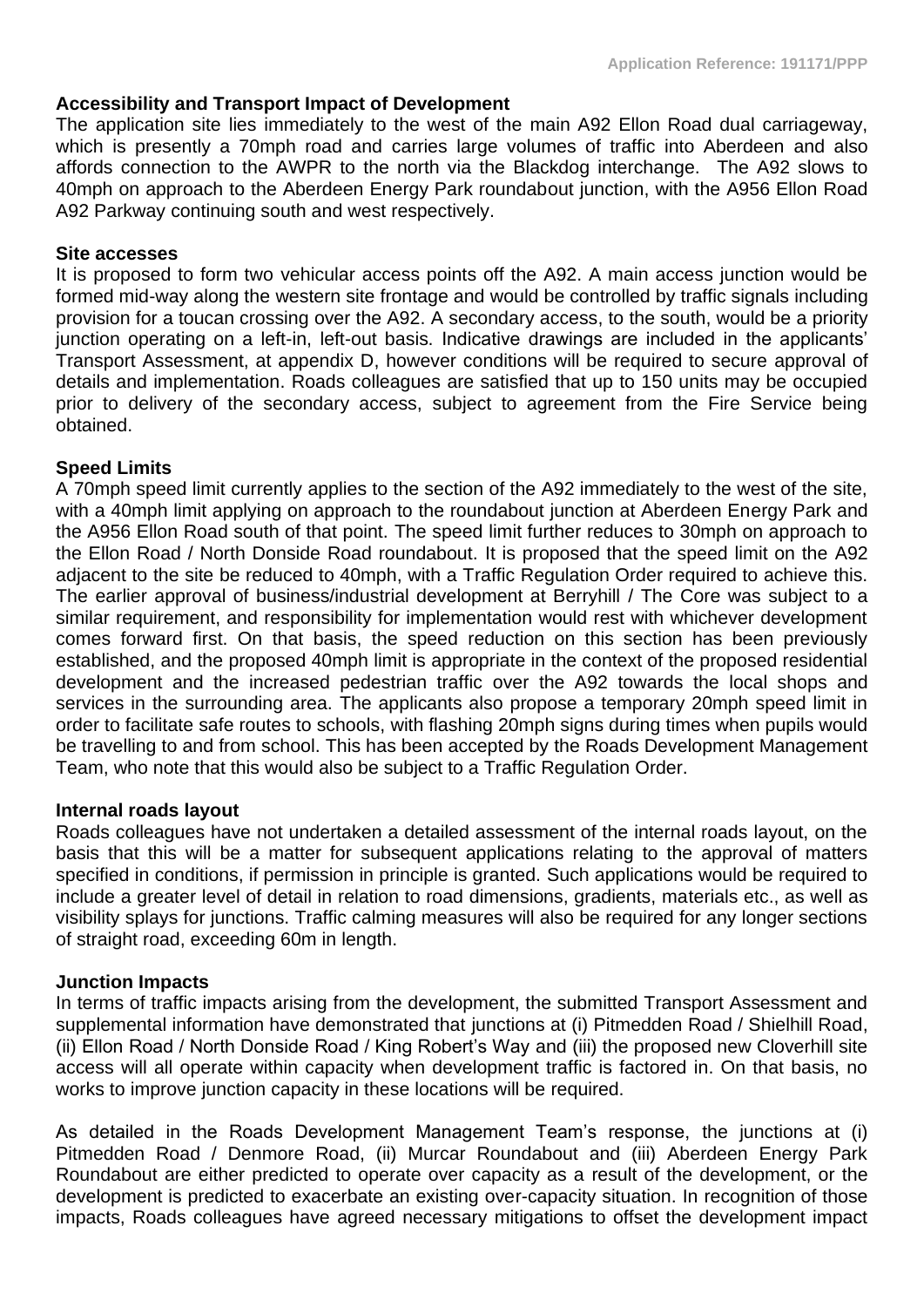### Accessibility and Transport Impact of Development

The application site lies immediately to the west of the main A92 Ellon Road dual carriageway, which is presently a 70mph road and carries large volumes of traffic into Aberdeen and also affords connection to the AWPR to the north via the Blackdog interchange. The A92 slows to 40mph on approach to the Aberdeen Energy Park roundabout junction, with the A956 Ellon Road A92 Parkway continuing south and west respectively.

### Site accesses

It is proposed to form two vehicular access points off the A92. A main access junction would be formed mid-way along the western site frontage and would be controlled by traffic signals including provision for a toucan crossing over the A92. A secondary access, to the south, would be a priority junction operating on a left-in, left-out basis. Indicative drawings are included in the applicants' Transport Assessment, at appendix D, however conditions will be required to secure approval of details and implementation. Roads colleagues are satisfied that up to 150 units may be occupied prior to delivery of the secondary access, subject to agreement from the Fire Service being obtained.

### Speed Limits

A 70mph speed limit currently applies to the section of the A92 immediately to the west of the site, with a 40mph limit applying on approach to the roundabout junction at Aberdeen Energy Park and the A956 Ellon Road south of that point. The speed limit further reduces to 30mph on approach to the Ellon Road / North Donside Road roundabout. It is proposed that the speed limit on the A92 adjacent to the site be reduced to 40mph, with a Traffic Regulation Order required to achieve this. The earlier approval of business/industrial development at Berryhill / The Core was subject to a similar requirement, and responsibility for implementation would rest with whichever development comes forward first. On that basis, the speed reduction on this section has been previously established, and the proposed 40mph limit is appropriate in the context of the proposed residential development and the increased pedestrian traffic over the A92 towards the local shops and services in the surrounding area. The applicants also propose a temporary 20mph speed limit in order to facilitate safe routes to schools, with flashing 20mph signs during times when pupils would be travelling to and from school. This has been accepted by the Roads Development Management Team, who note that this would also be subject to a Traffic Regulation Order.

### Internal roads layout

Roads colleagues have not undertaken a detailed assessment of the internal roads layout, on the basis that this will be a matter for subsequent applications relating to the approval of matters specified in conditions, if permission in principle is granted. Such applications would be required to include a greater level of detail in relation to road dimensions, gradients, materials etc., as well as visibility splays for junctions. Traffic calming measures will also be required for any longer sections of straight road, exceeding 60m in length.

### Junction Impacts

In terms of traffic impacts arising from the development, the submitted Transport Assessment and supplemental information have demonstrated that junctions at (i) Pitmedden Road / Shielhill Road, (ii) Ellon Road / North Donside Road / King Robert's Way and (iii) the proposed new Cloverhill site access will all operate within capacity when development traffic is factored in. On that basis, no works to improve junction capacity in these locations will be required.

As detailed in the Roads Development Management Team's response, the junctions at (i) Pitmedden Road / Denmore Road, (ii) Murcar Roundabout and (iii) Aberdeen Energy Park Roundabout are either predicted to operate over capacity as a result of the development, or the development is predicted to exacerbate an existing over-capacity situation. In recognition of those impacts, Roads colleagues have agreed necessary mitigations to offset the development impact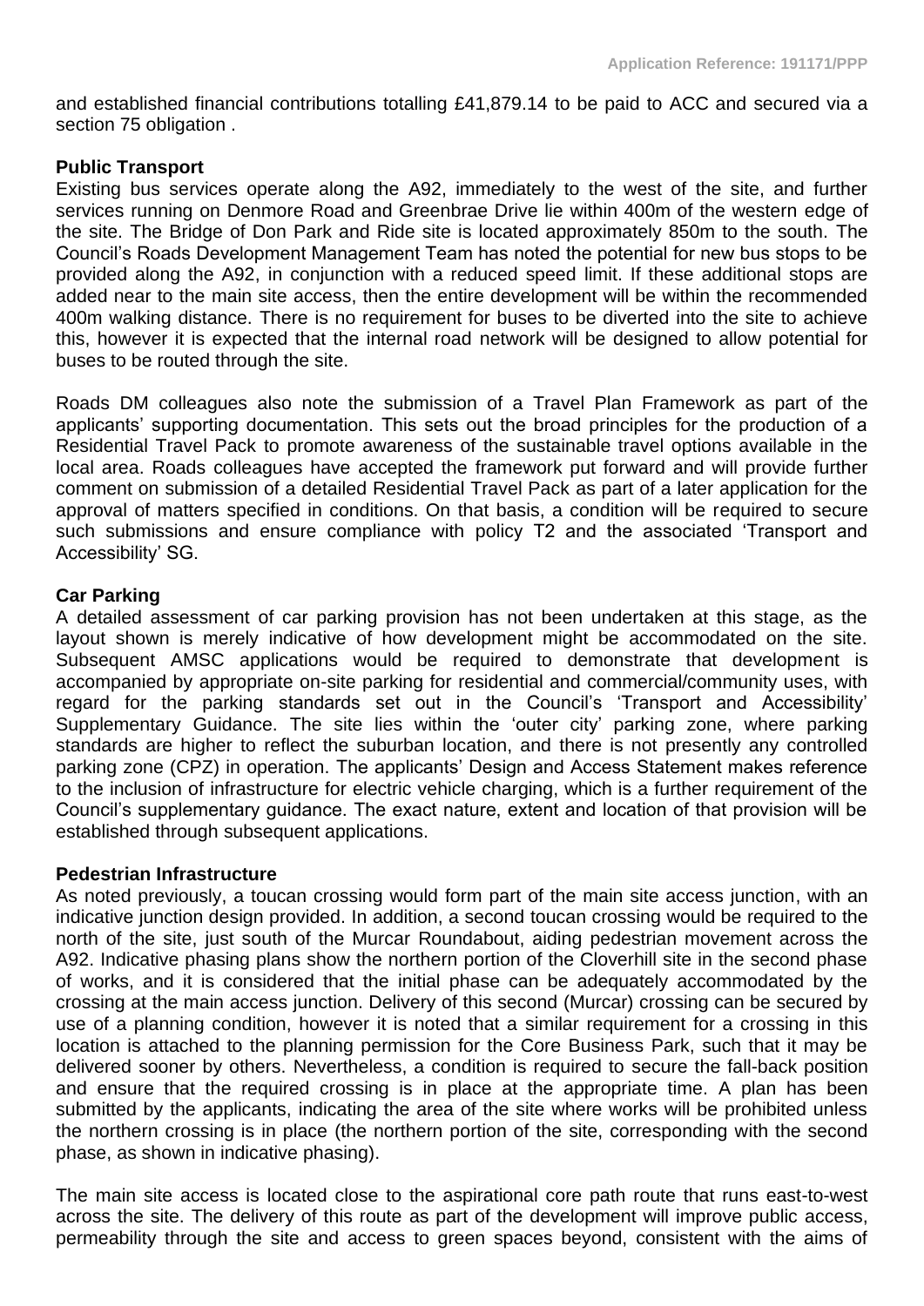and established financial contributions totalling £41,879.14 to be paid to ACC and secured via a section 75 obligation .

**Public Transport**

Existing bus services operate along the A92, immediately to the west of the site, and further services running on Denmore Road and Greenbrae Drive lie within 400m of the western edge of the site. The Bridge of Don Park and Ride site is located approximately 850m to the south. The Council's Roads Development Management Team has noted the potential for new bus stops to be provided along the A92, in conjunction with a reduced speed limit. If these additional stops are added near to the main site access, then the entire development will be within the recommended 400m walking distance. There is no requirement for buses to be diverted into the site to achieve this, however it is expected that the internal road network will be designed to allow potential for buses to be routed through the site.

Roads DM colleagues also note the submission of a Travel Plan Framework as part of the applicants' supporting documentation. This sets out the broad principles for the production of a Residential Travel Pack to promote awareness of the sustainable travel options available in the local area. Roads colleagues have accepted the framework put forward and will provide further comment on submission of a detailed Residential Travel Pack as part of a later application for the approval of matters specified in conditions. On that basis, a condition will be required to secure such submissions and ensure compliance with policy T2 and the associated 'Transport and Accessibility' SG.

**Car Parking**

A detailed assessment of car parking provision has not been undertaken at this stage, as the layout shown is merely indicative of how development might be accommodated on the site. Subsequent AMSC applications would be required to demonstrate that development is accompanied by appropriate on-site parking for residential and commercial/community uses, with regard for the parking standards set out in the Council's 'Transport and Accessibility' Supplementary Guidance. The site lies within the 'outer city' parking zone, where parking standards are higher to reflect the suburban location, and there is not presently any controlled parking zone (CPZ) in operation. The applicants' Design and Access Statement makes reference to the inclusion of infrastructure for electric vehicle charging, which is a further requirement of the Council's supplementary guidance. The exact nature, extent and location of that provision will be established through subsequent applications.

**Pedestrian Infrastructure**

As noted previously, a toucan crossing would form part of the main site access junction, with an indicative junction design provided. In addition, a second toucan crossing would be required to the north of the site, just south of the Murcar Roundabout, aiding pedestrian movement across the A92. Indicative phasing plans show the northern portion of the Cloverhill site in the second phase of works, and it is considered that the initial phase can be adequately accommodated by the crossing at the main access junction. Delivery of this second (Murcar) crossing can be secured by use of a planning condition, however it is noted that a similar requirement for a crossing in this location is attached to the planning permission for the Core Business Park, such that it may be delivered sooner by others. Nevertheless, a condition is required to secure the fall-back position and ensure that the required crossing is in place at the appropriate time. A plan has been submitted by the applicants, indicating the area of the site where works will be prohibited unless the northern crossing is in place (the northern portion of the site, corresponding with the second phase, as shown in indicative phasing).

The main site access is located close to the aspirational core path route that runs east-to-west across the site. The delivery of this route as part of the development will improve public access, permeability through the site and access to green spaces beyond, consistent with the aims of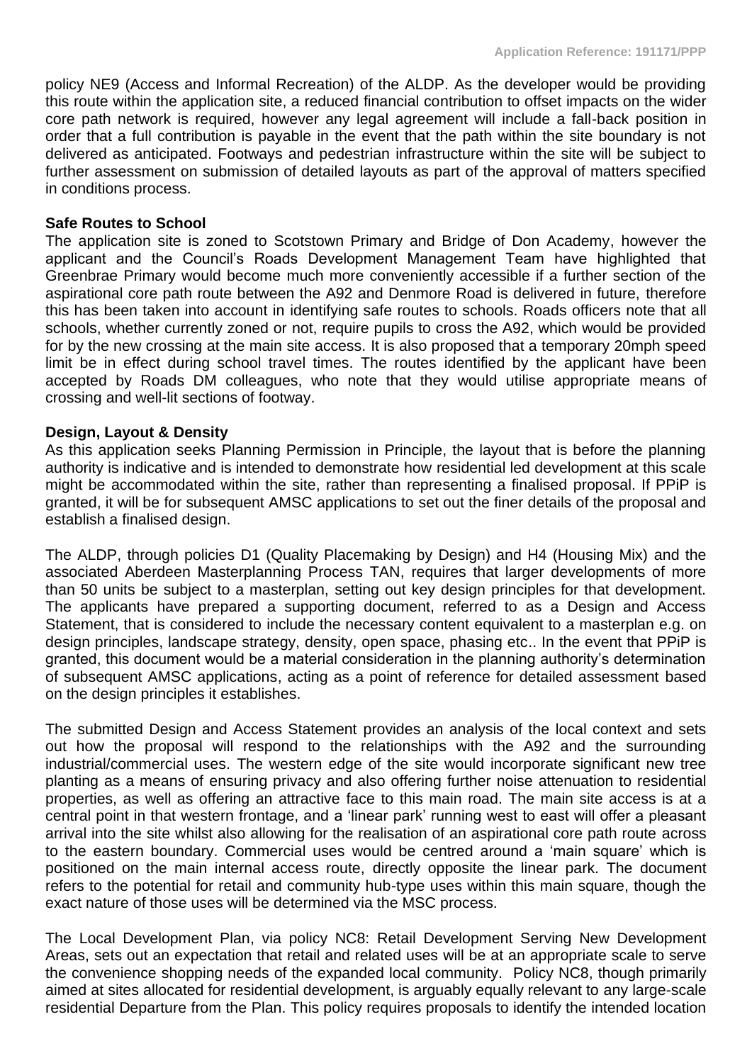policy NE9 (Access and Informal Recreation) of the ALDP. As the developer would be providing this route within the application site, a reduced financial contribution to offset impacts on the wider core path network is required, however any legal agreement will include a fall-back position in order that a full contribution is payable in the event that the path within the site boundary is not delivered as anticipated. Footways and pedestrian infrastructure within the site will be subject to further assessment on submission of detailed layouts as part of the approval of matters specified in conditions process.

**Safe Routes to School**

The application site is zoned to Scotstown Primary and Bridge of Don Academy, however the applicant and the Council's Roads Development Management Team have highlighted that Greenbrae Primary would become much more conveniently accessible if a further section of the aspirational core path route between the A92 and Denmore Road is delivered in future, therefore this has been taken into account in identifying safe routes to schools. Roads officers note that all schools, whether currently zoned or not, require pupils to cross the A92, which would be provided for by the new crossing at the main site access. It is also proposed that a temporary 20mph speed limit be in effect during school travel times. The routes identified by the applicant have been accepted by Roads DM colleagues, who note that they would utilise appropriate means of crossing and well-lit sections of footway.

**Design, Layout & Density**

As this application seeks Planning Permission in Principle, the layout that is before the planning authority is indicative and is intended to demonstrate how residential led development at this scale might be accommodated within the site, rather than representing a finalised proposal. If PPiP is granted, it will be for subsequent AMSC applications to set out the finer details of the proposal and establish a finalised design.

The ALDP, through policies D1 (Quality Placemaking by Design) and H4 (Housing Mix) and the associated Aberdeen Masterplanning Process TAN, requires that larger developments of more than 50 units be subject to a masterplan, setting out key design principles for that development. The applicants have prepared a supporting document, referred to as a Design and Access Statement, that is considered to include the necessary content equivalent to a masterplan e.g. on design principles, landscape strategy, density, open space, phasing etc.. In the event that PPiP is granted, this document would be a material consideration in the planning authority's determination of subsequent AMSC applications, acting as a point of reference for detailed assessment based on the design principles it establishes.

The submitted Design and Access Statement provides an analysis of the local context and sets out how the proposal will respond to the relationships with the A92 and the surrounding industrial/commercial uses. The western edge of the site would incorporate significant new tree planting as a means of ensuring privacy and also offering further noise attenuation to residential properties, as well as offering an attractive face to this main road. The main site access is at a central point in that western frontage, and a 'linear park' running west to east will offer a pleasant arrival into the site whilst also allowing for the realisation of an aspirational core path route across to the eastern boundary. Commercial uses would be centred around a 'main square' which is positioned on the main internal access route, directly opposite the linear park. The document refers to the potential for retail and community hub-type uses within this main square, though the exact nature of those uses will be determined via the MSC process.

The Local Development Plan, via policy NC8: Retail Development Serving New Development Areas, sets out an expectation that retail and related uses will be at an appropriate scale to serve the convenience shopping needs of the expanded local community. Policy NC8, though primarily aimed at sites allocated for residential development, is arguably equally relevant to any large-scale residential Departure from the Plan. This policy requires proposals to identify the intended location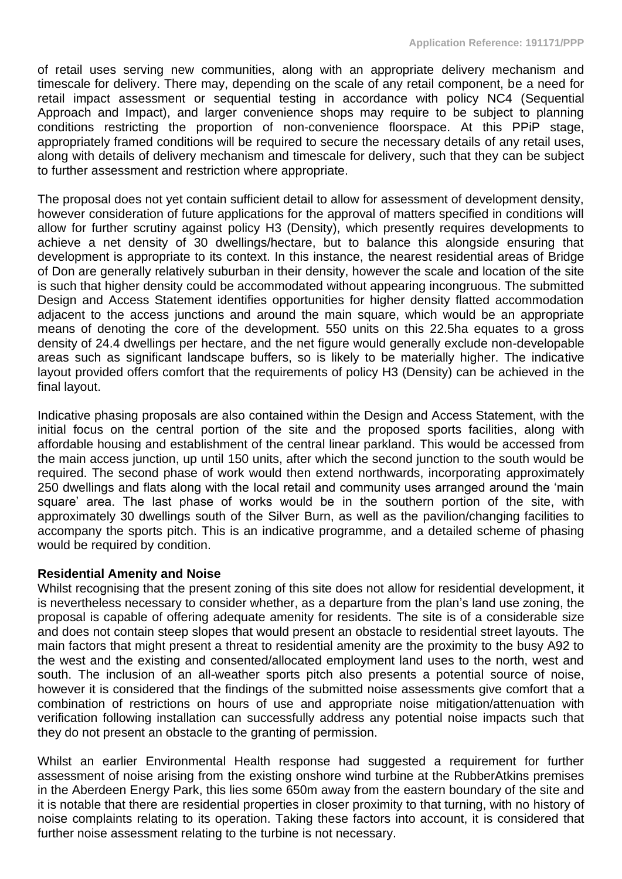of retail uses serving new communities, along with an appropriate delivery mechanism and timescale for delivery. There may, depending on the scale of any retail component, be a need for retail impact assessment or sequential testing in accordance with policy NC4 (Sequential Approach and Impact), and larger convenience shops may require to be subject to planning conditions restricting the proportion of non-convenience floorspace. At this PPiP stage, appropriately framed conditions will be required to secure the necessary details of any retail uses, along with details of delivery mechanism and timescale for delivery, such that they can be subject to further assessment and restriction where appropriate.

The proposal does not yet contain sufficient detail to allow for assessment of development density, however consideration of future applications for the approval of matters specified in conditions will allow for further scrutiny against policy H3 (Density), which presently requires developments to achieve a net density of 30 dwellings/hectare, but to balance this alongside ensuring that development is appropriate to its context. In this instance, the nearest residential areas of Bridge of Don are generally relatively suburban in their density, however the scale and location of the site is such that higher density could be accommodated without appearing incongruous. The submitted Design and Access Statement identifies opportunities for higher density flatted accommodation adjacent to the access junctions and around the main square, which would be an appropriate means of denoting the core of the development. 550 units on this 22.5ha equates to a gross density of 24.4 dwellings per hectare, and the net figure would generally exclude non-developable areas such as significant landscape buffers, so is likely to be materially higher. The indicative layout provided offers comfort that the requirements of policy H3 (Density) can be achieved in the final layout.

Indicative phasing proposals are also contained within the Design and Access Statement, with the initial focus on the central portion of the site and the proposed sports facilities, along with affordable housing and establishment of the central linear parkland. This would be accessed from the main access junction, up until 150 units, after which the second junction to the south would be required. The second phase of work would then extend northwards, incorporating approximately 250 dwellings and flats along with the local retail and community uses arranged around the 'main square' area. The last phase of works would be in the southern portion of the site, with approximately 30 dwellings south of the Silver Burn, as well as the pavilion/changing facilities to accompany the sports pitch. This is an indicative programme, and a detailed scheme of phasing would be required by condition.

**Residential Amenity and Noise**

Whilst recognising that the present zoning of this site does not allow for residential development, it is nevertheless necessary to consider whether, as a departure from the plan's land use zoning, the proposal is capable of offering adequate amenity for residents. The site is of a considerable size and does not contain steep slopes that would present an obstacle to residential street layouts. The main factors that might present a threat to residential amenity are the proximity to the busy A92 to the west and the existing and consented/allocated employment land uses to the north, west and south. The inclusion of an all-weather sports pitch also presents a potential source of noise, however it is considered that the findings of the submitted noise assessments give comfort that a combination of restrictions on hours of use and appropriate noise mitigation/attenuation with verification following installation can successfully address any potential noise impacts such that they do not present an obstacle to the granting of permission.

Whilst an earlier Environmental Health response had suggested a requirement for further assessment of noise arising from the existing onshore wind turbine at the RubberAtkins premises in the Aberdeen Energy Park, this lies some 650m away from the eastern boundary of the site and it is notable that there are residential properties in closer proximity to that turning, with no history of noise complaints relating to its operation. Taking these factors into account, it is considered that further noise assessment relating to the turbine is not necessary.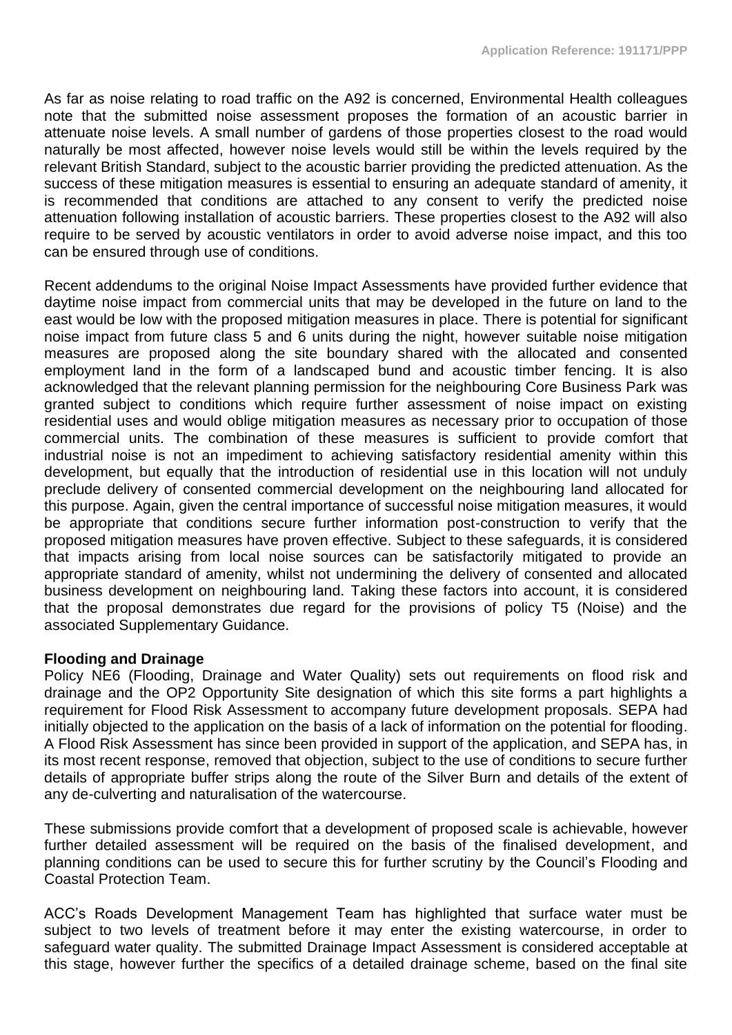As far as noise relating to road traffic on the A92 is concerned, Environmental Health colleagues note that the submitted noise assessment proposes the formation of an acoustic barrier in attenuate noise levels. A small number of gardens of those properties closest to the road would naturally be most affected, however noise levels would still be within the levels required by the relevant British Standard, subject to the acoustic barrier providing the predicted attenuation. As the success of these mitigation measures is essential to ensuring an adequate standard of amenity, it is recommended that conditions are attached to any consent to verify the predicted noise attenuation following installation of acoustic barriers. These properties closest to the A92 will also require to be served by acoustic ventilators in order to avoid adverse noise impact, and this too can be ensured through use of conditions.

Recent addendums to the original Noise Impact Assessments have provided further evidence that daytime noise impact from commercial units that may be developed in the future on land to the east would be low with the proposed mitigation measures in place. There is potential for significant noise impact from future class 5 and 6 units during the night, however suitable noise mitigation measures are proposed along the site boundary shared with the allocated and consented employment land in the form of a landscaped bund and acoustic timber fencing. It is also acknowledged that the relevant planning permission for the neighbouring Core Business Park was granted subject to conditions which require further assessment of noise impact on existing residential uses and would oblige mitigation measures as necessary prior to occupation of those commercial units. The combination of these measures is sufficient to provide comfort that industrial noise is not an impediment to achieving satisfactory residential amenity within this development, but equally that the introduction of residential use in this location will not unduly preclude delivery of consented commercial development on the neighbouring land allocated for this purpose. Again, given the central importance of successful noise mitigation measures, it would be appropriate that conditions secure further information post-construction to verify that the proposed mitigation measures have proven effective. Subject to these safeguards, it is considered that impacts arising from local noise sources can be satisfactorily mitigated to provide an appropriate standard of amenity, whilst not undermining the delivery of consented and allocated business development on neighbouring land. Taking these factors into account, it is considered that the proposal demonstrates due regard for the provisions of policy T5 (Noise) and the associated Supplementary Guidance.

**Flooding and Drainage**

Policy NE6 (Flooding, Drainage and Water Quality) sets out requirements on flood risk and drainage and the OP2 Opportunity Site designation of which this site forms a part highlights a requirement for Flood Risk Assessment to accompany future development proposals. SEPA had initially objected to the application on the basis of a lack of information on the potential for flooding. A Flood Risk Assessment has since been provided in support of the application, and SEPA has, in its most recent response, removed that objection, subject to the use of conditions to secure further details of appropriate buffer strips along the route of the Silver Burn and details of the extent of any de-culverting and naturalisation of the watercourse.

These submissions provide comfort that a development of proposed scale is achievable, however further detailed assessment will be required on the basis of the finalised development, and planning conditions can be used to secure this for further scrutiny by the Council's Flooding and Coastal Protection Team.

ACC's Roads Development Management Team has highlighted that surface water must be subject to two levels of treatment before it may enter the existing watercourse, in order to safeguard water quality. The submitted Drainage Impact Assessment is considered acceptable at this stage, however further the specifics of a detailed drainage scheme, based on the final site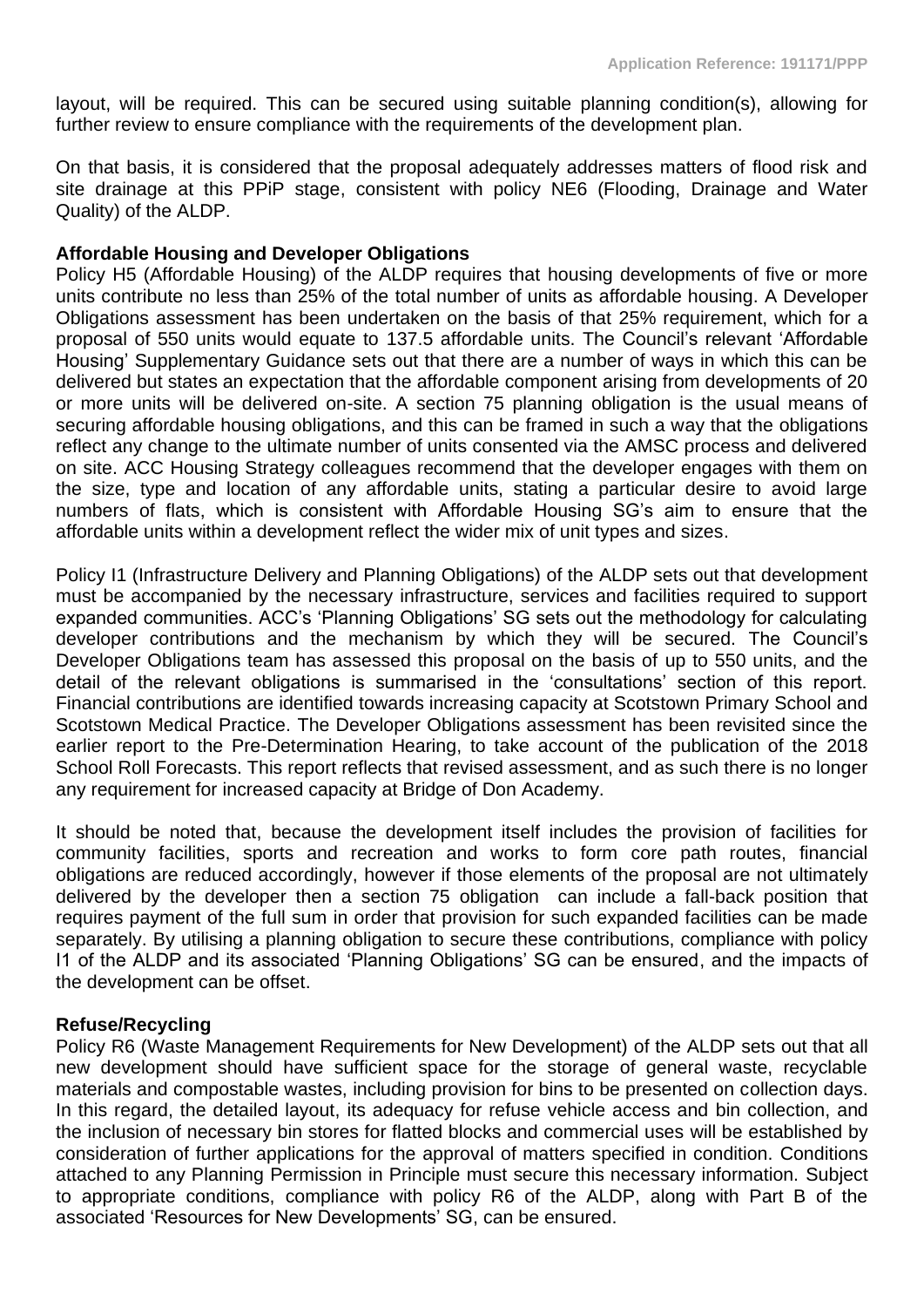layout, will be required. This can be secured using suitable planning condition(s), allowing for further review to ensure compliance with the requirements of the development plan.

On that basis, it is considered that the proposal adequately addresses matters of flood risk and site drainage at this PPiP stage, consistent with policy NE6 (Flooding, Drainage and Water Quality) of the ALDP.

**Affordable Housing and Developer Obligations**

Policy H5 (Affordable Housing) of the ALDP requires that housing developments of five or more units contribute no less than 25% of the total number of units as affordable housing. A Developer Obligations assessment has been undertaken on the basis of that 25% requirement, which for a proposal of 550 units would equate to 137.5 affordable units. The Council's relevant 'Affordable Housing' Supplementary Guidance sets out that there are a number of ways in which this can be delivered but states an expectation that the affordable component arising from developments of 20 or more units will be delivered on-site. A section 75 planning obligation is the usual means of securing affordable housing obligations, and this can be framed in such a way that the obligations reflect any change to the ultimate number of units consented via the AMSC process and delivered on site. ACC Housing Strategy colleagues recommend that the developer engages with them on the size, type and location of any affordable units, stating a particular desire to avoid large numbers of flats, which is consistent with Affordable Housing SG's aim to ensure that the affordable units within a development reflect the wider mix of unit types and sizes.

Policy I1 (Infrastructure Delivery and Planning Obligations) of the ALDP sets out that development must be accompanied by the necessary infrastructure, services and facilities required to support expanded communities. ACC's 'Planning Obligations' SG sets out the methodology for calculating developer contributions and the mechanism by which they will be secured. The Council's Developer Obligations team has assessed this proposal on the basis of up to 550 units, and the detail of the relevant obligations is summarised in the 'consultations' section of this report. Financial contributions are identified towards increasing capacity at Scotstown Primary School and Scotstown Medical Practice. The Developer Obligations assessment has been revisited since the earlier report to the Pre-Determination Hearing, to take account of the publication of the 2018 School Roll Forecasts. This report reflects that revised assessment, and as such there is no longer any requirement for increased capacity at Bridge of Don Academy.

It should be noted that, because the development itself includes the provision of facilities for community facilities, sports and recreation and works to form core path routes, financial obligations are reduced accordingly, however if those elements of the proposal are not ultimately delivered by the developer then a section 75 obligation can include a fall-back position that requires payment of the full sum in order that provision for such expanded facilities can be made separately. By utilising a planning obligation to secure these contributions, compliance with policy I1 of the ALDP and its associated 'Planning Obligations' SG can be ensured, and the impacts of the development can be offset.

**Refuse/Recycling**

Policy R6 (Waste Management Requirements for New Development) of the ALDP sets out that all new development should have sufficient space for the storage of general waste, recyclable materials and compostable wastes, including provision for bins to be presented on collection days. In this regard, the detailed layout, its adequacy for refuse vehicle access and bin collection, and the inclusion of necessary bin stores for flatted blocks and commercial uses will be established by consideration of further applications for the approval of matters specified in condition. Conditions attached to any Planning Permission in Principle must secure this necessary information. Subject to appropriate conditions, compliance with policy R6 of the ALDP, along with Part B of the associated 'Resources for New Developments' SG, can be ensured.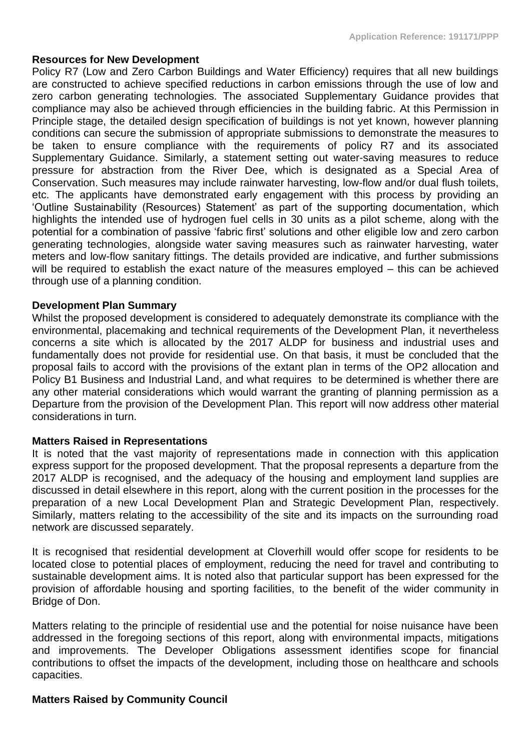**Resources for New Development**

Policy R7 (Low and Zero Carbon Buildings and Water Efficiency) requires that all new buildings are constructed to achieve specified reductions in carbon emissions through the use of low and zero carbon generating technologies. The associated Supplementary Guidance provides that compliance may also be achieved through efficiencies in the building fabric. At this Permission in Principle stage, the detailed design specification of buildings is not yet known, however planning conditions can secure the submission of appropriate submissions to demonstrate the measures to be taken to ensure compliance with the requirements of policy R7 and its associated Supplementary Guidance. Similarly, a statement setting out water-saving measures to reduce pressure for abstraction from the River Dee, which is designated as a Special Area of Conservation. Such measures may include rainwater harvesting, low-flow and/or dual flush toilets, etc. The applicants have demonstrated early engagement with this process by providing an 'Outline Sustainability (Resources) Statement' as part of the supporting documentation, which highlights the intended use of hydrogen fuel cells in 30 units as a pilot scheme, along with the potential for a combination of passive 'fabric first' solutions and other eligible low and zero carbon generating technologies, alongside water saving measures such as rainwater harvesting, water meters and low-flow sanitary fittings. The details provided are indicative, and further submissions will be required to establish the exact nature of the measures employed – this can be achieved through use of a planning condition.

**Development Plan Summary**

Whilst the proposed development is considered to adequately demonstrate its compliance with the environmental, placemaking and technical requirements of the Development Plan, it nevertheless concerns a site which is allocated by the 2017 ALDP for business and industrial uses and fundamentally does not provide for residential use. On that basis, it must be concluded that the proposal fails to accord with the provisions of the extant plan in terms of the OP2 allocation and Policy B1 Business and Industrial Land, and what requires to be determined is whether there are any other material considerations which would warrant the granting of planning permission as a Departure from the provision of the Development Plan. This report will now address other material considerations in turn.

**Matters Raised in Representations**

It is noted that the vast majority of representations made in connection with this application express support for the proposed development. That the proposal represents a departure from the 2017 ALDP is recognised, and the adequacy of the housing and employment land supplies are discussed in detail elsewhere in this report, along with the current position in the processes for the preparation of a new Local Development Plan and Strategic Development Plan, respectively. Similarly, matters relating to the accessibility of the site and its impacts on the surrounding road network are discussed separately.

It is recognised that residential development at Cloverhill would offer scope for residents to be located close to potential places of employment, reducing the need for travel and contributing to sustainable development aims. It is noted also that particular support has been expressed for the provision of affordable housing and sporting facilities, to the benefit of the wider community in Bridge of Don.

Matters relating to the principle of residential use and the potential for noise nuisance have been addressed in the foregoing sections of this report, along with environmental impacts, mitigations and improvements. The Developer Obligations assessment identifies scope for financial contributions to offset the impacts of the development, including those on healthcare and schools capacities.

**Matters Raised by Community Council**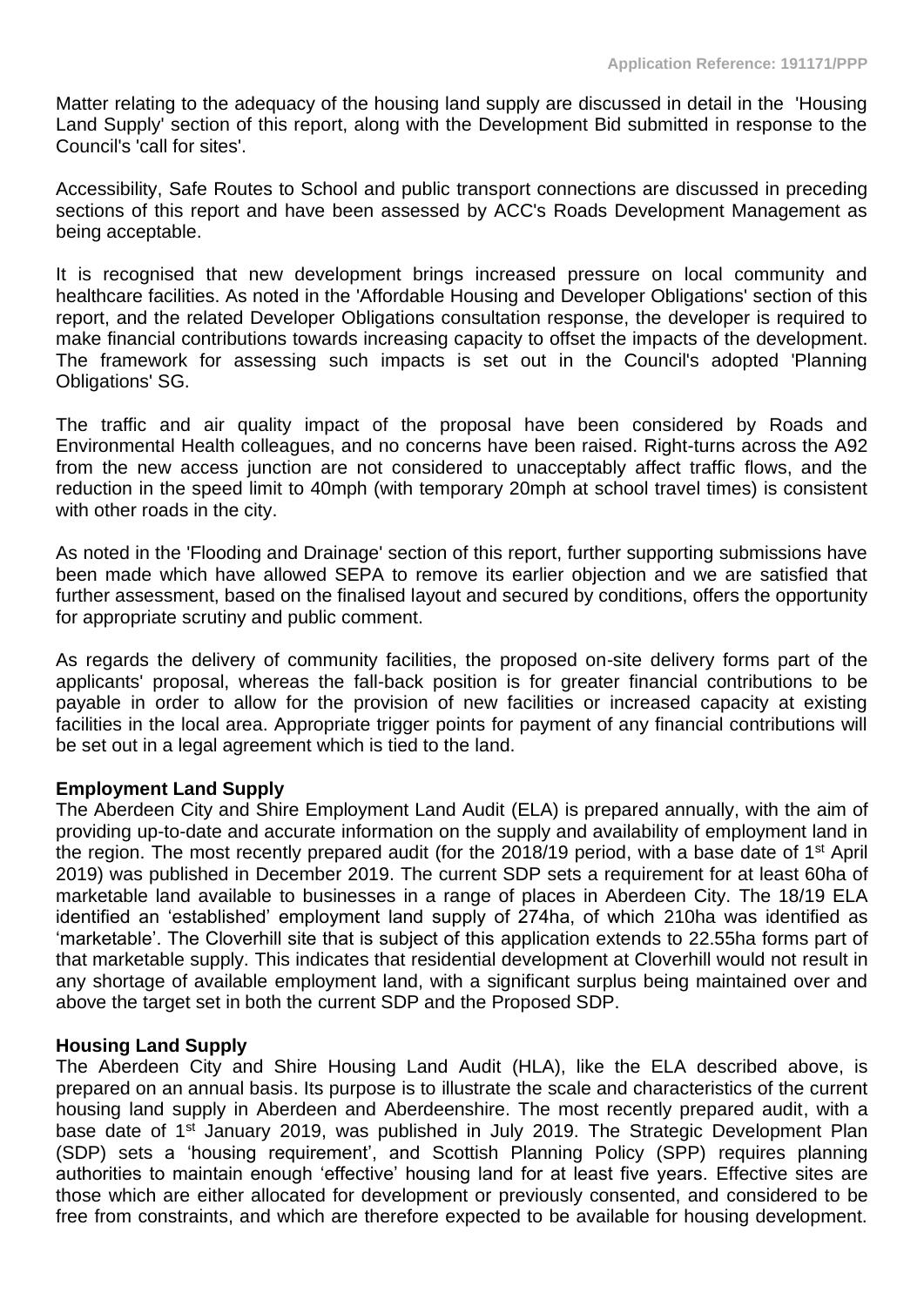Matter relating to the adequacy of the housing land supply are discussed in detail in the 'Housing Land Supply' section of this report, along with the Development Bid submitted in response to the Council's 'call for sites'.

Accessibility, Safe Routes to School and public transport connections are discussed in preceding sections of this report and have been assessed by ACC's Roads Development Management as being acceptable.

It is recognised that new development brings increased pressure on local community and healthcare facilities. As noted in the 'Affordable Housing and Developer Obligations' section of this report, and the related Developer Obligations consultation response, the developer is required to make financial contributions towards increasing capacity to offset the impacts of the development. The framework for assessing such impacts is set out in the Council's adopted 'Planning Obligations' SG.

The traffic and air quality impact of the proposal have been considered by Roads and Environmental Health colleagues, and no concerns have been raised. Right-turns across the A92 from the new access junction are not considered to unacceptably affect traffic flows, and the reduction in the speed limit to 40mph (with temporary 20mph at school travel times) is consistent with other roads in the city.

As noted in the 'Flooding and Drainage' section of this report, further supporting submissions have been made which have allowed SEPA to remove its earlier objection and we are satisfied that further assessment, based on the finalised layout and secured by conditions, offers the opportunity for appropriate scrutiny and public comment.

As regards the delivery of community facilities, the proposed on-site delivery forms part of the applicants' proposal, whereas the fall-back position is for greater financial contributions to be payable in order to allow for the provision of new facilities or increased capacity at existing facilities in the local area. Appropriate trigger points for payment of any financial contributions will be set out in a legal agreement which is tied to the land.

**Employment Land Supply**

The Aberdeen City and Shire Employment Land Audit (ELA) is prepared annually, with the aim of providing up-to-date and accurate information on the supply and availability of employment land in the region. The most recently prepared audit (for the 2018/19 period, with a base date of 1st April 2019) was published in December 2019. The current SDP sets a requirement for at least 60ha of marketable land available to businesses in a range of places in Aberdeen City. The 18/19 ELA identified an 'established' employment land supply of 274ha, of which 210ha was identified as 'marketable'. The Cloverhill site that is subject of this application extends to 22.55ha forms part of that marketable supply. This indicates that residential development at Cloverhill would not result in any shortage of available employment land, with a significant surplus being maintained over and above the target set in both the current SDP and the Proposed SDP.

**Housing Land Supply**

The Aberdeen City and Shire Housing Land Audit (HLA), like the ELA described above, is prepared on an annual basis. Its purpose is to illustrate the scale and characteristics of the current housing land supply in Aberdeen and Aberdeenshire. The most recently prepared audit, with a base date of 1st January 2019, was published in July 2019. The Strategic Development Plan (SDP) sets a 'housing requirement', and Scottish Planning Policy (SPP) requires planning authorities to maintain enough 'effective' housing land for at least five years. Effective sites are those which are either allocated for development or previously consented, and considered to be free from constraints, and which are therefore expected to be available for housing development.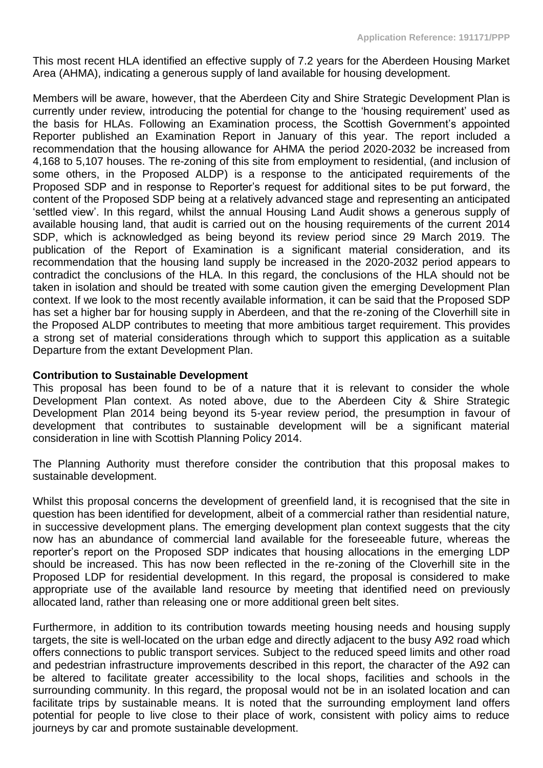This most recent HLA identified an effective supply of 7.2 years for the Aberdeen Housing Market Area (AHMA), indicating a generous supply of land available for housing development.

Members will be aware, however, that the Aberdeen City and Shire Strategic Development Plan is currently under review, introducing the potential for change to the 'housing requirement' used as the basis for HLAs. Following an Examination process, the Scottish Government's appointed Reporter published an Examination Report in January of this year. The report included a recommendation that the housing allowance for AHMA the period 2020-2032 be increased from 4,168 to 5,107 houses. The re-zoning of this site from employment to residential, (and inclusion of some others, in the Proposed ALDP) is a response to the anticipated requirements of the Proposed SDP and in response to Reporter's request for additional sites to be put forward, the content of the Proposed SDP being at a relatively advanced stage and representing an anticipated 'settled view'. In this regard, whilst the annual Housing Land Audit shows a generous supply of available housing land, that audit is carried out on the housing requirements of the current 2014 SDP, which is acknowledged as being beyond its review period since 29 March 2019. The publication of the Report of Examination is a significant material consideration, and its recommendation that the housing land supply be increased in the 2020-2032 period appears to contradict the conclusions of the HLA. In this regard, the conclusions of the HLA should not be taken in isolation and should be treated with some caution given the emerging Development Plan context. If we look to the most recently available information, it can be said that the Proposed SDP has set a higher bar for housing supply in Aberdeen, and that the re-zoning of the Cloverhill site in the Proposed ALDP contributes to meeting that more ambitious target requirement. This provides a strong set of material considerations through which to support this application as a suitable Departure from the extant Development Plan.

**Contribution to Sustainable Development**

This proposal has been found to be of a nature that it is relevant to consider the whole Development Plan context. As noted above, due to the Aberdeen City & Shire Strategic Development Plan 2014 being beyond its 5-year review period, the presumption in favour of development that contributes to sustainable development will be a significant material consideration in line with Scottish Planning Policy 2014.

The Planning Authority must therefore consider the contribution that this proposal makes to sustainable development.

Whilst this proposal concerns the development of greenfield land, it is recognised that the site in question has been identified for development, albeit of a commercial rather than residential nature, in successive development plans. The emerging development plan context suggests that the city now has an abundance of commercial land available for the foreseeable future, whereas the reporter's report on the Proposed SDP indicates that housing allocations in the emerging LDP should be increased. This has now been reflected in the re-zoning of the Cloverhill site in the Proposed LDP for residential development. In this regard, the proposal is considered to make appropriate use of the available land resource by meeting that identified need on previously allocated land, rather than releasing one or more additional green belt sites.

Furthermore, in addition to its contribution towards meeting housing needs and housing supply targets, the site is well-located on the urban edge and directly adjacent to the busy A92 road which offers connections to public transport services. Subject to the reduced speed limits and other road and pedestrian infrastructure improvements described in this report, the character of the A92 can be altered to facilitate greater accessibility to the local shops, facilities and schools in the surrounding community. In this regard, the proposal would not be in an isolated location and can facilitate trips by sustainable means. It is noted that the surrounding employment land offers potential for people to live close to their place of work, consistent with policy aims to reduce journeys by car and promote sustainable development.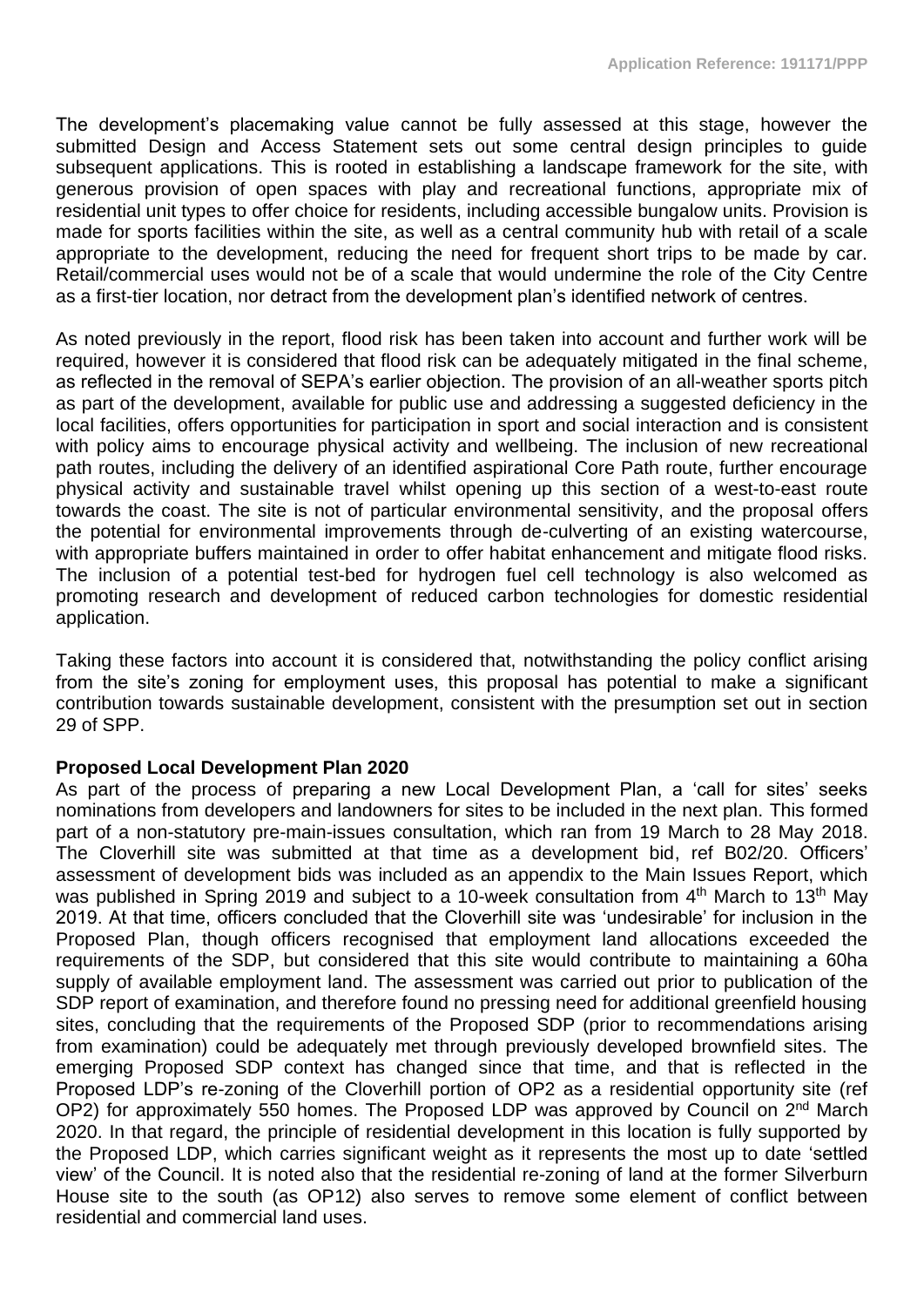The development's placemaking value cannot be fully assessed at this stage, however the submitted Design and Access Statement sets out some central design principles to guide subsequent applications. This is rooted in establishing a landscape framework for the site, with generous provision of open spaces with play and recreational functions, appropriate mix of residential unit types to offer choice for residents, including accessible bungalow units. Provision is made for sports facilities within the site, as well as a central community hub with retail of a scale appropriate to the development, reducing the need for frequent short trips to be made by car. Retail/commercial uses would not be of a scale that would undermine the role of the City Centre as a first-tier location, nor detract from the development plan's identified network of centres.

As noted previously in the report, flood risk has been taken into account and further work will be required, however it is considered that flood risk can be adequately mitigated in the final scheme, as reflected in the removal of SEPA's earlier objection. The provision of an all-weather sports pitch as part of the development, available for public use and addressing a suggested deficiency in the local facilities, offers opportunities for participation in sport and social interaction and is consistent with policy aims to encourage physical activity and wellbeing. The inclusion of new recreational path routes, including the delivery of an identified aspirational Core Path route, further encourage physical activity and sustainable travel whilst opening up this section of a west-to-east route towards the coast. The site is not of particular environmental sensitivity, and the proposal offers the potential for environmental improvements through de-culverting of an existing watercourse, with appropriate buffers maintained in order to offer habitat enhancement and mitigate flood risks. The inclusion of a potential test-bed for hydrogen fuel cell technology is also welcomed as promoting research and development of reduced carbon technologies for domestic residential application.

Taking these factors into account it is considered that, notwithstanding the policy conflict arising from the site's zoning for employment uses, this proposal has potential to make a significant contribution towards sustainable development, consistent with the presumption set out in section 29 of SPP.

**Proposed Local Development Plan 2020**

As part of the process of preparing a new Local Development Plan, a 'call for sites' seeks nominations from developers and landowners for sites to be included in the next plan. This formed part of a non-statutory pre-main-issues consultation, which ran from 19 March to 28 May 2018. The Cloverhill site was submitted at that time as a development bid, ref B02/20. Officers' assessment of development bids was included as an appendix to the Main Issues Report, which was published in Spring 2019 and subject to a 10-week consultation from 4th March to 13th May 2019. At that time, officers concluded that the Cloverhill site was 'undesirable' for inclusion in the Proposed Plan, though officers recognised that employment land allocations exceeded the requirements of the SDP, but considered that this site would contribute to maintaining a 60ha supply of available employment land. The assessment was carried out prior to publication of the SDP report of examination, and therefore found no pressing need for additional greenfield housing sites, concluding that the requirements of the Proposed SDP (prior to recommendations arising from examination) could be adequately met through previously developed brownfield sites. The emerging Proposed SDP context has changed since that time, and that is reflected in the Proposed LDP's re-zoning of the Cloverhill portion of OP2 as a residential opportunity site (ref OP2) for approximately 550 homes. The Proposed LDP was approved by Council on 2nd March 2020. In that regard, the principle of residential development in this location is fully supported by the Proposed LDP, which carries significant weight as it represents the most up to date 'settled view' of the Council. It is noted also that the residential re-zoning of land at the former Silverburn House site to the south (as OP12) also serves to remove some element of conflict between residential and commercial land uses.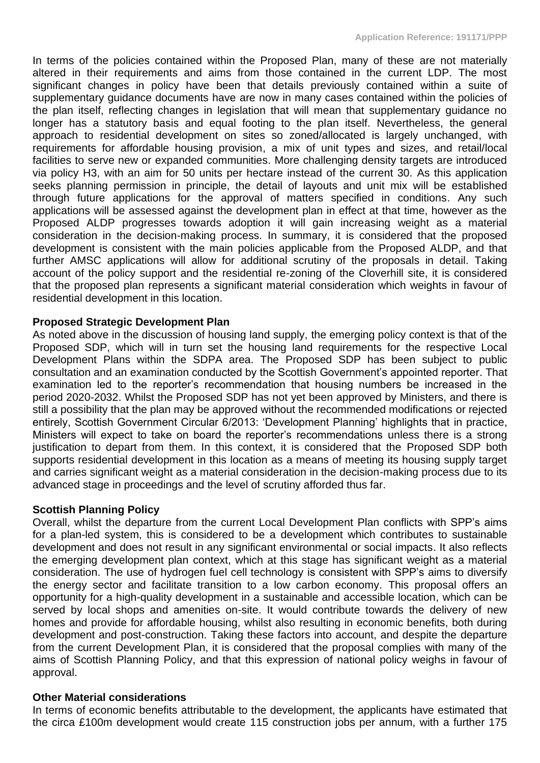In terms of the policies contained within the Proposed Plan, many of these are not materially altered in their requirements and aims from those contained in the current LDP. The most significant changes in policy have been that details previously contained within a suite of supplementary guidance documents have are now in many cases contained within the policies of the plan itself, reflecting changes in legislation that will mean that supplementary guidance no longer has a statutory basis and equal footing to the plan itself. Nevertheless, the general approach to residential development on sites so zoned/allocated is largely unchanged, with requirements for affordable housing provision, a mix of unit types and sizes, and retail/local facilities to serve new or expanded communities. More challenging density targets are introduced via policy H3, with an aim for 50 units per hectare instead of the current 30. As this application seeks planning permission in principle, the detail of layouts and unit mix will be established through future applications for the approval of matters specified in conditions. Any such applications will be assessed against the development plan in effect at that time, however as the Proposed ALDP progresses towards adoption it will gain increasing weight as a material consideration in the decision-making process. In summary, it is considered that the proposed development is consistent with the main policies applicable from the Proposed ALDP, and that further AMSC applications will allow for additional scrutiny of the proposals in detail. Taking account of the policy support and the residential re-zoning of the Cloverhill site, it is considered that the proposed plan represents a significant material consideration which weights in favour of residential development in this location.

**Proposed Strategic Development Plan**

As noted above in the discussion of housing land supply, the emerging policy context is that of the Proposed SDP, which will in turn set the housing land requirements for the respective Local Development Plans within the SDPA area. The Proposed SDP has been subject to public consultation and an examination conducted by the Scottish Government's appointed reporter. That examination led to the reporter's recommendation that housing numbers be increased in the period 2020-2032. Whilst the Proposed SDP has not yet been approved by Ministers, and there is still a possibility that the plan may be approved without the recommended modifications or rejected entirely, Scottish Government Circular 6/2013: 'Development Planning' highlights that in practice, Ministers will expect to take on board the reporter's recommendations unless there is a strong justification to depart from them. In this context, it is considered that the Proposed SDP both supports residential development in this location as a means of meeting its housing supply target and carries significant weight as a material consideration in the decision-making process due to its advanced stage in proceedings and the level of scrutiny afforded thus far.

**Scottish Planning Policy**

Overall, whilst the departure from the current Local Development Plan conflicts with SPP's aims for a plan-led system, this is considered to be a development which contributes to sustainable development and does not result in any significant environmental or social impacts. It also reflects the emerging development plan context, which at this stage has significant weight as a material consideration. The use of hydrogen fuel cell technology is consistent with SPP's aims to diversify the energy sector and facilitate transition to a low carbon economy. This proposal offers an opportunity for a high-quality development in a sustainable and accessible location, which can be served by local shops and amenities on-site. It would contribute towards the delivery of new homes and provide for affordable housing, whilst also resulting in economic benefits, both during development and post-construction. Taking these factors into account, and despite the departure from the current Development Plan, it is considered that the proposal complies with many of the aims of Scottish Planning Policy, and that this expression of national policy weighs in favour of approval.

**Other Material considerations**

In terms of economic benefits attributable to the development, the applicants have estimated that the circa £100m development would create 115 construction jobs per annum, with a further 175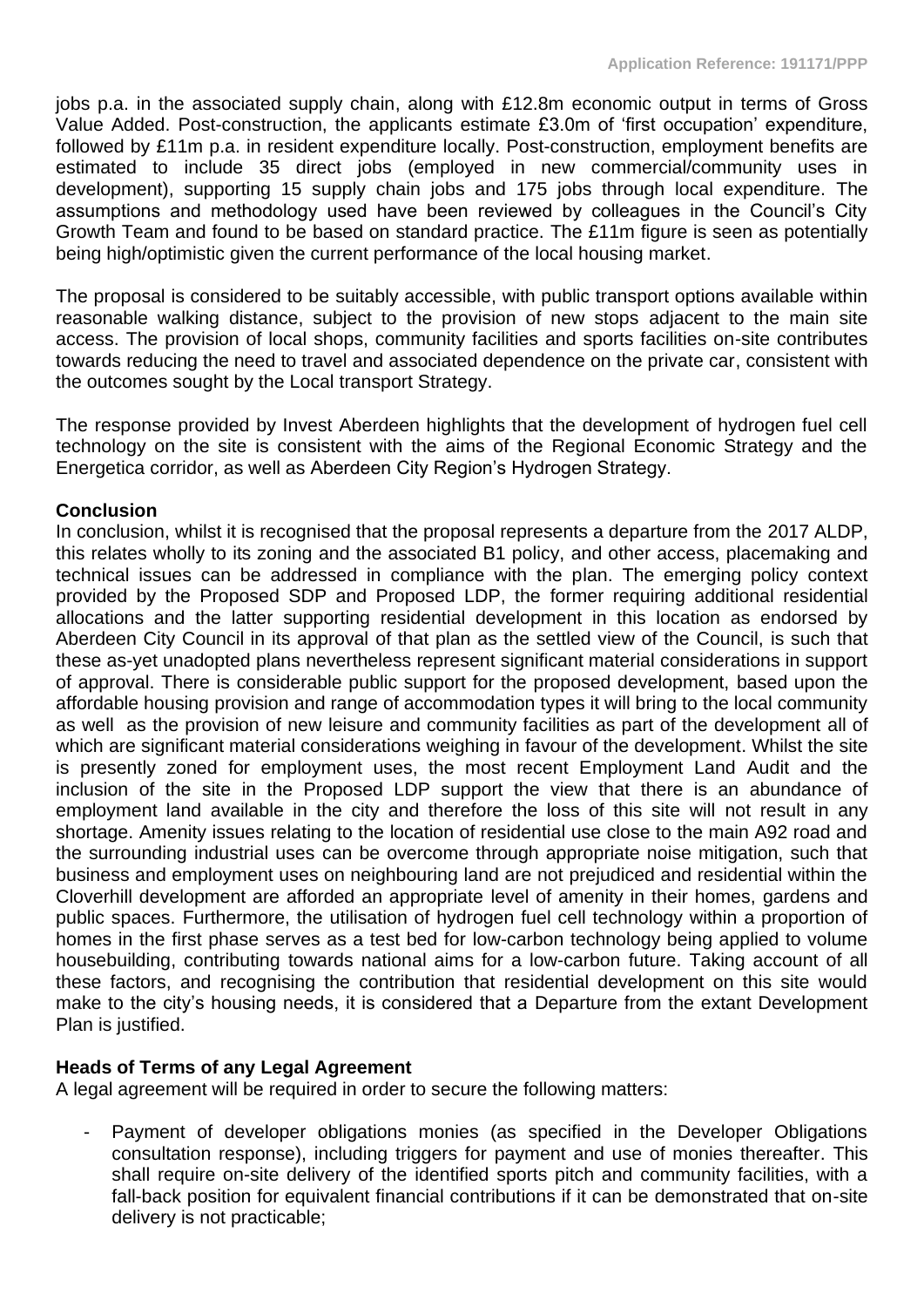jobs p.a. in the associated supply chain, along with £12.8m economic output in terms of Gross Value Added. Post-construction, the applicants estimate £3.0m of 'first occupation' expenditure, followed by £11m p.a. in resident expenditure locally. Post-construction, employment benefits are estimated to include 35 direct jobs (employed in new commercial/community uses in development), supporting 15 supply chain jobs and 175 jobs through local expenditure. The assumptions and methodology used have been reviewed by colleagues in the Council's City Growth Team and found to be based on standard practice. The £11m figure is seen as potentially being high/optimistic given the current performance of the local housing market.

The proposal is considered to be suitably accessible, with public transport options available within reasonable walking distance, subject to the provision of new stops adjacent to the main site access. The provision of local shops, community facilities and sports facilities on-site contributes towards reducing the need to travel and associated dependence on the private car, consistent with the outcomes sought by the Local transport Strategy.

The response provided by Invest Aberdeen highlights that the development of hydrogen fuel cell technology on the site is consistent with the aims of the Regional Economic Strategy and the Energetica corridor, as well as Aberdeen City Region's Hydrogen Strategy.

**Conclusion**

In conclusion, whilst it is recognised that the proposal represents a departure from the 2017 ALDP, this relates wholly to its zoning and the associated B1 policy, and other access, placemaking and technical issues can be addressed in compliance with the plan. The emerging policy context provided by the Proposed SDP and Proposed LDP, the former requiring additional residential allocations and the latter supporting residential development in this location as endorsed by Aberdeen City Council in its approval of that plan as the settled view of the Council, is such that these as-yet unadopted plans nevertheless represent significant material considerations in support of approval. There is considerable public support for the proposed development, based upon the affordable housing provision and range of accommodation types it will bring to the local community as well as the provision of new leisure and community facilities as part of the development all of which are significant material considerations weighing in favour of the development. Whilst the site is presently zoned for employment uses, the most recent Employment Land Audit and the inclusion of the site in the Proposed LDP support the view that there is an abundance of employment land available in the city and therefore the loss of this site will not result in any shortage. Amenity issues relating to the location of residential use close to the main A92 road and the surrounding industrial uses can be overcome through appropriate noise mitigation, such that business and employment uses on neighbouring land are not prejudiced and residential within the Cloverhill development are afforded an appropriate level of amenity in their homes, gardens and public spaces. Furthermore, the utilisation of hydrogen fuel cell technology within a proportion of homes in the first phase serves as a test bed for low-carbon technology being applied to volume housebuilding, contributing towards national aims for a low-carbon future. Taking account of all these factors, and recognising the contribution that residential development on this site would make to the city's housing needs, it is considered that a Departure from the extant Development Plan is justified.

**Heads of Terms of any Legal Agreement**

A legal agreement will be required in order to secure the following matters:

- Payment of developer obligations monies (as specified in the Developer Obligations consultation response), including triggers for payment and use of monies thereafter. This shall require on-site delivery of the identified sports pitch and community facilities, with a fall-back position for equivalent financial contributions if it can be demonstrated that on-site delivery is not practicable;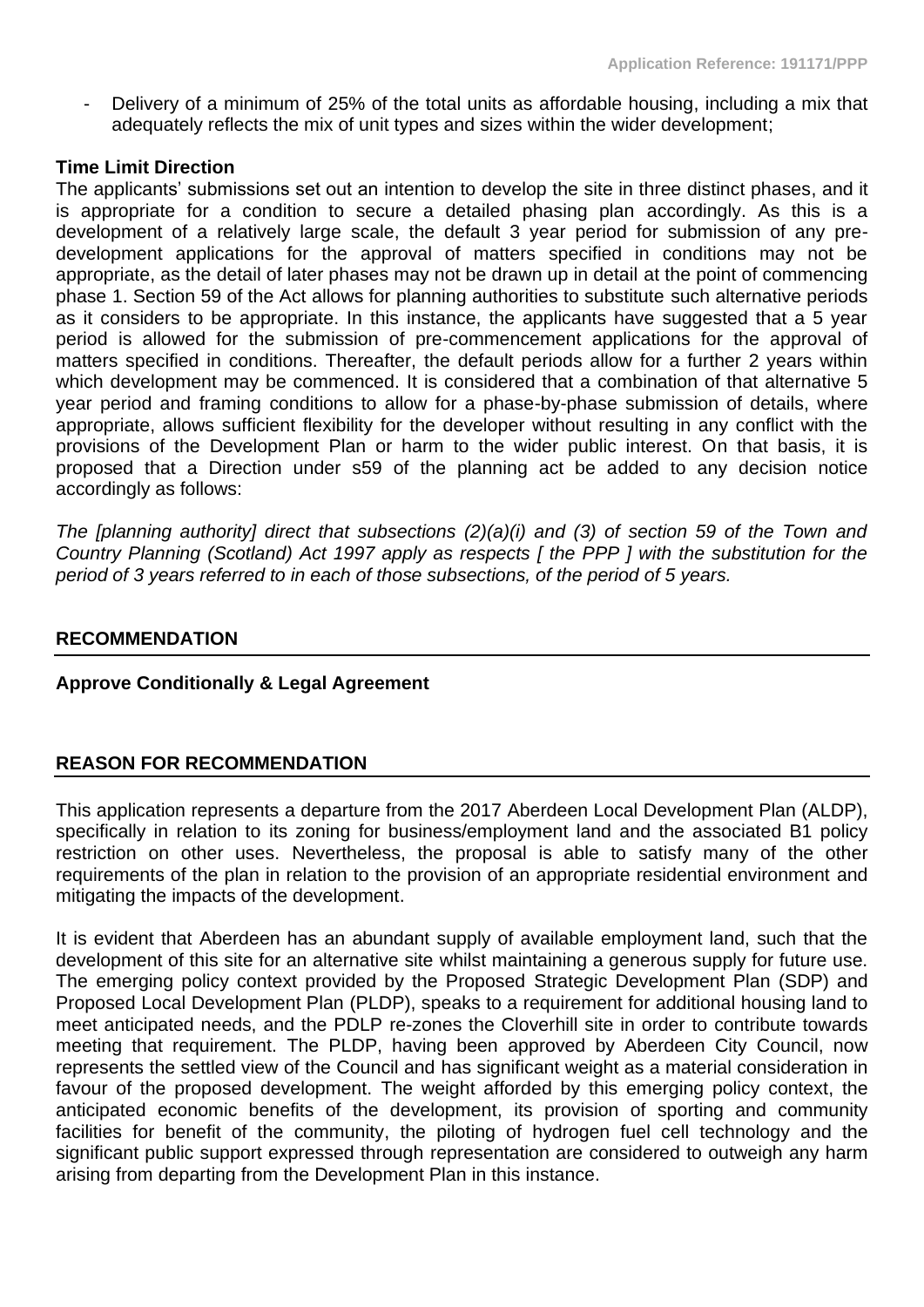- Delivery of a minimum of 25% of the total units as affordable housing, including a mix that adequately reflects the mix of unit types and sizes within the wider development;

**Time Limit Direction**

The applicants' submissions set out an intention to develop the site in three distinct phases, and it is appropriate for a condition to secure a detailed phasing plan accordingly. As this is a development of a relatively large scale, the default 3 year period for submission of any pre-development applications for the approval of matters specified in conditions may not be appropriate, as the detail of later phases may not be drawn up in detail at the point of commencing phase 1. Section 59 of the Act allows for planning authorities to substitute such alternative periods as it considers to be appropriate. In this instance, the applicants have suggested that a 5 year period is allowed for the submission of pre-commencement applications for the approval of matters specified in conditions. Thereafter, the default periods allow for a further 2 years within which development may be commenced. It is considered that a combination of that alternative 5 year period and framing conditions to allow for a phase-by-phase submission of details, where appropriate, allows sufficient flexibility for the developer without resulting in any conflict with the provisions of the Development Plan or harm to the wider public interest. On that basis, it is proposed that a Direction under s59 of the planning act be added to any decision notice accordingly as follows:

*The [planning authority] direct that subsections (2)(a)(i) and (3) of section 59 of the Town and Country Planning (Scotland) Act 1997 apply as respects [ the PPP ] with the substitution for the period of 3 years referred to in each of those subsections, of the period of 5 years.*

## RECOMMENDATION

**Approve Conditionally & Legal Agreement**

## REASON FOR RECOMMENDATION

This application represents a departure from the 2017 Aberdeen Local Development Plan (ALDP), specifically in relation to its zoning for business/employment land and the associated B1 policy restriction on other uses. Nevertheless, the proposal is able to satisfy many of the other requirements of the plan in relation to the provision of an appropriate residential environment and mitigating the impacts of the development.

It is evident that Aberdeen has an abundant supply of available employment land, such that the development of this site for an alternative site whilst maintaining a generous supply for future use. The emerging policy context provided by the Proposed Strategic Development Plan (SDP) and Proposed Local Development Plan (PLDP), speaks to a requirement for additional housing land to meet anticipated needs, and the PDLP re-zones the Cloverhill site in order to contribute towards meeting that requirement. The PLDP, having been approved by Aberdeen City Council, now represents the settled view of the Council and has significant weight as a material consideration in favour of the proposed development. The weight afforded by this emerging policy context, the anticipated economic benefits of the development, its provision of sporting and community facilities for benefit of the community, the piloting of hydrogen fuel cell technology and the significant public support expressed through representation are considered to outweigh any harm arising from departing from the Development Plan in this instance.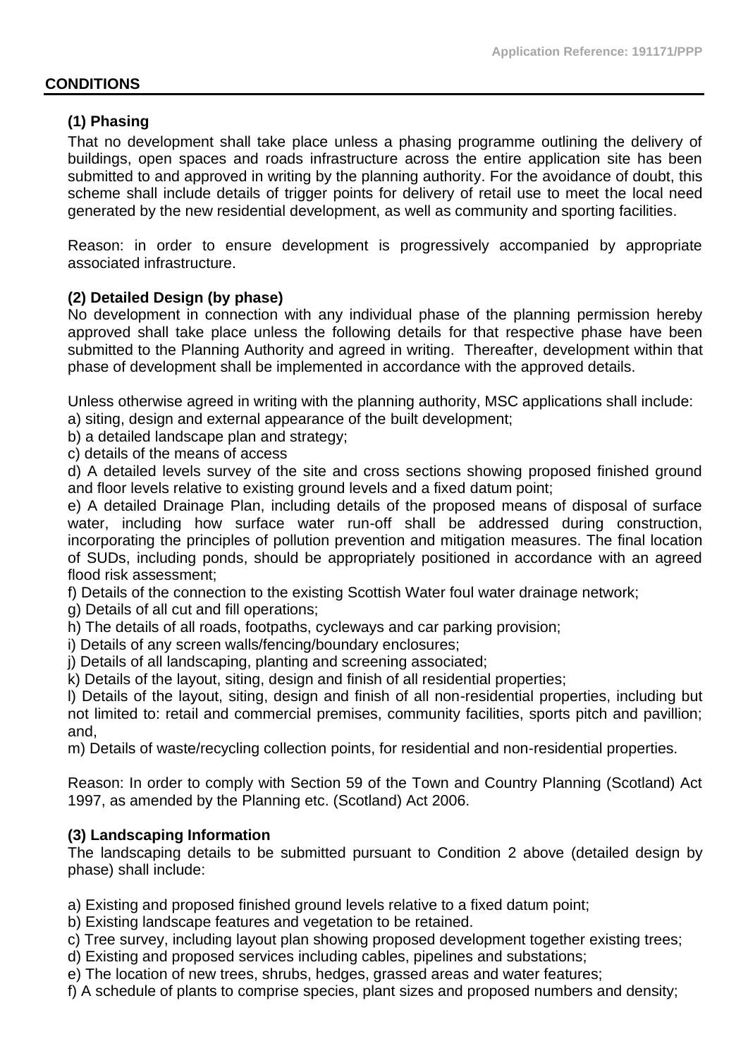## CONDITIONS

### (1) Phasing

That no development shall take place unless a phasing programme outlining the delivery of buildings, open spaces and roads infrastructure across the entire application site has been submitted to and approved in writing by the planning authority. For the avoidance of doubt, this scheme shall include details of trigger points for delivery of retail use to meet the local need generated by the new residential development, as well as community and sporting facilities.

Reason: in order to ensure development is progressively accompanied by appropriate associated infrastructure.

### (2) Detailed Design (by phase)

No development in connection with any individual phase of the planning permission hereby approved shall take place unless the following details for that respective phase have been submitted to the Planning Authority and agreed in writing. Thereafter, development within that phase of development shall be implemented in accordance with the approved details.

Unless otherwise agreed in writing with the planning authority, MSC applications shall include:

a) siting, design and external appearance of the built development;
b) a detailed landscape plan and strategy;
c) details of the means of access
d) A detailed levels survey of the site and cross sections showing proposed finished ground and floor levels relative to existing ground levels and a fixed datum point;
e) A detailed Drainage Plan, including details of the proposed means of disposal of surface water, including how surface water run-off shall be addressed during construction, incorporating the principles of pollution prevention and mitigation measures. The final location of SUDs, including ponds, should be appropriately positioned in accordance with an agreed flood risk assessment;
f) Details of the connection to the existing Scottish Water foul water drainage network;
g) Details of all cut and fill operations;
h) The details of all roads, footpaths, cycleways and car parking provision;
i) Details of any screen walls/fencing/boundary enclosures;
j) Details of all landscaping, planting and screening associated;
k) Details of the layout, siting, design and finish of all residential properties;
l) Details of the layout, siting, design and finish of all non-residential properties, including but not limited to: retail and commercial premises, community facilities, sports pitch and pavillion; and,
m) Details of waste/recycling collection points, for residential and non-residential properties.

Reason: In order to comply with Section 59 of the Town and Country Planning (Scotland) Act 1997, as amended by the Planning etc. (Scotland) Act 2006.

### (3) Landscaping Information

The landscaping details to be submitted pursuant to Condition 2 above (detailed design by phase) shall include:

a) Existing and proposed finished ground levels relative to a fixed datum point;
b) Existing landscape features and vegetation to be retained.
c) Tree survey, including layout plan showing proposed development together existing trees;
d) Existing and proposed services including cables, pipelines and substations;
e) The location of new trees, shrubs, hedges, grassed areas and water features;
f) A schedule of plants to comprise species, plant sizes and proposed numbers and density;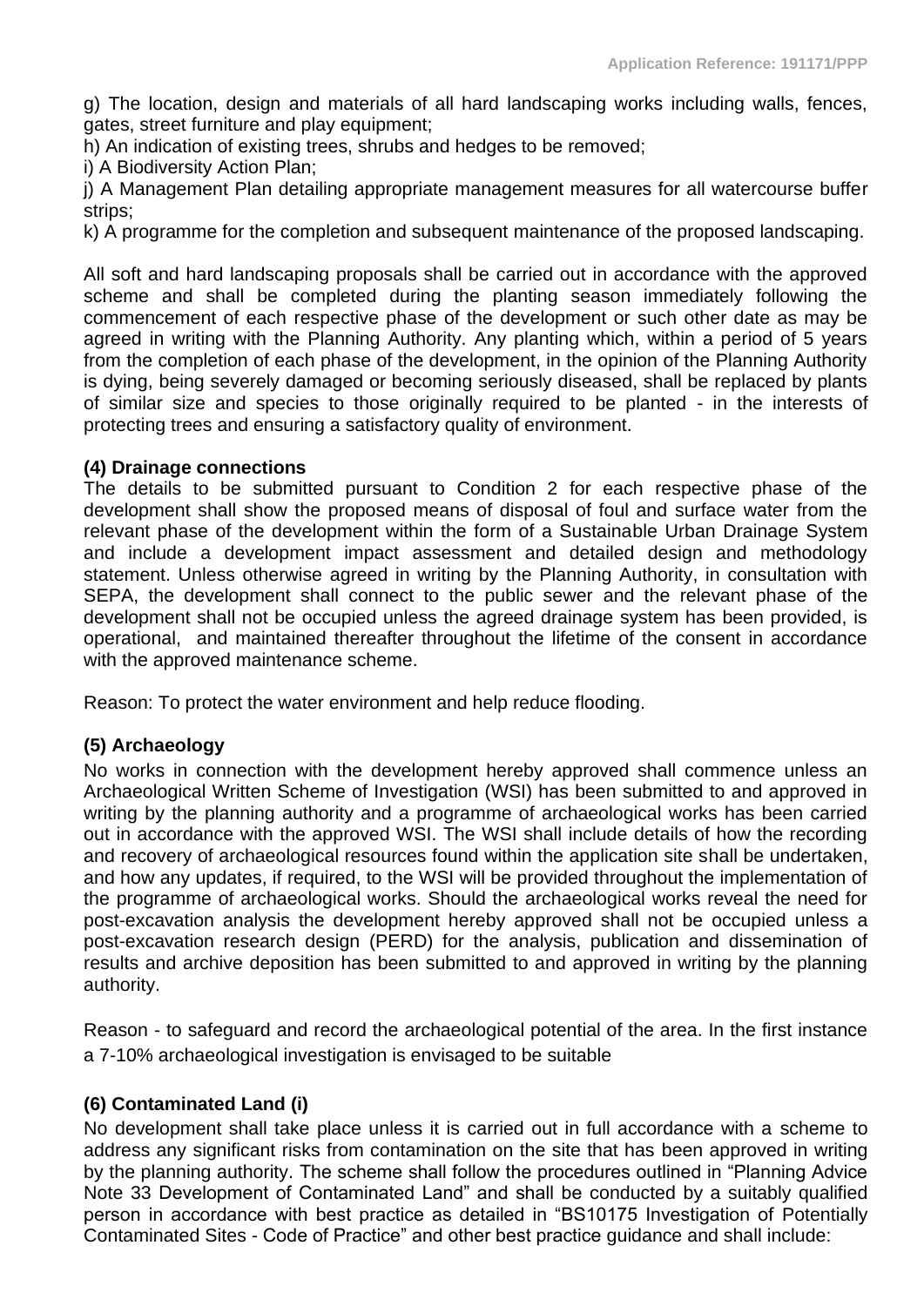g) The location, design and materials of all hard landscaping works including walls, fences, gates, street furniture and play equipment;

h) An indication of existing trees, shrubs and hedges to be removed;

i) A Biodiversity Action Plan;

j) A Management Plan detailing appropriate management measures for all watercourse buffer strips;

k) A programme for the completion and subsequent maintenance of the proposed landscaping.

All soft and hard landscaping proposals shall be carried out in accordance with the approved scheme and shall be completed during the planting season immediately following the commencement of each respective phase of the development or such other date as may be agreed in writing with the Planning Authority. Any planting which, within a period of 5 years from the completion of each phase of the development, in the opinion of the Planning Authority is dying, being severely damaged or becoming seriously diseased, shall be replaced by plants of similar size and species to those originally required to be planted - in the interests of protecting trees and ensuring a satisfactory quality of environment.

**(4) Drainage connections**

The details to be submitted pursuant to Condition 2 for each respective phase of the development shall show the proposed means of disposal of foul and surface water from the relevant phase of the development within the form of a Sustainable Urban Drainage System and include a development impact assessment and detailed design and methodology statement. Unless otherwise agreed in writing by the Planning Authority, in consultation with SEPA, the development shall connect to the public sewer and the relevant phase of the development shall not be occupied unless the agreed drainage system has been provided, is operational, and maintained thereafter throughout the lifetime of the consent in accordance with the approved maintenance scheme.

Reason: To protect the water environment and help reduce flooding.

**(5) Archaeology**

No works in connection with the development hereby approved shall commence unless an Archaeological Written Scheme of Investigation (WSI) has been submitted to and approved in writing by the planning authority and a programme of archaeological works has been carried out in accordance with the approved WSI. The WSI shall include details of how the recording and recovery of archaeological resources found within the application site shall be undertaken, and how any updates, if required, to the WSI will be provided throughout the implementation of the programme of archaeological works. Should the archaeological works reveal the need for post-excavation analysis the development hereby approved shall not be occupied unless a post-excavation research design (PERD) for the analysis, publication and dissemination of results and archive deposition has been submitted to and approved in writing by the planning authority.

Reason - to safeguard and record the archaeological potential of the area. In the first instance a 7-10% archaeological investigation is envisaged to be suitable

**(6) Contaminated Land (i)**

No development shall take place unless it is carried out in full accordance with a scheme to address any significant risks from contamination on the site that has been approved in writing by the planning authority. The scheme shall follow the procedures outlined in "Planning Advice Note 33 Development of Contaminated Land" and shall be conducted by a suitably qualified person in accordance with best practice as detailed in "BS10175 Investigation of Potentially Contaminated Sites - Code of Practice" and other best practice guidance and shall include: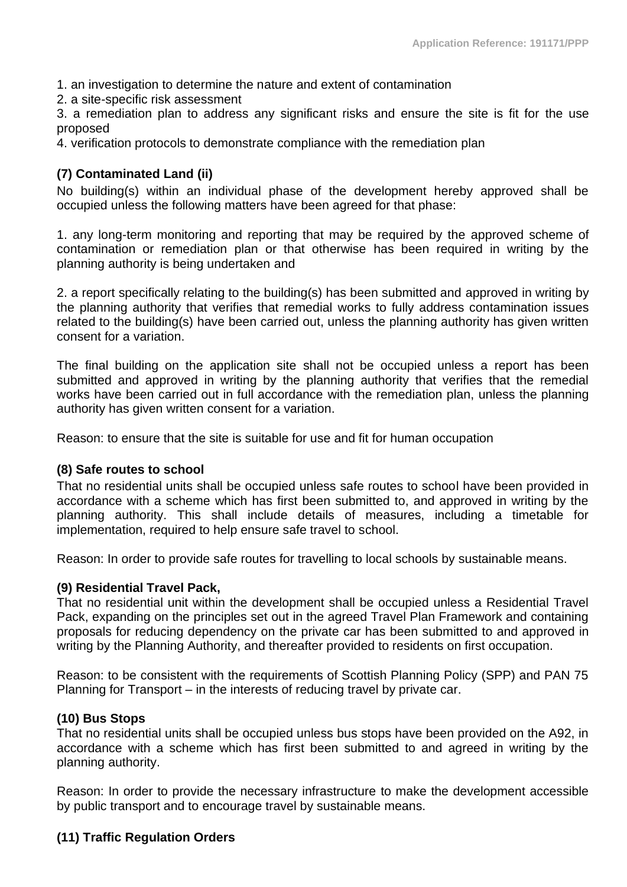1. an investigation to determine the nature and extent of contamination
2. a site-specific risk assessment
3. a remediation plan to address any significant risks and ensure the site is fit for the use proposed
4. verification protocols to demonstrate compliance with the remediation plan

**(7) Contaminated Land (ii)**

No building(s) within an individual phase of the development hereby approved shall be occupied unless the following matters have been agreed for that phase:

1. any long-term monitoring and reporting that may be required by the approved scheme of contamination or remediation plan or that otherwise has been required in writing by the planning authority is being undertaken and

2. a report specifically relating to the building(s) has been submitted and approved in writing by the planning authority that verifies that remedial works to fully address contamination issues related to the building(s) have been carried out, unless the planning authority has given written consent for a variation.

The final building on the application site shall not be occupied unless a report has been submitted and approved in writing by the planning authority that verifies that the remedial works have been carried out in full accordance with the remediation plan, unless the planning authority has given written consent for a variation.

Reason: to ensure that the site is suitable for use and fit for human occupation

**(8) Safe routes to school**

That no residential units shall be occupied unless safe routes to school have been provided in accordance with a scheme which has first been submitted to, and approved in writing by the planning authority. This shall include details of measures, including a timetable for implementation, required to help ensure safe travel to school.

Reason: In order to provide safe routes for travelling to local schools by sustainable means.

**(9) Residential Travel Pack,**

That no residential unit within the development shall be occupied unless a Residential Travel Pack, expanding on the principles set out in the agreed Travel Plan Framework and containing proposals for reducing dependency on the private car has been submitted to and approved in writing by the Planning Authority, and thereafter provided to residents on first occupation.

Reason: to be consistent with the requirements of Scottish Planning Policy (SPP) and PAN 75 Planning for Transport – in the interests of reducing travel by private car.

**(10) Bus Stops**

That no residential units shall be occupied unless bus stops have been provided on the A92, in accordance with a scheme which has first been submitted to and agreed in writing by the planning authority.

Reason: In order to provide the necessary infrastructure to make the development accessible by public transport and to encourage travel by sustainable means.

**(11) Traffic Regulation Orders**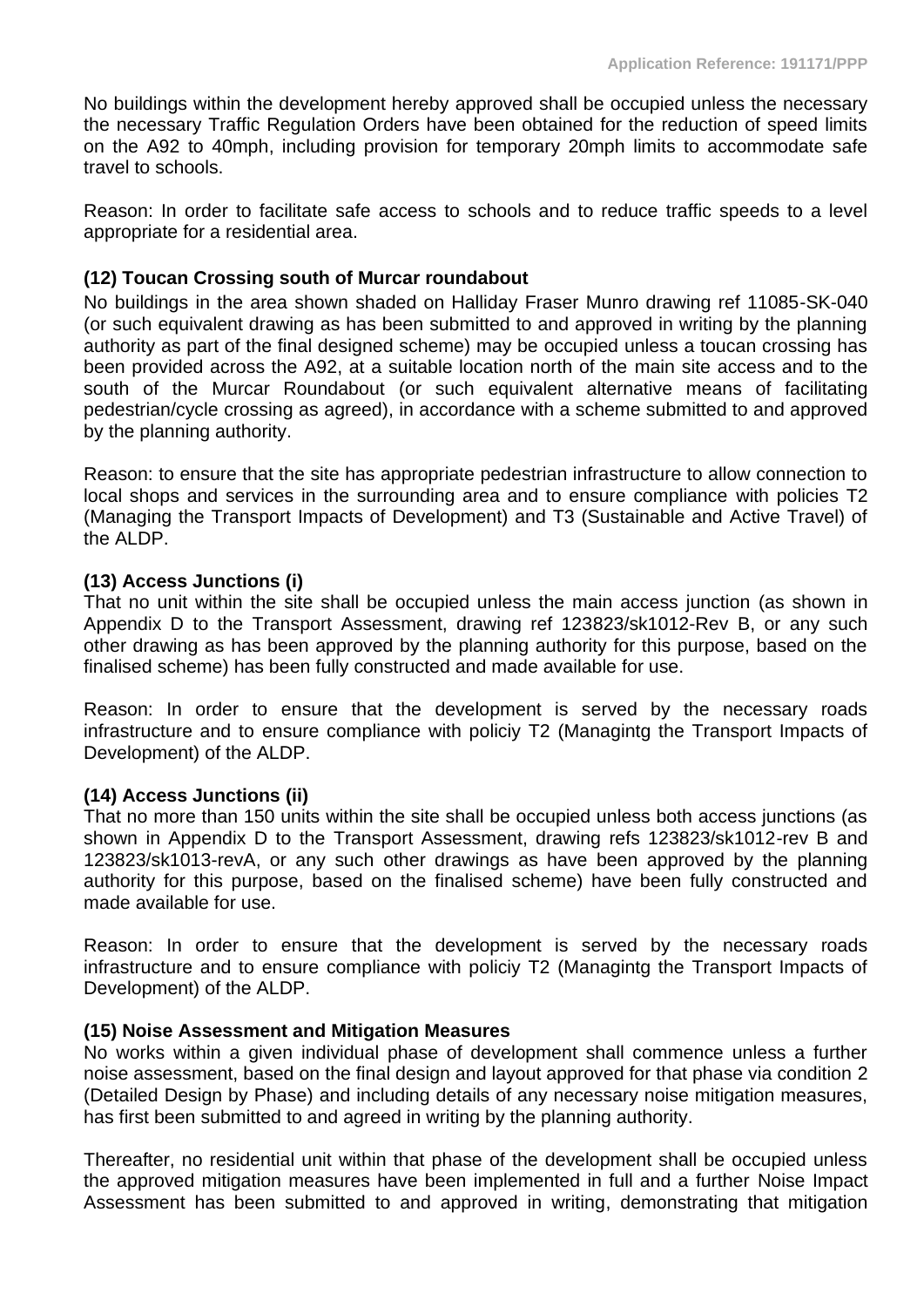No buildings within the development hereby approved shall be occupied unless the necessary the necessary Traffic Regulation Orders have been obtained for the reduction of speed limits on the A92 to 40mph, including provision for temporary 20mph limits to accommodate safe travel to schools.

Reason: In order to facilitate safe access to schools and to reduce traffic speeds to a level appropriate for a residential area.

**(12) Toucan Crossing south of Murcar roundabout**

No buildings in the area shown shaded on Halliday Fraser Munro drawing ref 11085-SK-040 (or such equivalent drawing as has been submitted to and approved in writing by the planning authority as part of the final designed scheme) may be occupied unless a toucan crossing has been provided across the A92, at a suitable location north of the main site access and to the south of the Murcar Roundabout (or such equivalent alternative means of facilitating pedestrian/cycle crossing as agreed), in accordance with a scheme submitted to and approved by the planning authority.

Reason: to ensure that the site has appropriate pedestrian infrastructure to allow connection to local shops and services in the surrounding area and to ensure compliance with policies T2 (Managing the Transport Impacts of Development) and T3 (Sustainable and Active Travel) of the ALDP.

**(13) Access Junctions (i)**

That no unit within the site shall be occupied unless the main access junction (as shown in Appendix D to the Transport Assessment, drawing ref 123823/sk1012-Rev B, or any such other drawing as has been approved by the planning authority for this purpose, based on the finalised scheme) has been fully constructed and made available for use.

Reason: In order to ensure that the development is served by the necessary roads infrastructure and to ensure compliance with policiy T2 (Managintg the Transport Impacts of Development) of the ALDP.

**(14) Access Junctions (ii)**

That no more than 150 units within the site shall be occupied unless both access junctions (as shown in Appendix D to the Transport Assessment, drawing refs 123823/sk1012-rev B and 123823/sk1013-revA, or any such other drawings as have been approved by the planning authority for this purpose, based on the finalised scheme) have been fully constructed and made available for use.

Reason: In order to ensure that the development is served by the necessary roads infrastructure and to ensure compliance with policiy T2 (Managintg the Transport Impacts of Development) of the ALDP.

**(15) Noise Assessment and Mitigation Measures**

No works within a given individual phase of development shall commence unless a further noise assessment, based on the final design and layout approved for that phase via condition 2 (Detailed Design by Phase) and including details of any necessary noise mitigation measures, has first been submitted to and agreed in writing by the planning authority.

Thereafter, no residential unit within that phase of the development shall be occupied unless the approved mitigation measures have been implemented in full and a further Noise Impact Assessment has been submitted to and approved in writing, demonstrating that mitigation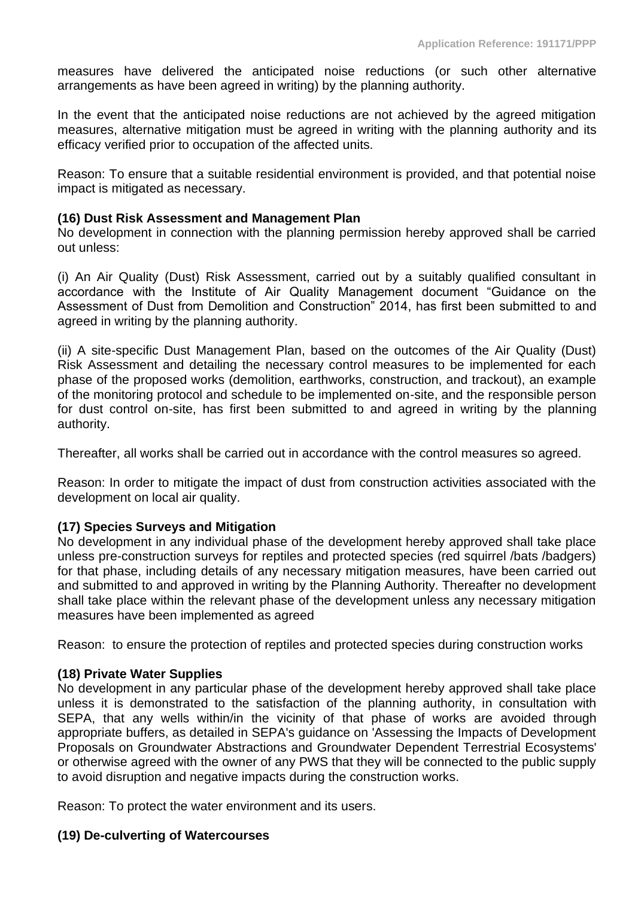measures have delivered the anticipated noise reductions (or such other alternative arrangements as have been agreed in writing) by the planning authority.

In the event that the anticipated noise reductions are not achieved by the agreed mitigation measures, alternative mitigation must be agreed in writing with the planning authority and its efficacy verified prior to occupation of the affected units.

Reason: To ensure that a suitable residential environment is provided, and that potential noise impact is mitigated as necessary.

**(16) Dust Risk Assessment and Management Plan**

No development in connection with the planning permission hereby approved shall be carried out unless:

(i) An Air Quality (Dust) Risk Assessment, carried out by a suitably qualified consultant in accordance with the Institute of Air Quality Management document "Guidance on the Assessment of Dust from Demolition and Construction" 2014, has first been submitted to and agreed in writing by the planning authority.

(ii) A site-specific Dust Management Plan, based on the outcomes of the Air Quality (Dust) Risk Assessment and detailing the necessary control measures to be implemented for each phase of the proposed works (demolition, earthworks, construction, and trackout), an example of the monitoring protocol and schedule to be implemented on-site, and the responsible person for dust control on-site, has first been submitted to and agreed in writing by the planning authority.

Thereafter, all works shall be carried out in accordance with the control measures so agreed.

Reason: In order to mitigate the impact of dust from construction activities associated with the development on local air quality.

**(17) Species Surveys and Mitigation**

No development in any individual phase of the development hereby approved shall take place unless pre-construction surveys for reptiles and protected species (red squirrel /bats /badgers) for that phase, including details of any necessary mitigation measures, have been carried out and submitted to and approved in writing by the Planning Authority. Thereafter no development shall take place within the relevant phase of the development unless any necessary mitigation measures have been implemented as agreed

Reason: to ensure the protection of reptiles and protected species during construction works

**(18) Private Water Supplies**

No development in any particular phase of the development hereby approved shall take place unless it is demonstrated to the satisfaction of the planning authority, in consultation with SEPA, that any wells within/in the vicinity of that phase of works are avoided through appropriate buffers, as detailed in SEPA's guidance on 'Assessing the Impacts of Development Proposals on Groundwater Abstractions and Groundwater Dependent Terrestrial Ecosystems' or otherwise agreed with the owner of any PWS that they will be connected to the public supply to avoid disruption and negative impacts during the construction works.

Reason: To protect the water environment and its users.

**(19) De-culverting of Watercourses**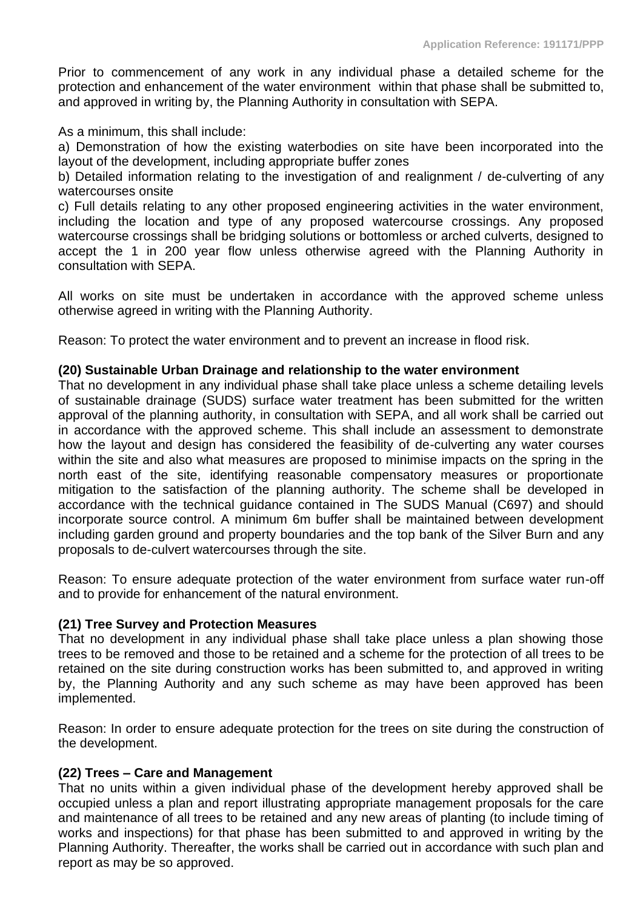Prior to commencement of any work in any individual phase a detailed scheme for the protection and enhancement of the water environment within that phase shall be submitted to, and approved in writing by, the Planning Authority in consultation with SEPA.

As a minimum, this shall include:

a) Demonstration of how the existing waterbodies on site have been incorporated into the layout of the development, including appropriate buffer zones

b) Detailed information relating to the investigation of and realignment / de-culverting of any watercourses onsite

c) Full details relating to any other proposed engineering activities in the water environment, including the location and type of any proposed watercourse crossings. Any proposed watercourse crossings shall be bridging solutions or bottomless or arched culverts, designed to accept the 1 in 200 year flow unless otherwise agreed with the Planning Authority in consultation with SEPA.

All works on site must be undertaken in accordance with the approved scheme unless otherwise agreed in writing with the Planning Authority.

Reason: To protect the water environment and to prevent an increase in flood risk.

**(20) Sustainable Urban Drainage and relationship to the water environment**

That no development in any individual phase shall take place unless a scheme detailing levels of sustainable drainage (SUDS) surface water treatment has been submitted for the written approval of the planning authority, in consultation with SEPA, and all work shall be carried out in accordance with the approved scheme. This shall include an assessment to demonstrate how the layout and design has considered the feasibility of de-culverting any water courses within the site and also what measures are proposed to minimise impacts on the spring in the north east of the site, identifying reasonable compensatory measures or proportionate mitigation to the satisfaction of the planning authority. The scheme shall be developed in accordance with the technical guidance contained in The SUDS Manual (C697) and should incorporate source control. A minimum 6m buffer shall be maintained between development including garden ground and property boundaries and the top bank of the Silver Burn and any proposals to de-culvert watercourses through the site.

Reason: To ensure adequate protection of the water environment from surface water run-off and to provide for enhancement of the natural environment.

**(21) Tree Survey and Protection Measures**

That no development in any individual phase shall take place unless a plan showing those trees to be removed and those to be retained and a scheme for the protection of all trees to be retained on the site during construction works has been submitted to, and approved in writing by, the Planning Authority and any such scheme as may have been approved has been implemented.

Reason: In order to ensure adequate protection for the trees on site during the construction of the development.

**(22) Trees – Care and Management**

That no units within a given individual phase of the development hereby approved shall be occupied unless a plan and report illustrating appropriate management proposals for the care and maintenance of all trees to be retained and any new areas of planting (to include timing of works and inspections) for that phase has been submitted to and approved in writing by the Planning Authority. Thereafter, the works shall be carried out in accordance with such plan and report as may be so approved.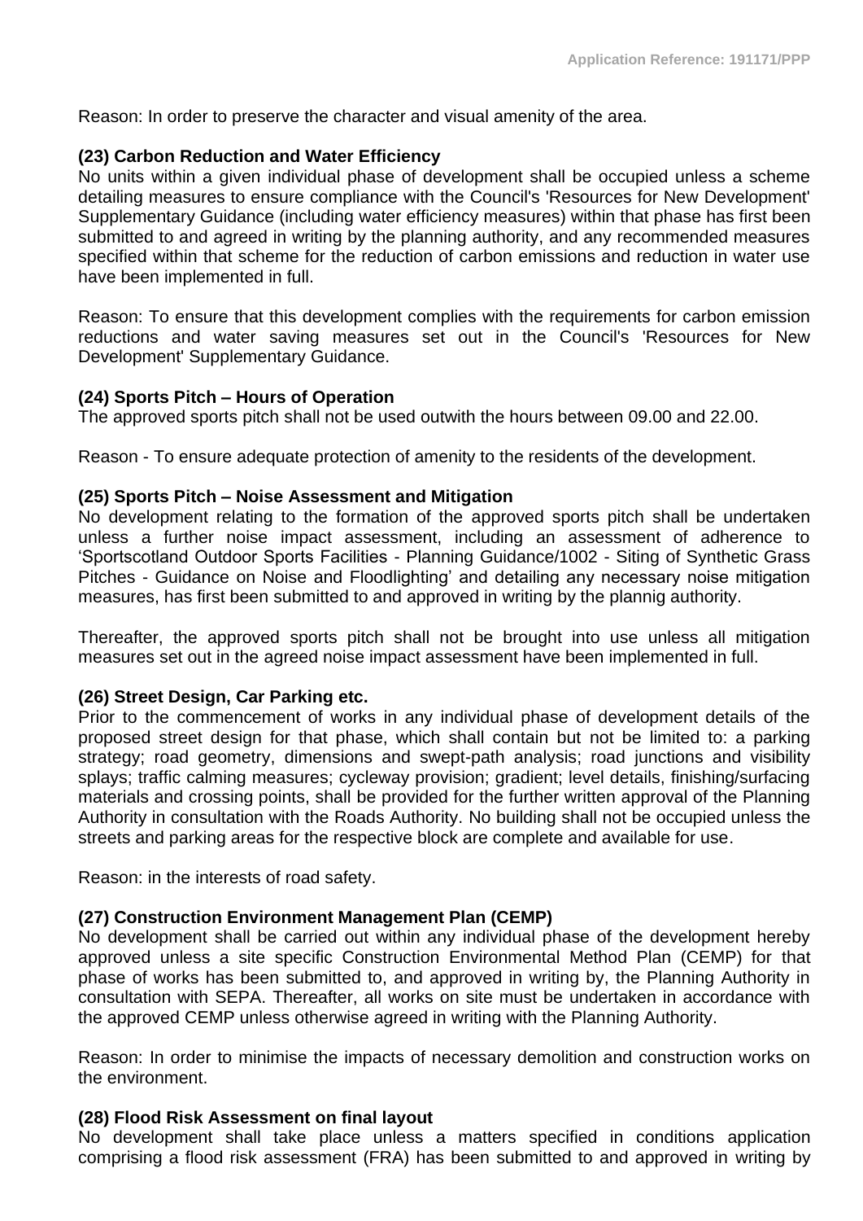Reason: In order to preserve the character and visual amenity of the area.

**(23) Carbon Reduction and Water Efficiency**

No units within a given individual phase of development shall be occupied unless a scheme detailing measures to ensure compliance with the Council's 'Resources for New Development' Supplementary Guidance (including water efficiency measures) within that phase has first been submitted to and agreed in writing by the planning authority, and any recommended measures specified within that scheme for the reduction of carbon emissions and reduction in water use have been implemented in full.

Reason: To ensure that this development complies with the requirements for carbon emission reductions and water saving measures set out in the Council's 'Resources for New Development' Supplementary Guidance.

**(24) Sports Pitch – Hours of Operation**

The approved sports pitch shall not be used outwith the hours between 09.00 and 22.00.

Reason - To ensure adequate protection of amenity to the residents of the development.

**(25) Sports Pitch – Noise Assessment and Mitigation**

No development relating to the formation of the approved sports pitch shall be undertaken unless a further noise impact assessment, including an assessment of adherence to 'Sportscotland Outdoor Sports Facilities - Planning Guidance/1002 - Siting of Synthetic Grass Pitches - Guidance on Noise and Floodlighting' and detailing any necessary noise mitigation measures, has first been submitted to and approved in writing by the plannig authority.

Thereafter, the approved sports pitch shall not be brought into use unless all mitigation measures set out in the agreed noise impact assessment have been implemented in full.

**(26) Street Design, Car Parking etc.**

Prior to the commencement of works in any individual phase of development details of the proposed street design for that phase, which shall contain but not be limited to: a parking strategy; road geometry, dimensions and swept-path analysis; road junctions and visibility splays; traffic calming measures; cycleway provision; gradient; level details, finishing/surfacing materials and crossing points, shall be provided for the further written approval of the Planning Authority in consultation with the Roads Authority. No building shall not be occupied unless the streets and parking areas for the respective block are complete and available for use.

Reason: in the interests of road safety.

**(27) Construction Environment Management Plan (CEMP)**

No development shall be carried out within any individual phase of the development hereby approved unless a site specific Construction Environmental Method Plan (CEMP) for that phase of works has been submitted to, and approved in writing by, the Planning Authority in consultation with SEPA. Thereafter, all works on site must be undertaken in accordance with the approved CEMP unless otherwise agreed in writing with the Planning Authority.

Reason: In order to minimise the impacts of necessary demolition and construction works on the environment.

**(28) Flood Risk Assessment on final layout**

No development shall take place unless a matters specified in conditions application comprising a flood risk assessment (FRA) has been submitted to and approved in writing by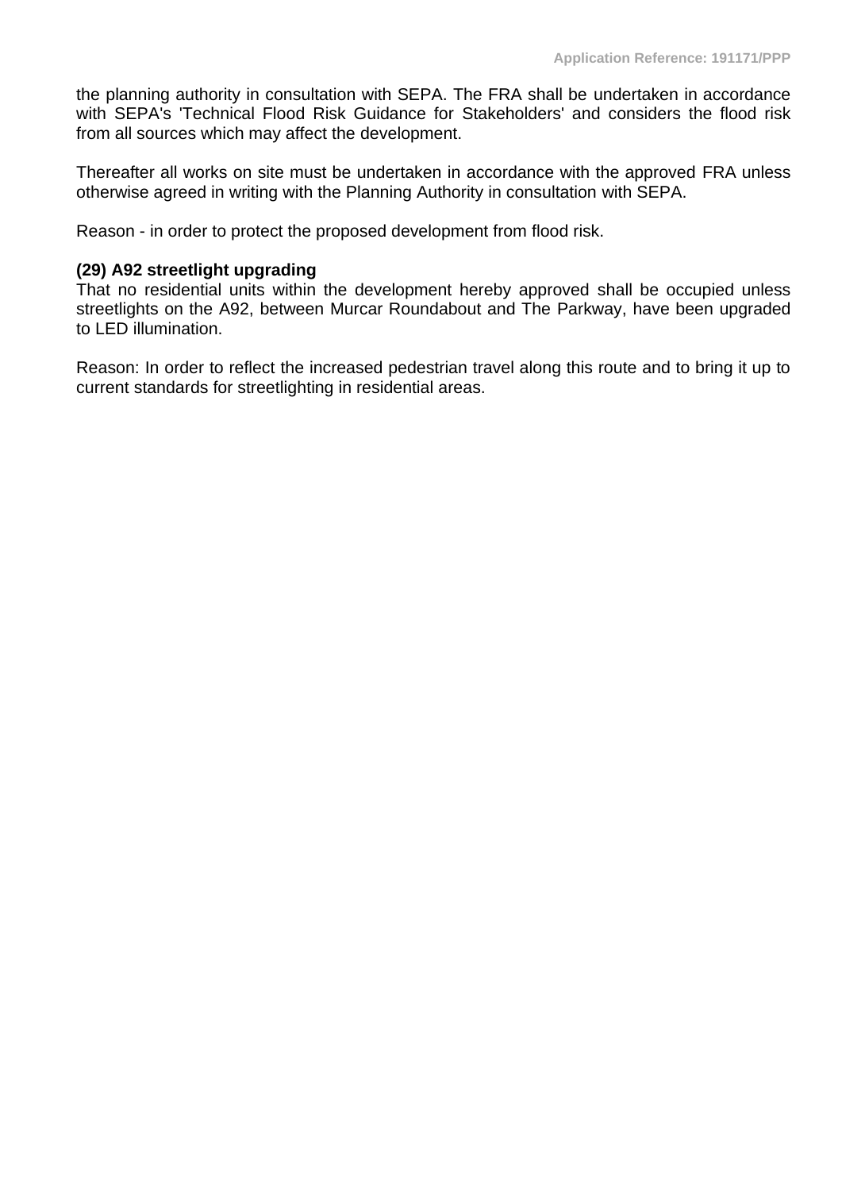the planning authority in consultation with SEPA. The FRA shall be undertaken in accordance with SEPA's 'Technical Flood Risk Guidance for Stakeholders' and considers the flood risk from all sources which may affect the development.

Thereafter all works on site must be undertaken in accordance with the approved FRA unless otherwise agreed in writing with the Planning Authority in consultation with SEPA.

Reason - in order to protect the proposed development from flood risk.

**(29) A92 streetlight upgrading**

That no residential units within the development hereby approved shall be occupied unless streetlights on the A92, between Murcar Roundabout and The Parkway, have been upgraded to LED illumination.

Reason: In order to reflect the increased pedestrian travel along this route and to bring it up to current standards for streetlighting in residential areas.